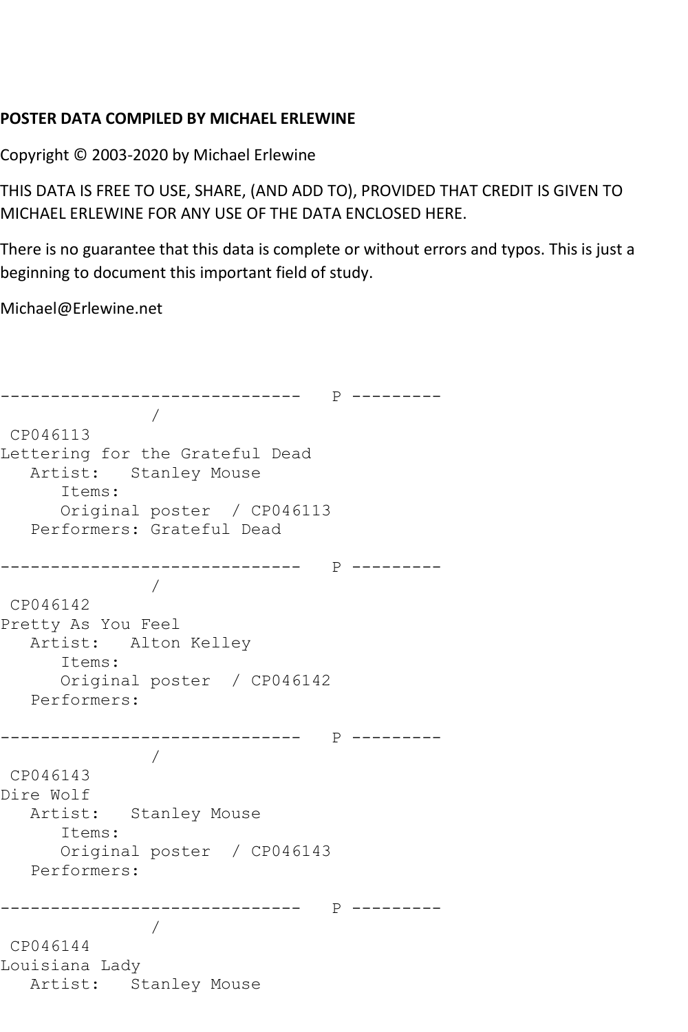**POSTER DATA COMPILED BY MICHAEL ERLEWINE**

Copyright © 2003-2020 by Michael Erlewine

THIS DATA IS FREE TO USE, SHARE, (AND ADD TO), PROVIDED THAT CREDIT IS GIVEN TO MICHAEL ERLEWINE FOR ANY USE OF THE DATA ENCLOSED HERE.

There is no guarantee that this data is complete or without errors and typos. This is just a beginning to document this important field of study.

Michael@Erlewine.net

```
------------------------------   P ---------
               /
 CP046113
Lettering for the Grateful Dead
   Artist:   Stanley Mouse
      Items:
      Original poster  / CP046113
   Performers: Grateful Dead

------------------------------   P ---------
               /
 CP046142
Pretty As You Feel
   Artist:   Alton Kelley
      Items:
      Original poster  / CP046142
   Performers:

------------------------------   P ---------
               /
 CP046143
Dire Wolf
   Artist:   Stanley Mouse
      Items:
      Original poster  / CP046143
   Performers:

------------------------------   P ---------
               /
 CP046144
Louisiana Lady
   Artist:   Stanley Mouse
```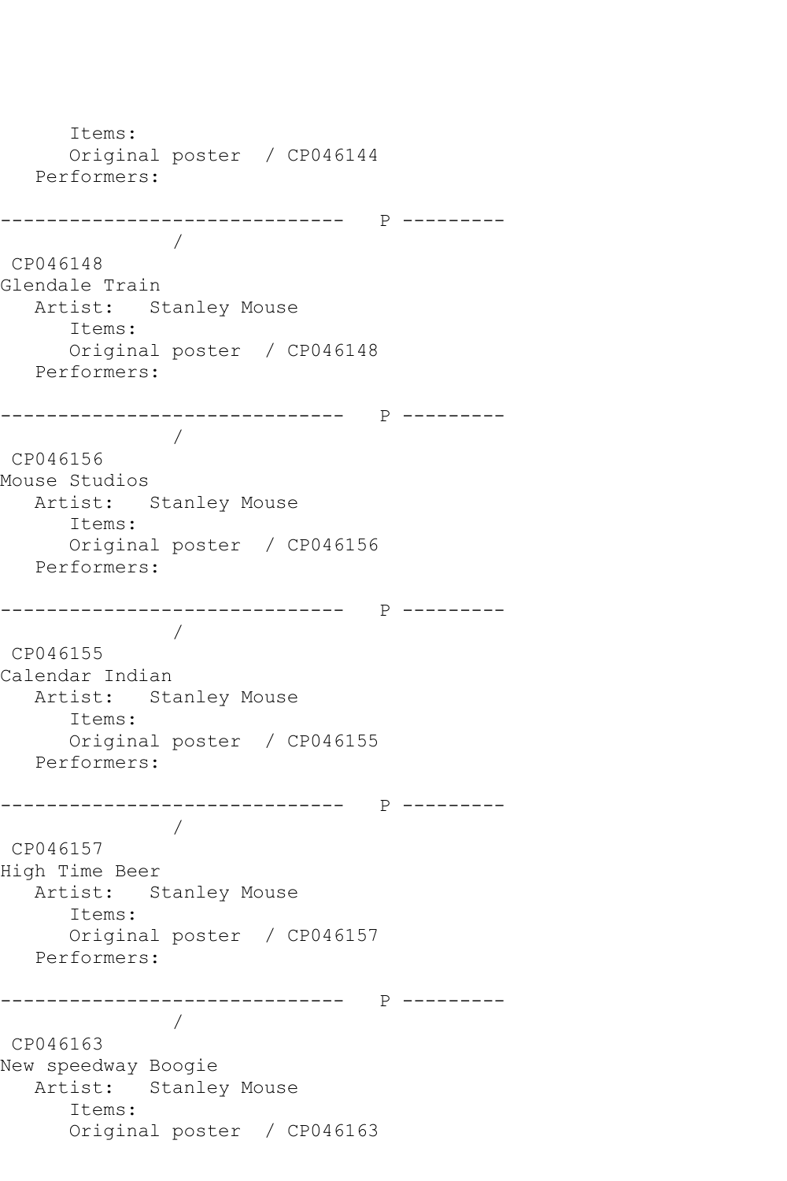Items:
      Original poster  / CP046144
   Performers:

------------------------------   P ---------
               /
 CP046148
Glendale Train
   Artist:   Stanley Mouse
      Items:
      Original poster  / CP046148
   Performers:

------------------------------   P ---------
               /
 CP046156
Mouse Studios
   Artist:   Stanley Mouse
      Items:
      Original poster  / CP046156
   Performers:

------------------------------   P ---------
               /
 CP046155
Calendar Indian
   Artist:   Stanley Mouse
      Items:
      Original poster  / CP046155
   Performers:

------------------------------   P ---------
               /
 CP046157
High Time Beer
   Artist:   Stanley Mouse
      Items:
      Original poster  / CP046157
   Performers:

------------------------------   P ---------
               /
 CP046163
New speedway Boogie
   Artist:   Stanley Mouse
      Items:
      Original poster  / CP046163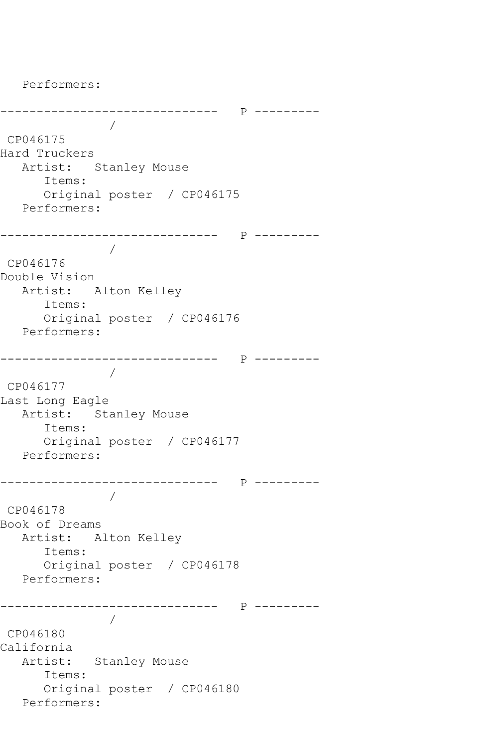Performers:

```
------------------------------   P ---------
               /
 CP046175
Hard Truckers
   Artist:   Stanley Mouse
      Items:
      Original poster  / CP046175
   Performers:

------------------------------   P ---------
               /
 CP046176
Double Vision
   Artist:   Alton Kelley
      Items:
      Original poster  / CP046176
   Performers:

------------------------------   P ---------
               /
 CP046177
Last Long Eagle
   Artist:   Stanley Mouse
      Items:
      Original poster  / CP046177
   Performers:

------------------------------   P ---------
               /
 CP046178
Book of Dreams
   Artist:   Alton Kelley
      Items:
      Original poster  / CP046178
   Performers:

------------------------------   P ---------
               /
 CP046180
California
   Artist:   Stanley Mouse
      Items:
      Original poster  / CP046180
   Performers:
```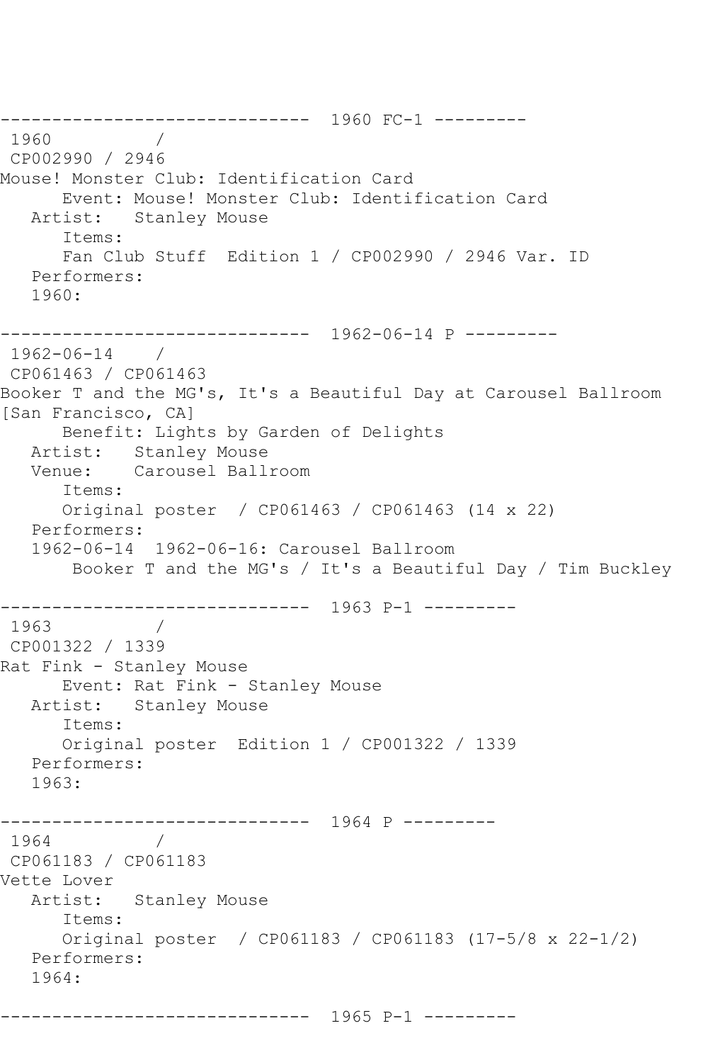------------------------------  1960 FC-1 ---------
 1960           /
 CP002990 / 2946
Mouse! Monster Club: Identification Card
      Event: Mouse! Monster Club: Identification Card
   Artist:   Stanley Mouse
      Items:
      Fan Club Stuff  Edition 1 / CP002990 / 2946 Var. ID
   Performers:
   1960:

------------------------------  1962-06-14 P ---------
 1962-06-14    /
 CP061463 / CP061463
Booker T and the MG's, It's a Beautiful Day at Carousel Ballroom [San Francisco, CA]
      Benefit: Lights by Garden of Delights
   Artist:   Stanley Mouse
   Venue:    Carousel Ballroom
      Items:
      Original poster  / CP061463 / CP061463 (14 x 22)
   Performers:
   1962-06-14  1962-06-16: Carousel Ballroom
       Booker T and the MG's / It's a Beautiful Day / Tim Buckley

------------------------------  1963 P-1 ---------
 1963           /
 CP001322 / 1339
Rat Fink - Stanley Mouse
      Event: Rat Fink - Stanley Mouse
   Artist:   Stanley Mouse
      Items:
      Original poster  Edition 1 / CP001322 / 1339
   Performers:
   1963:

------------------------------  1964 P ---------
 1964           /
 CP061183 / CP061183
Vette Lover
   Artist:   Stanley Mouse
      Items:
      Original poster  / CP061183 / CP061183 (17-5/8 x 22-1/2)
   Performers:
   1964:

------------------------------  1965 P-1 ---------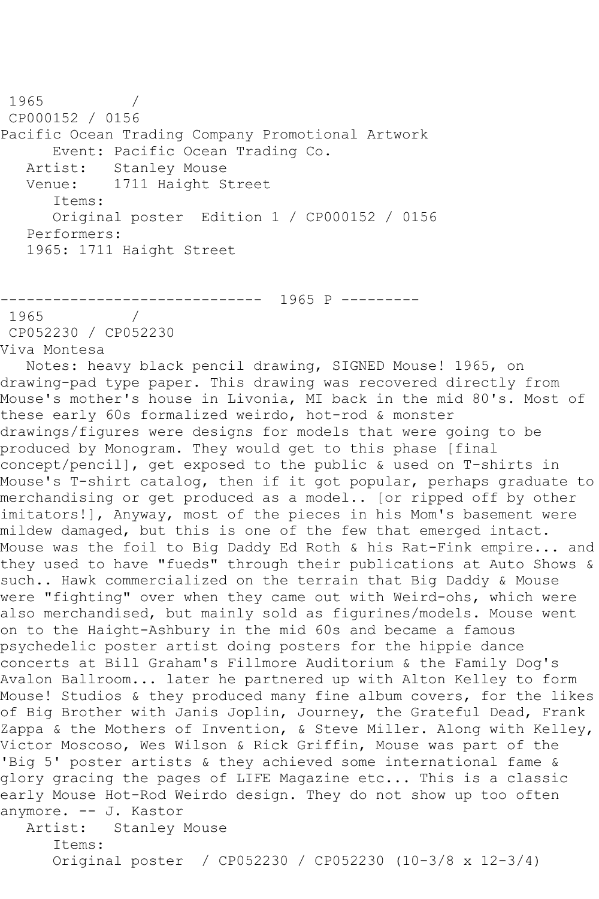1965 /
CP000152 / 0156
Pacific Ocean Trading Company Promotional Artwork
Event: Pacific Ocean Trading Co.
Artist: Stanley Mouse
Venue: 1711 Haight Street
Items:
Original poster Edition 1 / CP000152 / 0156
Performers:
1965: 1711 Haight Street

------------------------------ 1965 P ---------

1965 /
CP052230 / CP052230
Viva Montesa
Notes: heavy black pencil drawing, SIGNED Mouse! 1965, on drawing-pad type paper. This drawing was recovered directly from Mouse's mother's house in Livonia, MI back in the mid 80's. Most of these early 60s formalized weirdo, hot-rod & monster drawings/figures were designs for models that were going to be produced by Monogram. They would get to this phase [final concept/pencil], get exposed to the public & used on T-shirts in Mouse's T-shirt catalog, then if it got popular, perhaps graduate to merchandising or get produced as a model.. [or ripped off by other imitators!], Anyway, most of the pieces in his Mom's basement were mildew damaged, but this is one of the few that emerged intact. Mouse was the foil to Big Daddy Ed Roth & his Rat-Fink empire... and they used to have "fueds" through their publications at Auto Shows & such.. Hawk commercialized on the terrain that Big Daddy & Mouse were "fighting" over when they came out with Weird-ohs, which were also merchandised, but mainly sold as figurines/models. Mouse went on to the Haight-Ashbury in the mid 60s and became a famous psychedelic poster artist doing posters for the hippie dance concerts at Bill Graham's Fillmore Auditorium & the Family Dog's Avalon Ballroom... later he partnered up with Alton Kelley to form Mouse! Studios & they produced many fine album covers, for the likes of Big Brother with Janis Joplin, Journey, the Grateful Dead, Frank Zappa & the Mothers of Invention, & Steve Miller. Along with Kelley, Victor Moscoso, Wes Wilson & Rick Griffin, Mouse was part of the 'Big 5' poster artists & they achieved some international fame & glory gracing the pages of LIFE Magazine etc... This is a classic early Mouse Hot-Rod Weirdo design. They do not show up too often anymore. -- J. Kastor
Artist: Stanley Mouse
Items:
Original poster / CP052230 / CP052230 (10-3/8 x 12-3/4)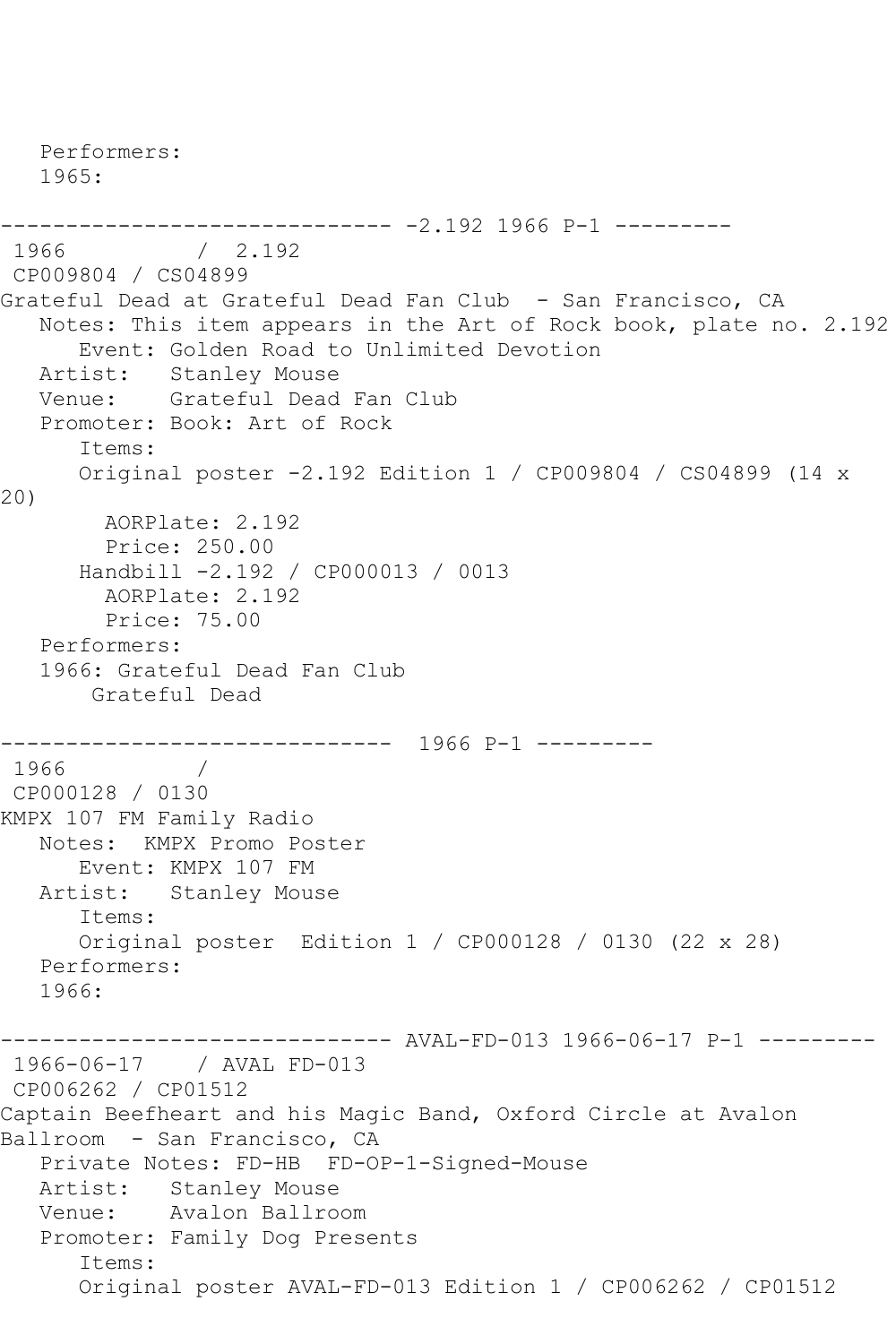Performers:
1965:

------------------------------ -2.192 1966 P-1 ---------

1966 / 2.192
CP009804 / CS04899
Grateful Dead at Grateful Dead Fan Club - San Francisco, CA
Notes: This item appears in the Art of Rock book, plate no. 2.192
Event: Golden Road to Unlimited Devotion
Artist: Stanley Mouse
Venue: Grateful Dead Fan Club
Promoter: Book: Art of Rock
Items:
Original poster -2.192 Edition 1 / CP009804 / CS04899 (14 x 20)
AORPlate: 2.192
Price: 250.00
Handbill -2.192 / CP000013 / 0013
AORPlate: 2.192
Price: 75.00
Performers:
1966: Grateful Dead Fan Club
Grateful Dead

------------------------------ 1966 P-1 ---------

1966 /
CP000128 / 0130
KMPX 107 FM Family Radio
Notes: KMPX Promo Poster
Event: KMPX 107 FM
Artist: Stanley Mouse
Items:
Original poster Edition 1 / CP000128 / 0130 (22 x 28)
Performers:
1966:

------------------------------ AVAL-FD-013 1966-06-17 P-1 ---------

1966-06-17 / AVAL FD-013
CP006262 / CP01512
Captain Beefheart and his Magic Band, Oxford Circle at Avalon Ballroom - San Francisco, CA
Private Notes: FD-HB FD-OP-1-Signed-Mouse
Artist: Stanley Mouse
Venue: Avalon Ballroom
Promoter: Family Dog Presents
Items:
Original poster AVAL-FD-013 Edition 1 / CP006262 / CP01512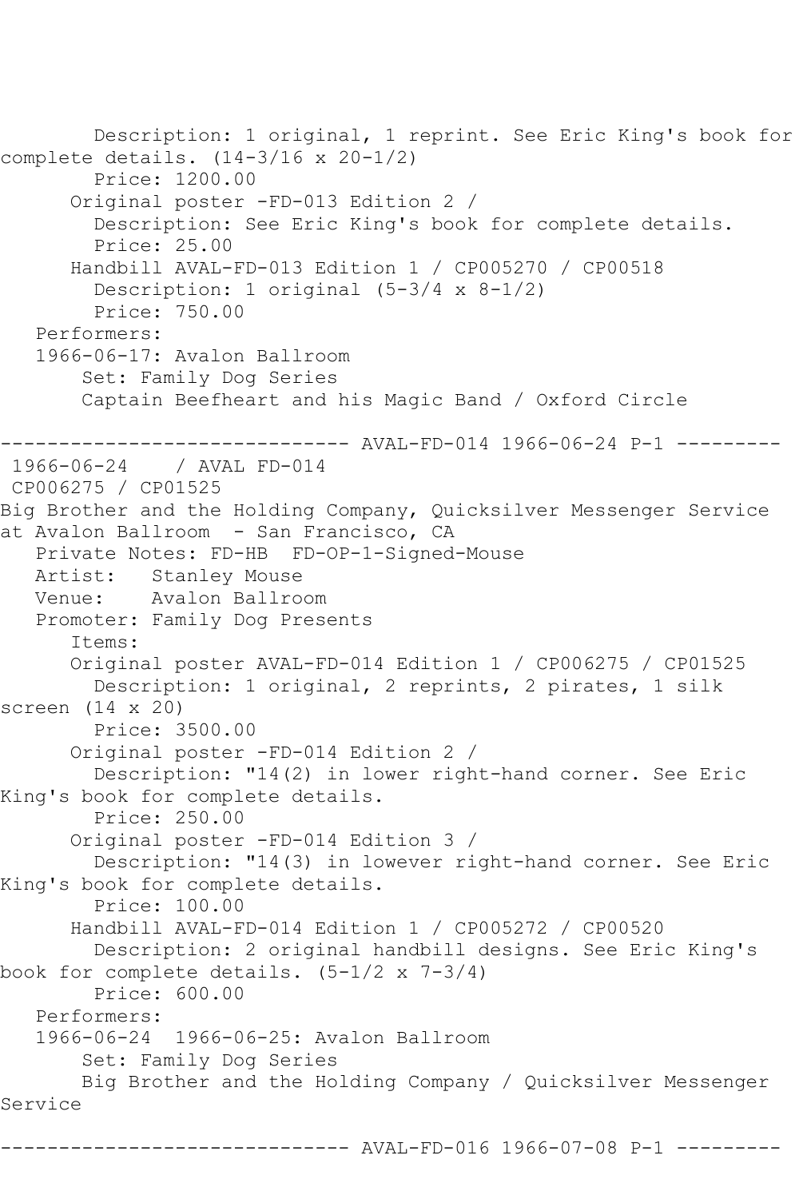Description: 1 original, 1 reprint. See Eric King's book for complete details. (14-3/16 x 20-1/2)
Price: 1200.00
Original poster -FD-013 Edition 2 /
Description: See Eric King's book for complete details.
Price: 25.00
Handbill AVAL-FD-013 Edition 1 / CP005270 / CP00518
Description: 1 original (5-3/4 x 8-1/2)
Price: 750.00
Performers:
1966-06-17: Avalon Ballroom
Set: Family Dog Series
Captain Beefheart and his Magic Band / Oxford Circle

------------------------------ AVAL-FD-014 1966-06-24 P-1 ---------

1966-06-24 / AVAL FD-014
CP006275 / CP01525
Big Brother and the Holding Company, Quicksilver Messenger Service at Avalon Ballroom - San Francisco, CA
Private Notes: FD-HB FD-OP-1-Signed-Mouse
Artist: Stanley Mouse
Venue: Avalon Ballroom
Promoter: Family Dog Presents
Items:
Original poster AVAL-FD-014 Edition 1 / CP006275 / CP01525
Description: 1 original, 2 reprints, 2 pirates, 1 silk screen (14 x 20)
Price: 3500.00
Original poster -FD-014 Edition 2 /
Description: "14(2) in lower right-hand corner. See Eric King's book for complete details.
Price: 250.00
Original poster -FD-014 Edition 3 /
Description: "14(3) in lowever right-hand corner. See Eric King's book for complete details.
Price: 100.00
Handbill AVAL-FD-014 Edition 1 / CP005272 / CP00520
Description: 2 original handbill designs. See Eric King's book for complete details. (5-1/2 x 7-3/4)
Price: 600.00
Performers:
1966-06-24 1966-06-25: Avalon Ballroom
Set: Family Dog Series
Big Brother and the Holding Company / Quicksilver Messenger Service

------------------------------ AVAL-FD-016 1966-07-08 P-1 ---------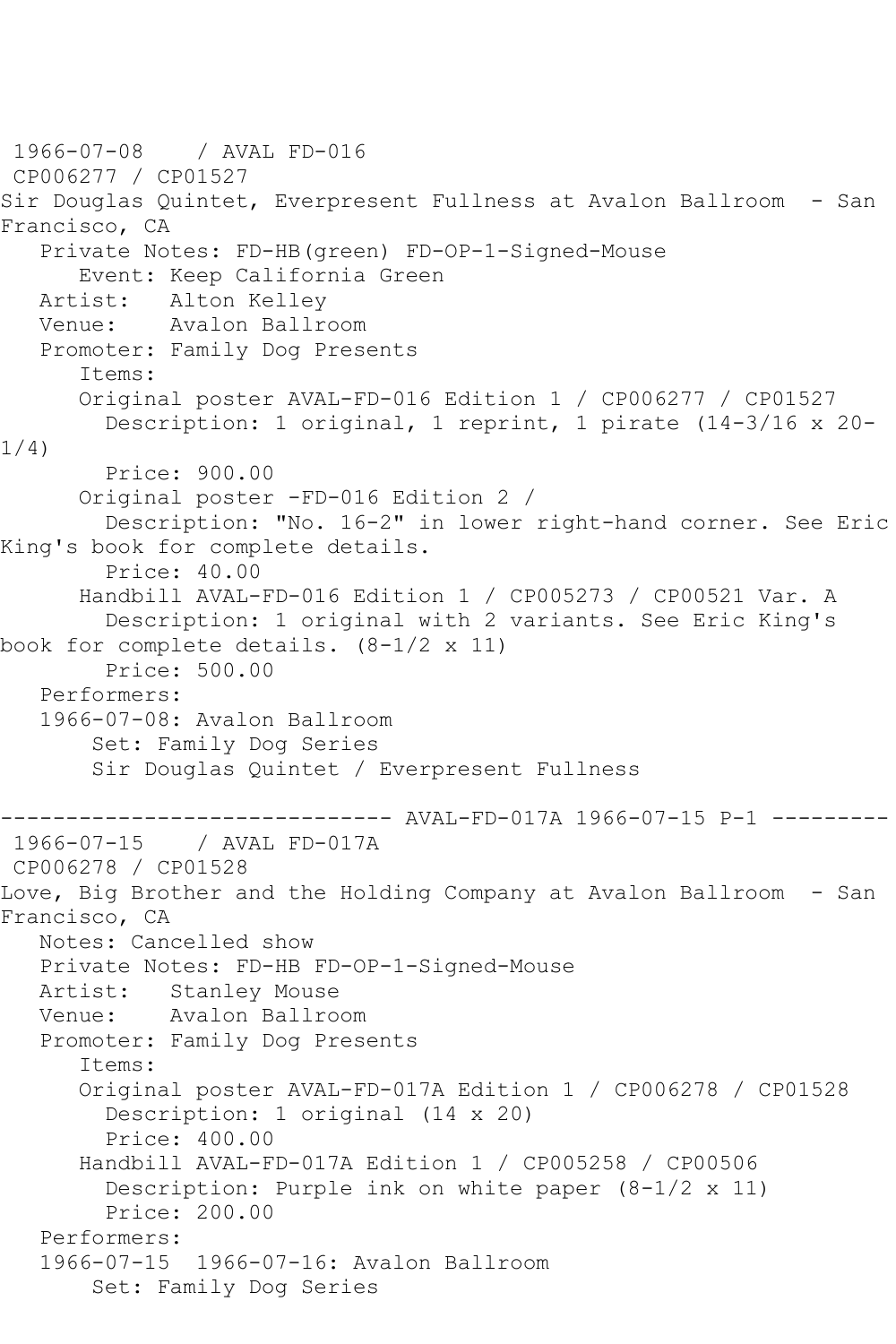1966-07-08 / AVAL FD-016
CP006277 / CP01527
Sir Douglas Quintet, Everpresent Fullness at Avalon Ballroom - San Francisco, CA

Private Notes: FD-HB(green) FD-OP-1-Signed-Mouse
Event: Keep California Green
Artist: Alton Kelley
Venue: Avalon Ballroom
Promoter: Family Dog Presents
Items:
Original poster AVAL-FD-016 Edition 1 / CP006277 / CP01527
Description: 1 original, 1 reprint, 1 pirate (14-3/16 x 20-1/4)
Price: 900.00
Original poster -FD-016 Edition 2 /
Description: "No. 16-2" in lower right-hand corner. See Eric King's book for complete details.
Price: 40.00
Handbill AVAL-FD-016 Edition 1 / CP005273 / CP00521 Var. A
Description: 1 original with 2 variants. See Eric King's book for complete details. (8-1/2 x 11)
Price: 500.00
Performers:
1966-07-08: Avalon Ballroom
Set: Family Dog Series
Sir Douglas Quintet / Everpresent Fullness

------------------------------ AVAL-FD-017A 1966-07-15 P-1 ---------

1966-07-15 / AVAL FD-017A
CP006278 / CP01528
Love, Big Brother and the Holding Company at Avalon Ballroom - San Francisco, CA

Notes: Cancelled show
Private Notes: FD-HB FD-OP-1-Signed-Mouse
Artist: Stanley Mouse
Venue: Avalon Ballroom
Promoter: Family Dog Presents
Items:
Original poster AVAL-FD-017A Edition 1 / CP006278 / CP01528
Description: 1 original (14 x 20)
Price: 400.00
Handbill AVAL-FD-017A Edition 1 / CP005258 / CP00506
Description: Purple ink on white paper (8-1/2 x 11)
Price: 200.00
Performers:
1966-07-15 1966-07-16: Avalon Ballroom
Set: Family Dog Series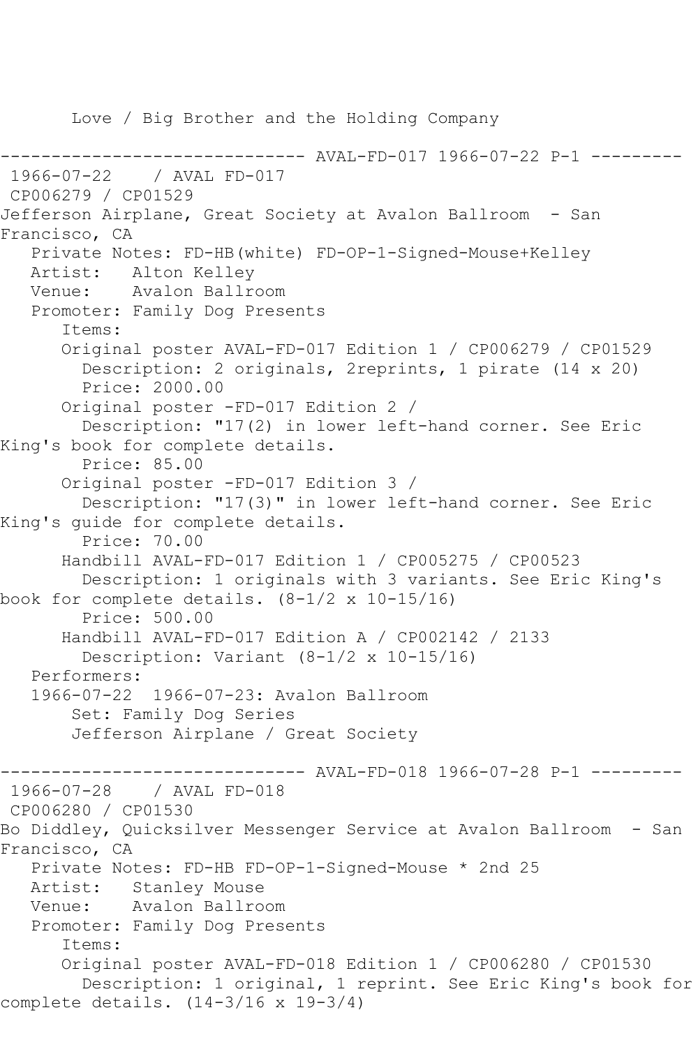Love / Big Brother and the Holding Company

------------------------------ AVAL-FD-017 1966-07-22 P-1 ---------

1966-07-22 / AVAL FD-017

CP006279 / CP01529

Jefferson Airplane, Great Society at Avalon Ballroom - San Francisco, CA

Private Notes: FD-HB(white) FD-OP-1-Signed-Mouse+Kelley

Artist: Alton Kelley

Venue: Avalon Ballroom

Promoter: Family Dog Presents

Items:

Original poster AVAL-FD-017 Edition 1 / CP006279 / CP01529

Description: 2 originals, 2reprints, 1 pirate (14 x 20)

Price: 2000.00

Original poster -FD-017 Edition 2 /

Description: "17(2) in lower left-hand corner. See Eric King's book for complete details.

Price: 85.00

Original poster -FD-017 Edition 3 /

Description: "17(3)" in lower left-hand corner. See Eric King's guide for complete details.

Price: 70.00

Handbill AVAL-FD-017 Edition 1 / CP005275 / CP00523

Description: 1 originals with 3 variants. See Eric King's book for complete details. (8-1/2 x 10-15/16)

Price: 500.00

Handbill AVAL-FD-017 Edition A / CP002142 / 2133

Description: Variant (8-1/2 x 10-15/16)

Performers:

1966-07-22 1966-07-23: Avalon Ballroom

Set: Family Dog Series

Jefferson Airplane / Great Society

------------------------------ AVAL-FD-018 1966-07-28 P-1 ---------

1966-07-28 / AVAL FD-018

CP006280 / CP01530

Bo Diddley, Quicksilver Messenger Service at Avalon Ballroom - San Francisco, CA

Private Notes: FD-HB FD-OP-1-Signed-Mouse * 2nd 25

Artist: Stanley Mouse

Venue: Avalon Ballroom

Promoter: Family Dog Presents

Items:

Original poster AVAL-FD-018 Edition 1 / CP006280 / CP01530

Description: 1 original, 1 reprint. See Eric King's book for complete details. (14-3/16 x 19-3/4)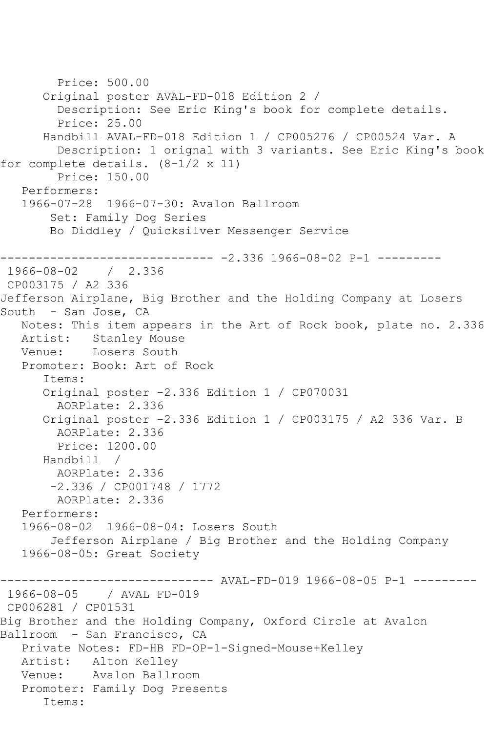Price: 500.00

Original poster AVAL-FD-018 Edition 2 /

Description: See Eric King's book for complete details.

Price: 25.00

Handbill AVAL-FD-018 Edition 1 / CP005276 / CP00524 Var. A

Description: 1 orignal with 3 variants. See Eric King's book for complete details. (8-1/2 x 11)

Price: 150.00

Performers:

1966-07-28 1966-07-30: Avalon Ballroom

Set: Family Dog Series

Bo Diddley / Quicksilver Messenger Service

------------------------------ -2.336 1966-08-02 P-1 ---------

1966-08-02 / 2.336

CP003175 / A2 336

Jefferson Airplane, Big Brother and the Holding Company at Losers South - San Jose, CA

Notes: This item appears in the Art of Rock book, plate no. 2.336

Artist: Stanley Mouse

Venue: Losers South

Promoter: Book: Art of Rock

Items:

Original poster -2.336 Edition 1 / CP070031

AORPlate: 2.336

Original poster -2.336 Edition 1 / CP003175 / A2 336 Var. B

AORPlate: 2.336

Price: 1200.00

Handbill /

AORPlate: 2.336

-2.336 / CP001748 / 1772

AORPlate: 2.336

Performers:

1966-08-02 1966-08-04: Losers South

Jefferson Airplane / Big Brother and the Holding Company

1966-08-05: Great Society

------------------------------ AVAL-FD-019 1966-08-05 P-1 ---------

1966-08-05 / AVAL FD-019

CP006281 / CP01531

Big Brother and the Holding Company, Oxford Circle at Avalon Ballroom - San Francisco, CA

Private Notes: FD-HB FD-OP-1-Signed-Mouse+Kelley

Artist: Alton Kelley

Venue: Avalon Ballroom

Promoter: Family Dog Presents

Items: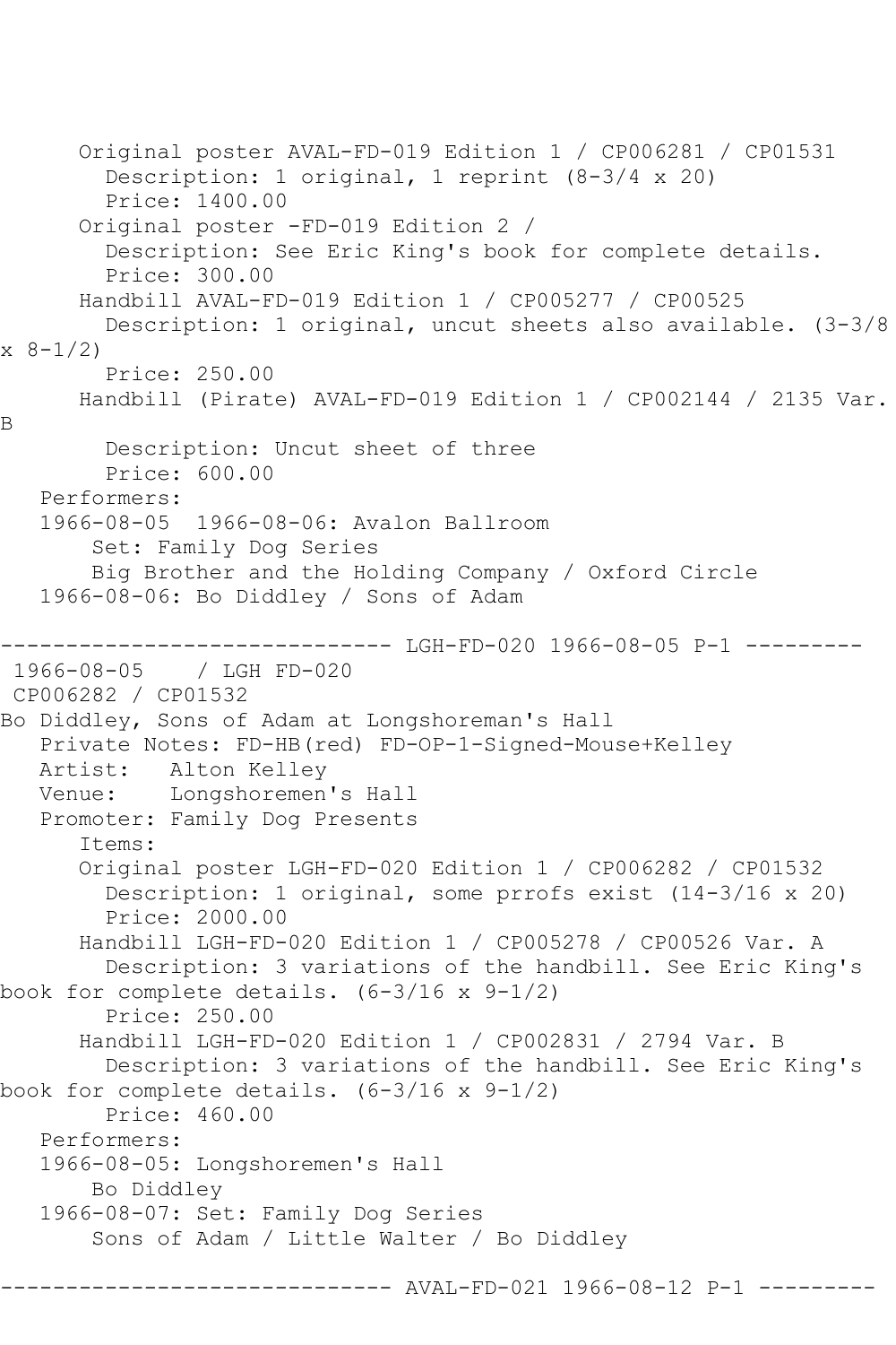Original poster AVAL-FD-019 Edition 1 / CP006281 / CP01531
Description: 1 original, 1 reprint (8-3/4 x 20)
Price: 1400.00
Original poster -FD-019 Edition 2 /
Description: See Eric King's book for complete details.
Price: 300.00
Handbill AVAL-FD-019 Edition 1 / CP005277 / CP00525
Description: 1 original, uncut sheets also available. (3-3/8 x 8-1/2)
Price: 250.00
Handbill (Pirate) AVAL-FD-019 Edition 1 / CP002144 / 2135 Var. B
Description: Uncut sheet of three
Price: 600.00
Performers:
1966-08-05 1966-08-06: Avalon Ballroom
Set: Family Dog Series
Big Brother and the Holding Company / Oxford Circle
1966-08-06: Bo Diddley / Sons of Adam

------------------------------ LGH-FD-020 1966-08-05 P-1 ---------

1966-08-05 / LGH FD-020
CP006282 / CP01532
Bo Diddley, Sons of Adam at Longshoreman's Hall
Private Notes: FD-HB(red) FD-OP-1-Signed-Mouse+Kelley
Artist: Alton Kelley
Venue: Longshoremen's Hall
Promoter: Family Dog Presents
Items:
Original poster LGH-FD-020 Edition 1 / CP006282 / CP01532
Description: 1 original, some prrofs exist (14-3/16 x 20)
Price: 2000.00
Handbill LGH-FD-020 Edition 1 / CP005278 / CP00526 Var. A
Description: 3 variations of the handbill. See Eric King's book for complete details. (6-3/16 x 9-1/2)
Price: 250.00
Handbill LGH-FD-020 Edition 1 / CP002831 / 2794 Var. B
Description: 3 variations of the handbill. See Eric King's book for complete details. (6-3/16 x 9-1/2)
Price: 460.00
Performers:
1966-08-05: Longshoremen's Hall
Bo Diddley
1966-08-07: Set: Family Dog Series
Sons of Adam / Little Walter / Bo Diddley

------------------------------ AVAL-FD-021 1966-08-12 P-1 ---------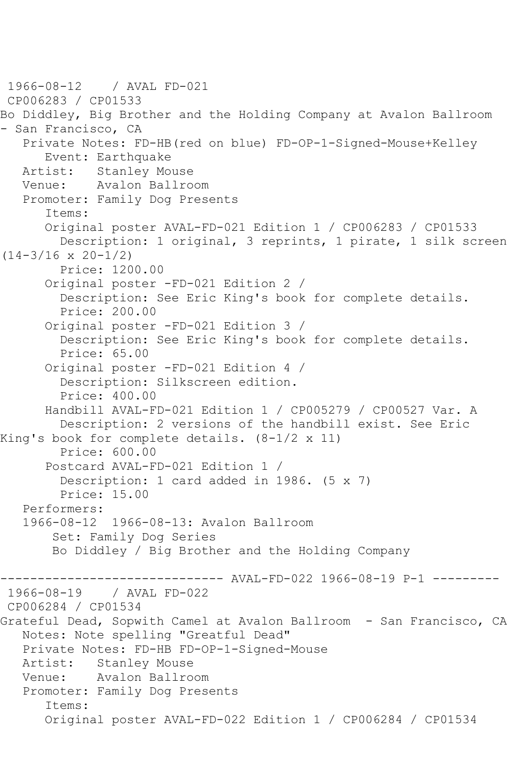1966-08-12 / AVAL FD-021
CP006283 / CP01533
Bo Diddley, Big Brother and the Holding Company at Avalon Ballroom - San Francisco, CA
Private Notes: FD-HB(red on blue) FD-OP-1-Signed-Mouse+Kelley
Event: Earthquake
Artist: Stanley Mouse
Venue: Avalon Ballroom
Promoter: Family Dog Presents
Items:
Original poster AVAL-FD-021 Edition 1 / CP006283 / CP01533
Description: 1 original, 3 reprints, 1 pirate, 1 silk screen (14-3/16 x 20-1/2)
Price: 1200.00
Original poster -FD-021 Edition 2 /
Description: See Eric King's book for complete details.
Price: 200.00
Original poster -FD-021 Edition 3 /
Description: See Eric King's book for complete details.
Price: 65.00
Original poster -FD-021 Edition 4 /
Description: Silkscreen edition.
Price: 400.00
Handbill AVAL-FD-021 Edition 1 / CP005279 / CP00527 Var. A
Description: 2 versions of the handbill exist. See Eric King's book for complete details. (8-1/2 x 11)
Price: 600.00
Postcard AVAL-FD-021 Edition 1 /
Description: 1 card added in 1986. (5 x 7)
Price: 15.00
Performers:
1966-08-12 1966-08-13: Avalon Ballroom
Set: Family Dog Series
Bo Diddley / Big Brother and the Holding Company

------------------------------ AVAL-FD-022 1966-08-19 P-1 ---------
1966-08-19 / AVAL FD-022
CP006284 / CP01534
Grateful Dead, Sopwith Camel at Avalon Ballroom - San Francisco, CA
Notes: Note spelling "Greatful Dead"
Private Notes: FD-HB FD-OP-1-Signed-Mouse
Artist: Stanley Mouse
Venue: Avalon Ballroom
Promoter: Family Dog Presents
Items:
Original poster AVAL-FD-022 Edition 1 / CP006284 / CP01534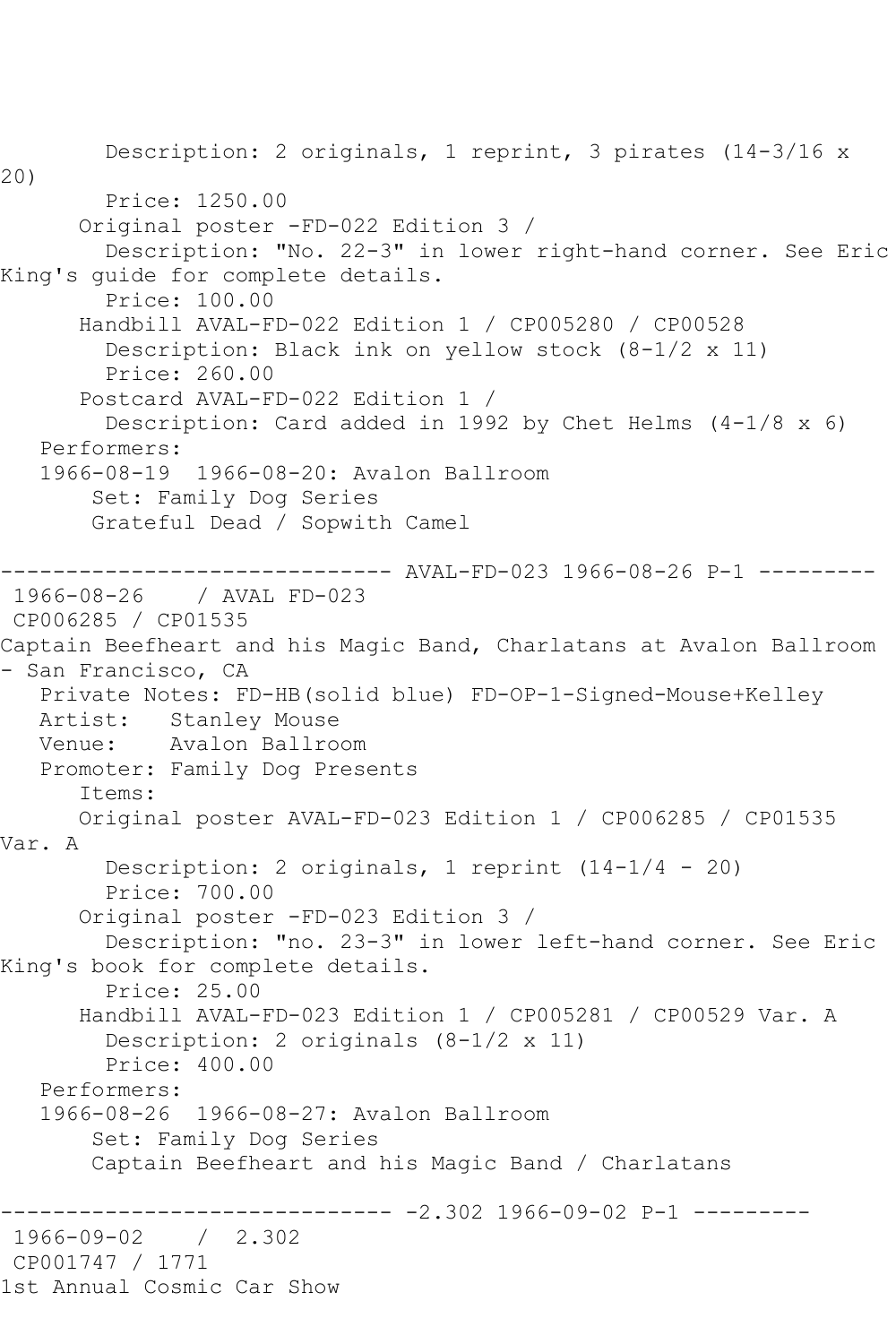Description: 2 originals, 1 reprint, 3 pirates (14-3/16 x 20)
Price: 1250.00
Original poster -FD-022 Edition 3 /
Description: "No. 22-3" in lower right-hand corner. See Eric King's guide for complete details.
Price: 100.00
Handbill AVAL-FD-022 Edition 1 / CP005280 / CP00528
Description: Black ink on yellow stock (8-1/2 x 11)
Price: 260.00
Postcard AVAL-FD-022 Edition 1 /
Description: Card added in 1992 by Chet Helms (4-1/8 x 6)
Performers:
1966-08-19 1966-08-20: Avalon Ballroom
Set: Family Dog Series
Grateful Dead / Sopwith Camel

------------------------------ AVAL-FD-023 1966-08-26 P-1 ---------

1966-08-26 / AVAL FD-023
CP006285 / CP01535
Captain Beefheart and his Magic Band, Charlatans at Avalon Ballroom - San Francisco, CA
Private Notes: FD-HB(solid blue) FD-OP-1-Signed-Mouse+Kelley
Artist: Stanley Mouse
Venue: Avalon Ballroom
Promoter: Family Dog Presents
Items:
Original poster AVAL-FD-023 Edition 1 / CP006285 / CP01535 Var. A
Description: 2 originals, 1 reprint (14-1/4 - 20)
Price: 700.00
Original poster -FD-023 Edition 3 /
Description: "no. 23-3" in lower left-hand corner. See Eric King's book for complete details.
Price: 25.00
Handbill AVAL-FD-023 Edition 1 / CP005281 / CP00529 Var. A
Description: 2 originals (8-1/2 x 11)
Price: 400.00
Performers:
1966-08-26 1966-08-27: Avalon Ballroom
Set: Family Dog Series
Captain Beefheart and his Magic Band / Charlatans

------------------------------ -2.302 1966-09-02 P-1 ---------

1966-09-02 / 2.302
CP001747 / 1771
1st Annual Cosmic Car Show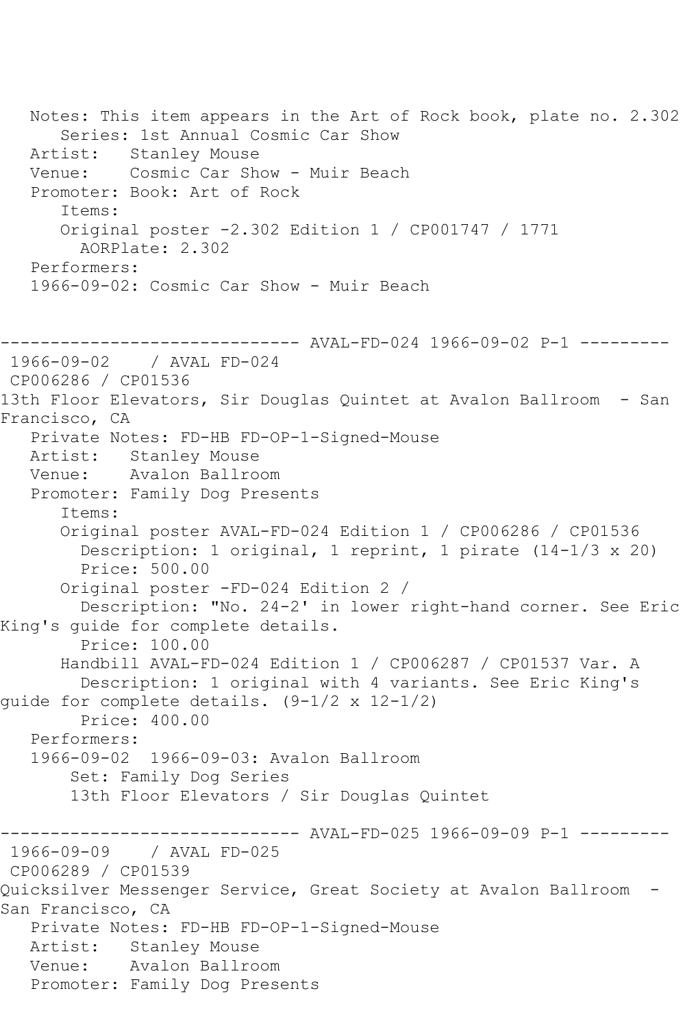Notes: This item appears in the Art of Rock book, plate no. 2.302
Series: 1st Annual Cosmic Car Show
Artist: Stanley Mouse
Venue: Cosmic Car Show - Muir Beach
Promoter: Book: Art of Rock
Items:
Original poster -2.302 Edition 1 / CP001747 / 1771
AORPlate: 2.302
Performers:
1966-09-02: Cosmic Car Show - Muir Beach

------------------------------ AVAL-FD-024 1966-09-02 P-1 ---------

1966-09-02 / AVAL FD-024
CP006286 / CP01536
13th Floor Elevators, Sir Douglas Quintet at Avalon Ballroom - San Francisco, CA
Private Notes: FD-HB FD-OP-1-Signed-Mouse
Artist: Stanley Mouse
Venue: Avalon Ballroom
Promoter: Family Dog Presents
Items:
Original poster AVAL-FD-024 Edition 1 / CP006286 / CP01536
Description: 1 original, 1 reprint, 1 pirate (14-1/3 x 20)
Price: 500.00
Original poster -FD-024 Edition 2 /
Description: "No. 24-2' in lower right-hand corner. See Eric King's guide for complete details.
Price: 100.00
Handbill AVAL-FD-024 Edition 1 / CP006287 / CP01537 Var. A
Description: 1 original with 4 variants. See Eric King's guide for complete details. (9-1/2 x 12-1/2)
Price: 400.00
Performers:
1966-09-02 1966-09-03: Avalon Ballroom
Set: Family Dog Series
13th Floor Elevators / Sir Douglas Quintet

------------------------------ AVAL-FD-025 1966-09-09 P-1 ---------

1966-09-09 / AVAL FD-025
CP006289 / CP01539
Quicksilver Messenger Service, Great Society at Avalon Ballroom - San Francisco, CA
Private Notes: FD-HB FD-OP-1-Signed-Mouse
Artist: Stanley Mouse
Venue: Avalon Ballroom
Promoter: Family Dog Presents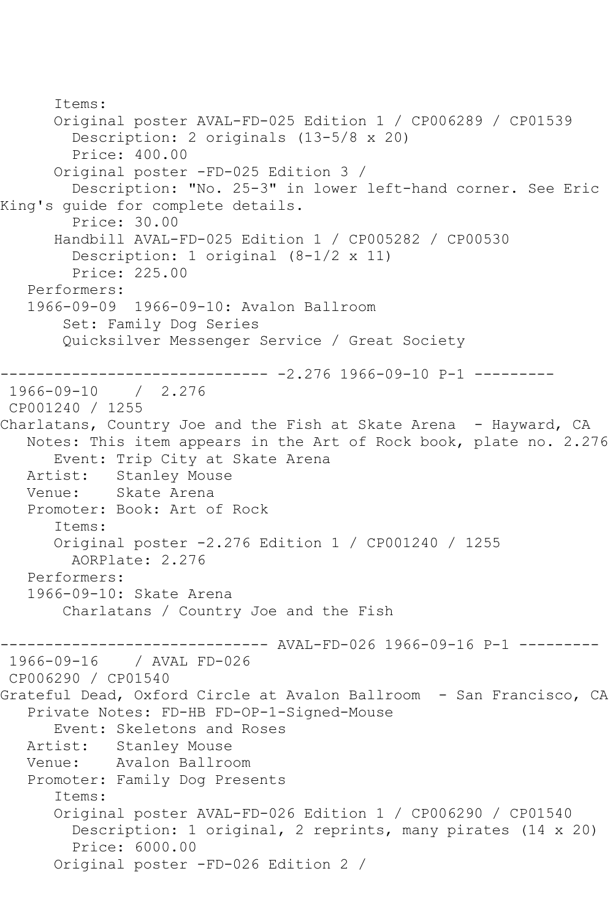```
      Items:
      Original poster AVAL-FD-025 Edition 1 / CP006289 / CP01539
        Description: 2 originals (13-5/8 x 20)
        Price: 400.00
      Original poster -FD-025 Edition 3 /
        Description: "No. 25-3" in lower left-hand corner. See Eric
King's guide for complete details.
        Price: 30.00
      Handbill AVAL-FD-025 Edition 1 / CP005282 / CP00530
        Description: 1 original (8-1/2 x 11)
        Price: 225.00
   Performers:
   1966-09-09  1966-09-10: Avalon Ballroom
       Set: Family Dog Series
       Quicksilver Messenger Service / Great Society

------------------------------ -2.276 1966-09-10 P-1 ---------
 1966-09-10    /  2.276
 CP001240 / 1255
Charlatans, Country Joe and the Fish at Skate Arena  - Hayward, CA
   Notes: This item appears in the Art of Rock book, plate no. 2.276
      Event: Trip City at Skate Arena
   Artist:   Stanley Mouse
   Venue:    Skate Arena
   Promoter: Book: Art of Rock
      Items:
      Original poster -2.276 Edition 1 / CP001240 / 1255
        AORPlate: 2.276
   Performers:
   1966-09-10: Skate Arena
       Charlatans / Country Joe and the Fish

------------------------------ AVAL-FD-026 1966-09-16 P-1 ---------
 1966-09-16    / AVAL FD-026
 CP006290 / CP01540
Grateful Dead, Oxford Circle at Avalon Ballroom  - San Francisco, CA
   Private Notes: FD-HB FD-OP-1-Signed-Mouse
      Event: Skeletons and Roses
   Artist:   Stanley Mouse
   Venue:    Avalon Ballroom
   Promoter: Family Dog Presents
      Items:
      Original poster AVAL-FD-026 Edition 1 / CP006290 / CP01540
        Description: 1 original, 2 reprints, many pirates (14 x 20)
        Price: 6000.00
      Original poster -FD-026 Edition 2 /
```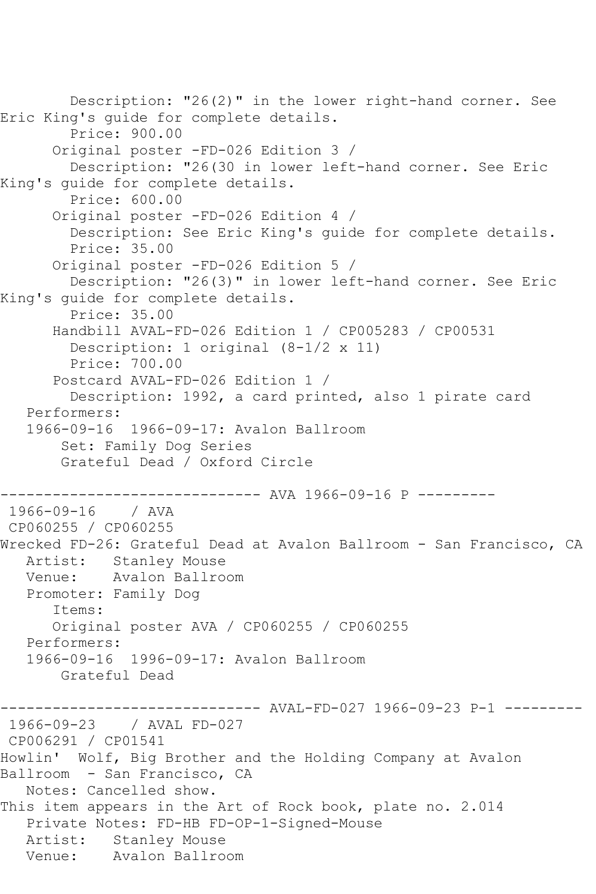Description: "26(2)" in the lower right-hand corner. See Eric King's guide for complete details.
Price: 900.00
Original poster -FD-026 Edition 3 /
Description: "26(30 in lower left-hand corner. See Eric King's guide for complete details.
Price: 600.00
Original poster -FD-026 Edition 4 /
Description: See Eric King's guide for complete details.
Price: 35.00
Original poster -FD-026 Edition 5 /
Description: "26(3)" in lower left-hand corner. See Eric King's guide for complete details.
Price: 35.00
Handbill AVAL-FD-026 Edition 1 / CP005283 / CP00531
Description: 1 original (8-1/2 x 11)
Price: 700.00
Postcard AVAL-FD-026 Edition 1 /
Description: 1992, a card printed, also 1 pirate card
Performers:
1966-09-16 1966-09-17: Avalon Ballroom
Set: Family Dog Series
Grateful Dead / Oxford Circle

------------------------------ AVA 1966-09-16 P ---------

1966-09-16 / AVA
CP060255 / CP060255
Wrecked FD-26: Grateful Dead at Avalon Ballroom - San Francisco, CA
Artist: Stanley Mouse
Venue: Avalon Ballroom
Promoter: Family Dog
Items:
Original poster AVA / CP060255 / CP060255
Performers:
1966-09-16 1996-09-17: Avalon Ballroom
Grateful Dead

------------------------------ AVAL-FD-027 1966-09-23 P-1 ---------

1966-09-23 / AVAL FD-027
CP006291 / CP01541
Howlin' Wolf, Big Brother and the Holding Company at Avalon Ballroom - San Francisco, CA
Notes: Cancelled show.
This item appears in the Art of Rock book, plate no. 2.014
Private Notes: FD-HB FD-OP-1-Signed-Mouse
Artist: Stanley Mouse
Venue: Avalon Ballroom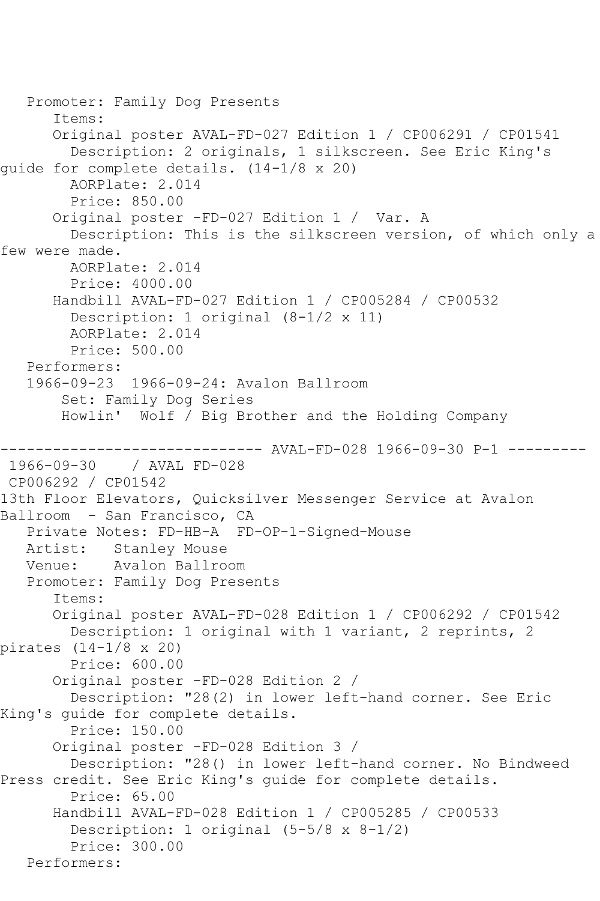Promoter: Family Dog Presents

Items:

Original poster AVAL-FD-027 Edition 1 / CP006291 / CP01541

Description: 2 originals, 1 silkscreen. See Eric King's guide for complete details. (14-1/8 x 20)

AORPlate: 2.014

Price: 850.00

Original poster -FD-027 Edition 1 / Var. A

Description: This is the silkscreen version, of which only a few were made.

AORPlate: 2.014

Price: 4000.00

Handbill AVAL-FD-027 Edition 1 / CP005284 / CP00532

Description: 1 original (8-1/2 x 11)

AORPlate: 2.014

Price: 500.00

Performers:

1966-09-23 1966-09-24: Avalon Ballroom

Set: Family Dog Series

Howlin' Wolf / Big Brother and the Holding Company

------------------------------ AVAL-FD-028 1966-09-30 P-1 ---------

1966-09-30 / AVAL FD-028

CP006292 / CP01542

13th Floor Elevators, Quicksilver Messenger Service at Avalon Ballroom - San Francisco, CA

Private Notes: FD-HB-A FD-OP-1-Signed-Mouse

Artist: Stanley Mouse

Venue: Avalon Ballroom

Promoter: Family Dog Presents

Items:

Original poster AVAL-FD-028 Edition 1 / CP006292 / CP01542

Description: 1 original with 1 variant, 2 reprints, 2 pirates (14-1/8 x 20)

Price: 600.00

Original poster -FD-028 Edition 2 /

Description: "28(2) in lower left-hand corner. See Eric King's guide for complete details.

Price: 150.00

Original poster -FD-028 Edition 3 /

Description: "28() in lower left-hand corner. No Bindweed Press credit. See Eric King's guide for complete details.

Price: 65.00

Handbill AVAL-FD-028 Edition 1 / CP005285 / CP00533

Description: 1 original (5-5/8 x 8-1/2)

Price: 300.00

Performers: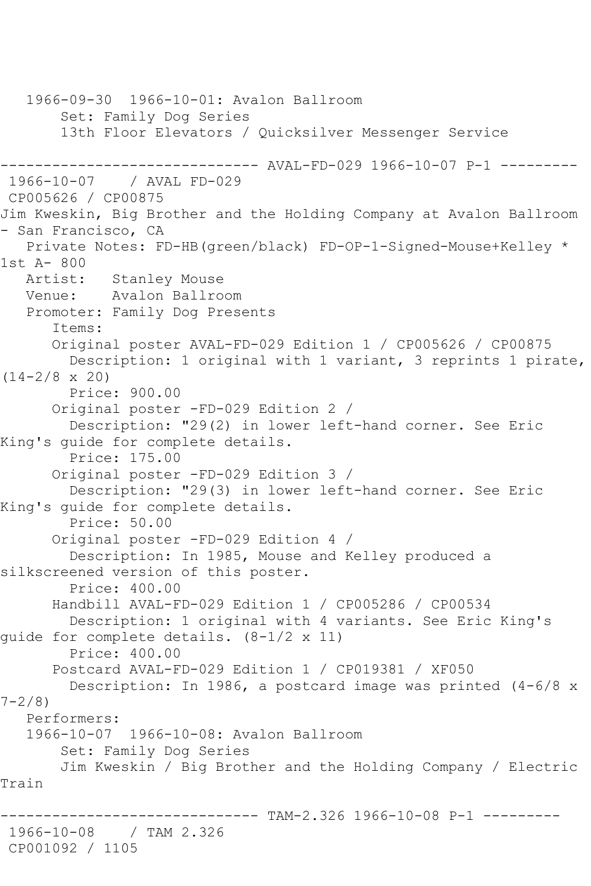1966-09-30 1966-10-01: Avalon Ballroom
Set: Family Dog Series
13th Floor Elevators / Quicksilver Messenger Service

------------------------------ AVAL-FD-029 1966-10-07 P-1 ---------

1966-10-07 / AVAL FD-029
CP005626 / CP00875
Jim Kweskin, Big Brother and the Holding Company at Avalon Ballroom - San Francisco, CA
Private Notes: FD-HB(green/black) FD-OP-1-Signed-Mouse+Kelley * 1st A- 800
Artist: Stanley Mouse
Venue: Avalon Ballroom
Promoter: Family Dog Presents
Items:
Original poster AVAL-FD-029 Edition 1 / CP005626 / CP00875
Description: 1 original with 1 variant, 3 reprints 1 pirate, (14-2/8 x 20)
Price: 900.00
Original poster -FD-029 Edition 2 /
Description: "29(2) in lower left-hand corner. See Eric King's guide for complete details.
Price: 175.00
Original poster -FD-029 Edition 3 /
Description: "29(3) in lower left-hand corner. See Eric King's guide for complete details.
Price: 50.00
Original poster -FD-029 Edition 4 /
Description: In 1985, Mouse and Kelley produced a silkscreened version of this poster.
Price: 400.00
Handbill AVAL-FD-029 Edition 1 / CP005286 / CP00534
Description: 1 original with 4 variants. See Eric King's guide for complete details. (8-1/2 x 11)
Price: 400.00
Postcard AVAL-FD-029 Edition 1 / CP019381 / XF050
Description: In 1986, a postcard image was printed (4-6/8 x 7-2/8)
Performers:
1966-10-07 1966-10-08: Avalon Ballroom
Set: Family Dog Series
Jim Kweskin / Big Brother and the Holding Company / Electric Train

------------------------------ TAM-2.326 1966-10-08 P-1 ---------

1966-10-08 / TAM 2.326
CP001092 / 1105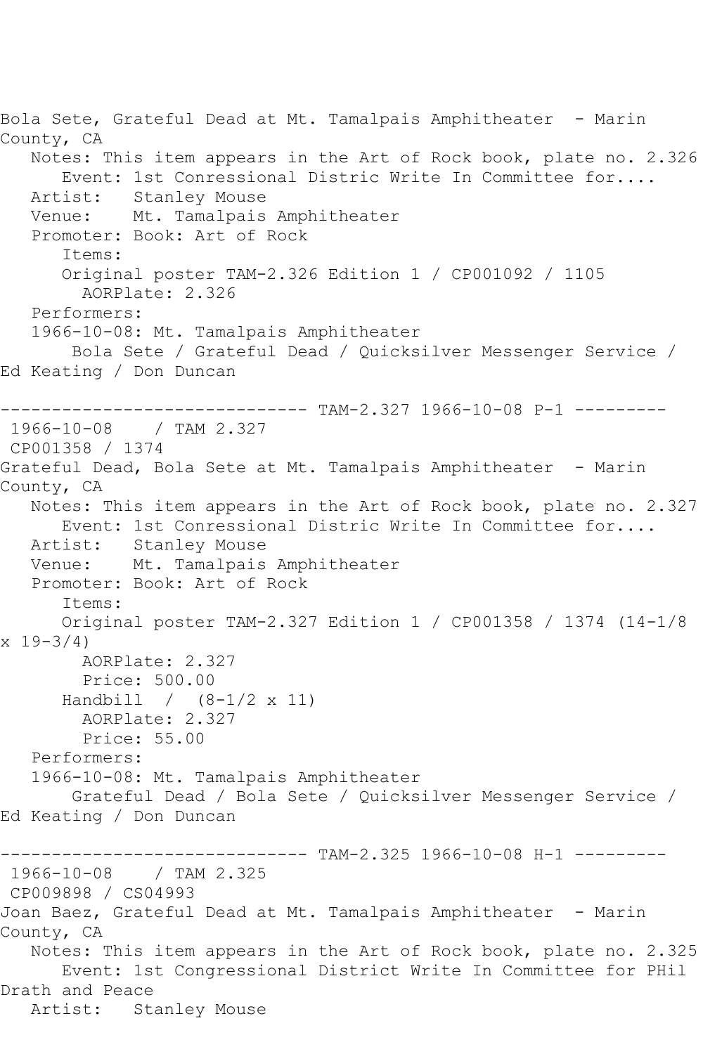Bola Sete, Grateful Dead at Mt. Tamalpais Amphitheater - Marin County, CA

Notes: This item appears in the Art of Rock book, plate no. 2.326

Event: 1st Conressional Distric Write In Committee for....

Artist: Stanley Mouse

Venue: Mt. Tamalpais Amphitheater

Promoter: Book: Art of Rock

Items:

Original poster TAM-2.326 Edition 1 / CP001092 / 1105

AORPlate: 2.326

Performers:

1966-10-08: Mt. Tamalpais Amphitheater

Bola Sete / Grateful Dead / Quicksilver Messenger Service / Ed Keating / Don Duncan

------------------------------ TAM-2.327 1966-10-08 P-1 ---------

1966-10-08 / TAM 2.327

CP001358 / 1374

Grateful Dead, Bola Sete at Mt. Tamalpais Amphitheater - Marin County, CA

Notes: This item appears in the Art of Rock book, plate no. 2.327

Event: 1st Conressional Distric Write In Committee for....

Artist: Stanley Mouse

Venue: Mt. Tamalpais Amphitheater

Promoter: Book: Art of Rock

Items:

Original poster TAM-2.327 Edition 1 / CP001358 / 1374 (14-1/8 x 19-3/4)

AORPlate: 2.327

Price: 500.00

Handbill / (8-1/2 x 11)

AORPlate: 2.327

Price: 55.00

Performers:

1966-10-08: Mt. Tamalpais Amphitheater

Grateful Dead / Bola Sete / Quicksilver Messenger Service / Ed Keating / Don Duncan

------------------------------ TAM-2.325 1966-10-08 H-1 ---------

1966-10-08 / TAM 2.325

CP009898 / CS04993

Joan Baez, Grateful Dead at Mt. Tamalpais Amphitheater - Marin County, CA

Notes: This item appears in the Art of Rock book, plate no. 2.325

Event: 1st Congressional District Write In Committee for PHil Drath and Peace

Artist: Stanley Mouse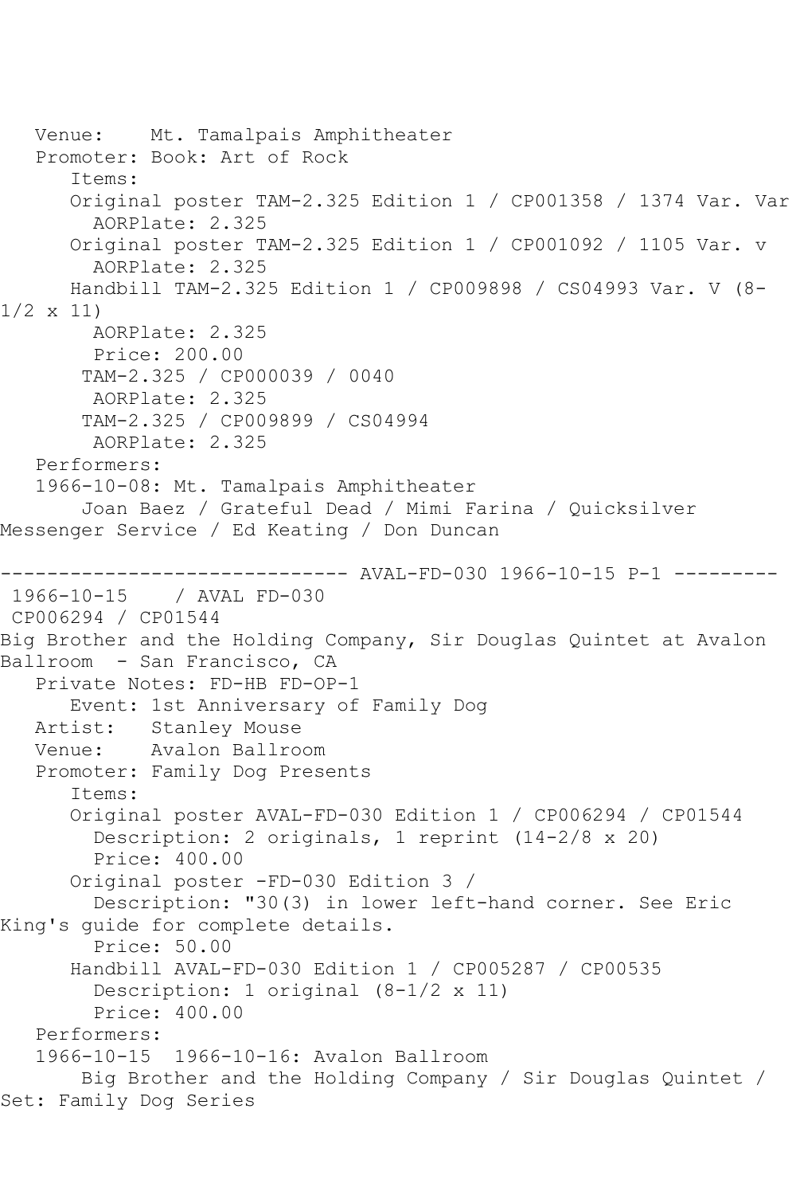Venue: Mt. Tamalpais Amphitheater
Promoter: Book: Art of Rock
Items:
Original poster TAM-2.325 Edition 1 / CP001358 / 1374 Var. Var
AORPlate: 2.325
Original poster TAM-2.325 Edition 1 / CP001092 / 1105 Var. v
AORPlate: 2.325
Handbill TAM-2.325 Edition 1 / CP009898 / CS04993 Var. V (8-1/2 x 11)
AORPlate: 2.325
Price: 200.00
TAM-2.325 / CP000039 / 0040
AORPlate: 2.325
TAM-2.325 / CP009899 / CS04994
AORPlate: 2.325
Performers:
1966-10-08: Mt. Tamalpais Amphitheater
Joan Baez / Grateful Dead / Mimi Farina / Quicksilver Messenger Service / Ed Keating / Don Duncan

------------------------------ AVAL-FD-030 1966-10-15 P-1 ---------

1966-10-15 / AVAL FD-030
CP006294 / CP01544
Big Brother and the Holding Company, Sir Douglas Quintet at Avalon Ballroom - San Francisco, CA
Private Notes: FD-HB FD-OP-1
Event: 1st Anniversary of Family Dog
Artist: Stanley Mouse
Venue: Avalon Ballroom
Promoter: Family Dog Presents
Items:
Original poster AVAL-FD-030 Edition 1 / CP006294 / CP01544
Description: 2 originals, 1 reprint (14-2/8 x 20)
Price: 400.00
Original poster -FD-030 Edition 3 /
Description: "30(3) in lower left-hand corner. See Eric King's guide for complete details.
Price: 50.00
Handbill AVAL-FD-030 Edition 1 / CP005287 / CP00535
Description: 1 original (8-1/2 x 11)
Price: 400.00
Performers:
1966-10-15 1966-10-16: Avalon Ballroom
Big Brother and the Holding Company / Sir Douglas Quintet /
Set: Family Dog Series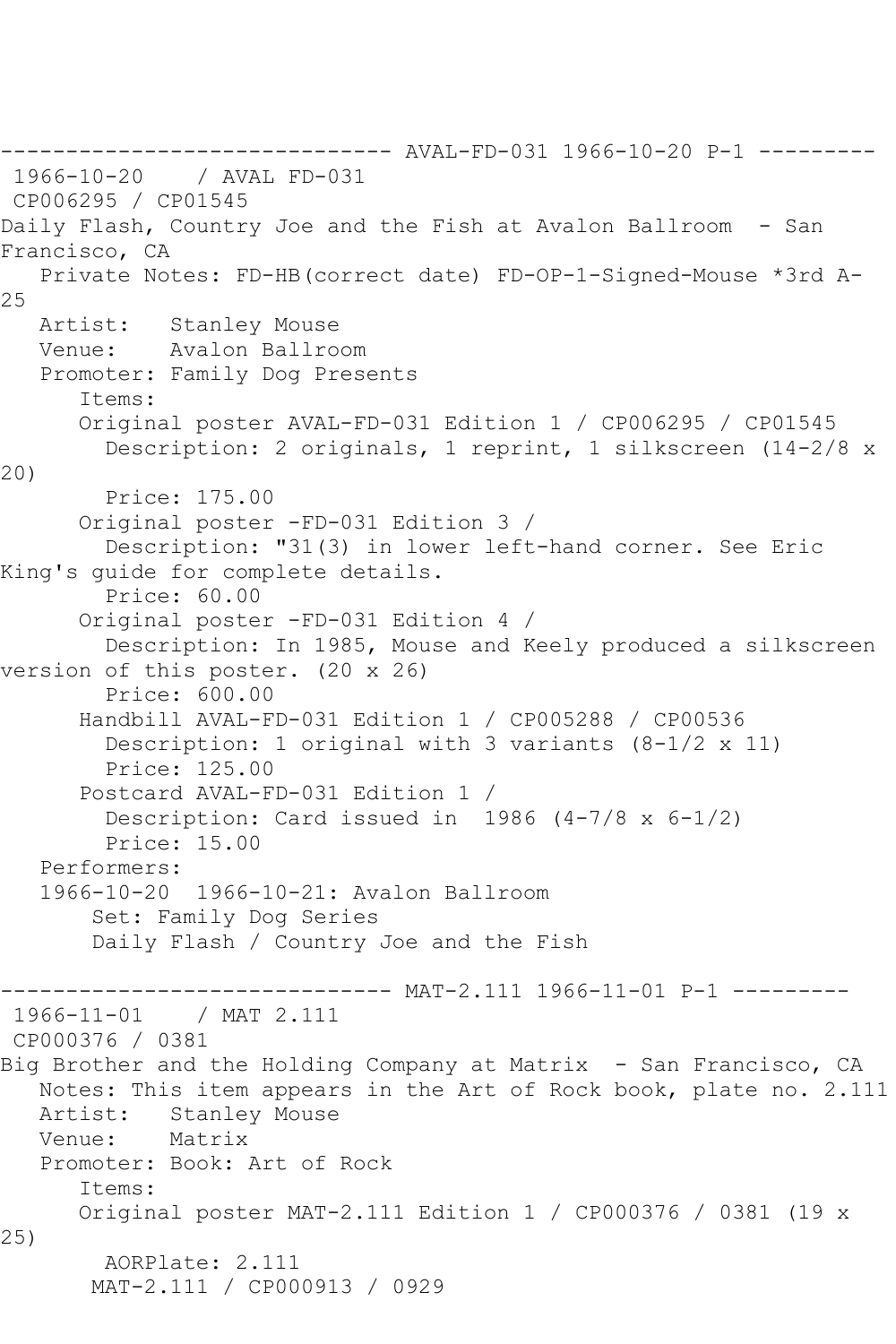------------------------------ AVAL-FD-031 1966-10-20 P-1 ---------
1966-10-20    / AVAL FD-031
CP006295 / CP01545
Daily Flash, Country Joe and the Fish at Avalon Ballroom  - San Francisco, CA
   Private Notes: FD-HB(correct date) FD-OP-1-Signed-Mouse *3rd A-25
   Artist:   Stanley Mouse
   Venue:    Avalon Ballroom
   Promoter: Family Dog Presents
      Items:
      Original poster AVAL-FD-031 Edition 1 / CP006295 / CP01545
        Description: 2 originals, 1 reprint, 1 silkscreen (14-2/8 x 20)
        Price: 175.00
      Original poster -FD-031 Edition 3 /
        Description: "31(3) in lower left-hand corner. See Eric King's guide for complete details.
        Price: 60.00
      Original poster -FD-031 Edition 4 /
        Description: In 1985, Mouse and Keely produced a silkscreen version of this poster. (20 x 26)
        Price: 600.00
      Handbill AVAL-FD-031 Edition 1 / CP005288 / CP00536
        Description: 1 original with 3 variants (8-1/2 x 11)
        Price: 125.00
      Postcard AVAL-FD-031 Edition 1 /
        Description: Card issued in  1986 (4-7/8 x 6-1/2)
        Price: 15.00
   Performers:
   1966-10-20  1966-10-21: Avalon Ballroom
       Set: Family Dog Series
       Daily Flash / Country Joe and the Fish

------------------------------ MAT-2.111 1966-11-01 P-1 ---------
1966-11-01    / MAT 2.111
CP000376 / 0381
Big Brother and the Holding Company at Matrix  - San Francisco, CA
   Notes: This item appears in the Art of Rock book, plate no. 2.111
   Artist:   Stanley Mouse
   Venue:    Matrix
   Promoter: Book: Art of Rock
      Items:
      Original poster MAT-2.111 Edition 1 / CP000376 / 0381 (19 x 25)
        AORPlate: 2.111
       MAT-2.111 / CP000913 / 0929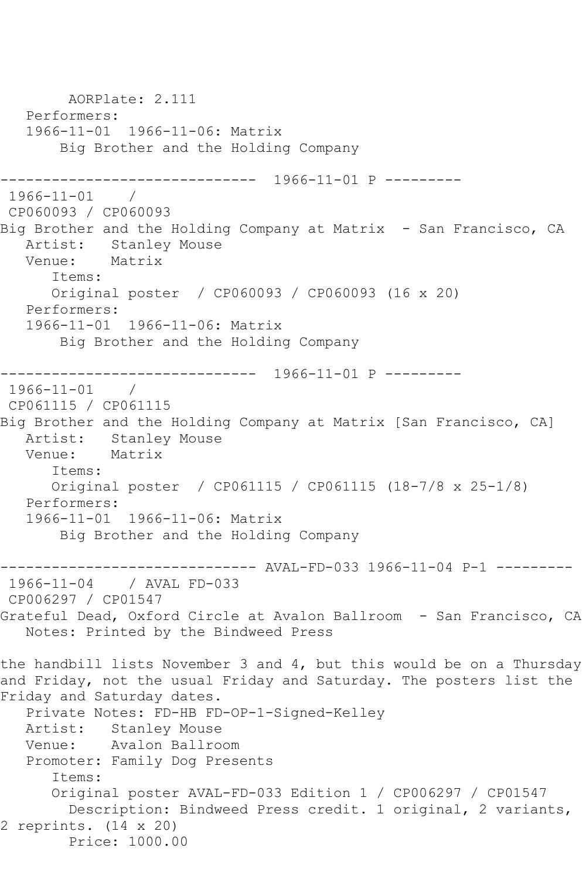AORPlate: 2.111
Performers:
1966-11-01 1966-11-06: Matrix
Big Brother and the Holding Company

------------------------------ 1966-11-01 P ---------

1966-11-01 /
CP060093 / CP060093
Big Brother and the Holding Company at Matrix - San Francisco, CA
Artist: Stanley Mouse
Venue: Matrix
Items:
Original poster / CP060093 / CP060093 (16 x 20)
Performers:
1966-11-01 1966-11-06: Matrix
Big Brother and the Holding Company

------------------------------ 1966-11-01 P ---------

1966-11-01 /
CP061115 / CP061115
Big Brother and the Holding Company at Matrix [San Francisco, CA]
Artist: Stanley Mouse
Venue: Matrix
Items:
Original poster / CP061115 / CP061115 (18-7/8 x 25-1/8)
Performers:
1966-11-01 1966-11-06: Matrix
Big Brother and the Holding Company

------------------------------ AVAL-FD-033 1966-11-04 P-1 ---------

1966-11-04 / AVAL FD-033
CP006297 / CP01547
Grateful Dead, Oxford Circle at Avalon Ballroom - San Francisco, CA
Notes: Printed by the Bindweed Press

the handbill lists November 3 and 4, but this would be on a Thursday and Friday, not the usual Friday and Saturday. The posters list the Friday and Saturday dates.
Private Notes: FD-HB FD-OP-1-Signed-Kelley
Artist: Stanley Mouse
Venue: Avalon Ballroom
Promoter: Family Dog Presents
Items:
Original poster AVAL-FD-033 Edition 1 / CP006297 / CP01547
Description: Bindweed Press credit. 1 original, 2 variants, 2 reprints. (14 x 20)
Price: 1000.00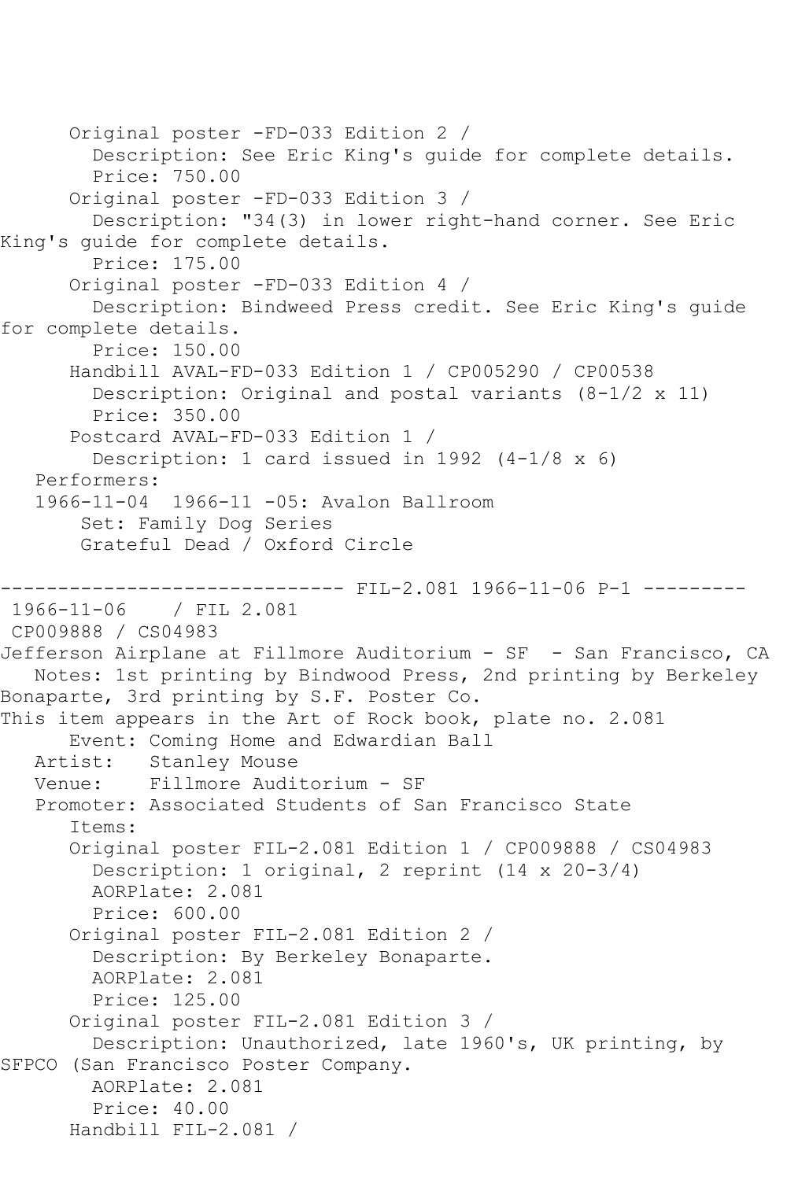Original poster -FD-033 Edition 2 /
Description: See Eric King's guide for complete details.
Price: 750.00
Original poster -FD-033 Edition 3 /
Description: "34(3) in lower right-hand corner. See Eric King's guide for complete details.
Price: 175.00
Original poster -FD-033 Edition 4 /
Description: Bindweed Press credit. See Eric King's guide for complete details.
Price: 150.00
Handbill AVAL-FD-033 Edition 1 / CP005290 / CP00538
Description: Original and postal variants (8-1/2 x 11)
Price: 350.00
Postcard AVAL-FD-033 Edition 1 /
Description: 1 card issued in 1992 (4-1/8 x 6)
Performers:
1966-11-04  1966-11 -05: Avalon Ballroom
Set: Family Dog Series
Grateful Dead / Oxford Circle

------------------------------ FIL-2.081 1966-11-06 P-1 ---------

1966-11-06    / FIL 2.081
CP009888 / CS04983
Jefferson Airplane at Fillmore Auditorium - SF  - San Francisco, CA
Notes: 1st printing by Bindwood Press, 2nd printing by Berkeley Bonaparte, 3rd printing by S.F. Poster Co.
This item appears in the Art of Rock book, plate no. 2.081
Event: Coming Home and Edwardian Ball
Artist:   Stanley Mouse
Venue:    Fillmore Auditorium - SF
Promoter: Associated Students of San Francisco State
Items:
Original poster FIL-2.081 Edition 1 / CP009888 / CS04983
Description: 1 original, 2 reprint (14 x 20-3/4)
AORPlate: 2.081
Price: 600.00
Original poster FIL-2.081 Edition 2 /
Description: By Berkeley Bonaparte.
AORPlate: 2.081
Price: 125.00
Original poster FIL-2.081 Edition 3 /
Description: Unauthorized, late 1960's, UK printing, by SFPCO (San Francisco Poster Company.
AORPlate: 2.081
Price: 40.00
Handbill FIL-2.081 /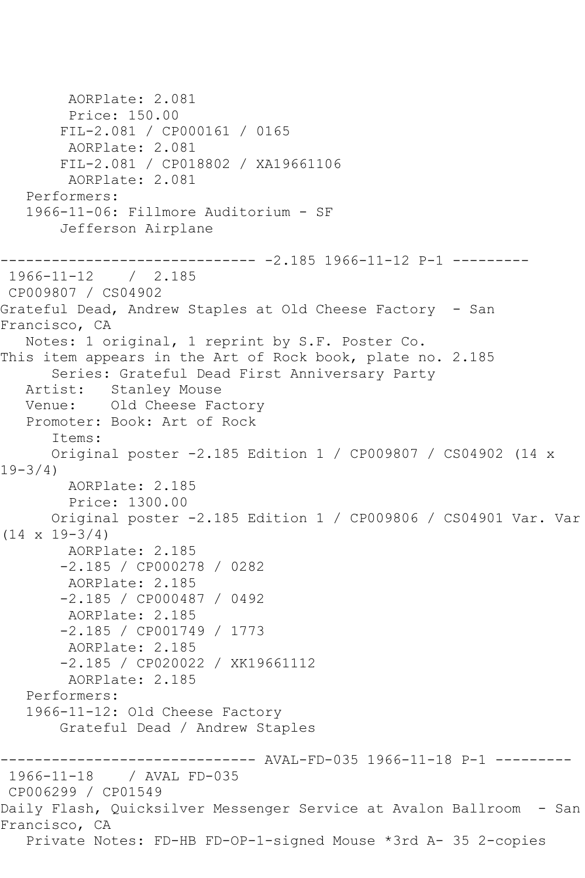```
        AORPlate: 2.081
        Price: 150.00
       FIL-2.081 / CP000161 / 0165
        AORPlate: 2.081
       FIL-2.081 / CP018802 / XA19661106
        AORPlate: 2.081
   Performers:
   1966-11-06: Fillmore Auditorium - SF
       Jefferson Airplane

------------------------------ -2.185 1966-11-12 P-1 ---------
 1966-11-12    /  2.185
 CP009807 / CS04902
Grateful Dead, Andrew Staples at Old Cheese Factory  - San
Francisco, CA
   Notes: 1 original, 1 reprint by S.F. Poster Co.
This item appears in the Art of Rock book, plate no. 2.185
      Series: Grateful Dead First Anniversary Party
   Artist:   Stanley Mouse
   Venue:    Old Cheese Factory
   Promoter: Book: Art of Rock
      Items:
      Original poster -2.185 Edition 1 / CP009807 / CS04902 (14 x
19-3/4)
        AORPlate: 2.185
        Price: 1300.00
      Original poster -2.185 Edition 1 / CP009806 / CS04901 Var. Var
(14 x 19-3/4)
        AORPlate: 2.185
       -2.185 / CP000278 / 0282
        AORPlate: 2.185
       -2.185 / CP000487 / 0492
        AORPlate: 2.185
       -2.185 / CP001749 / 1773
        AORPlate: 2.185
       -2.185 / CP020022 / XK19661112
        AORPlate: 2.185
   Performers:
   1966-11-12: Old Cheese Factory
       Grateful Dead / Andrew Staples

------------------------------ AVAL-FD-035 1966-11-18 P-1 ---------
 1966-11-18    / AVAL FD-035
 CP006299 / CP01549
Daily Flash, Quicksilver Messenger Service at Avalon Ballroom  - San
Francisco, CA
   Private Notes: FD-HB FD-OP-1-signed Mouse *3rd A- 35 2-copies
```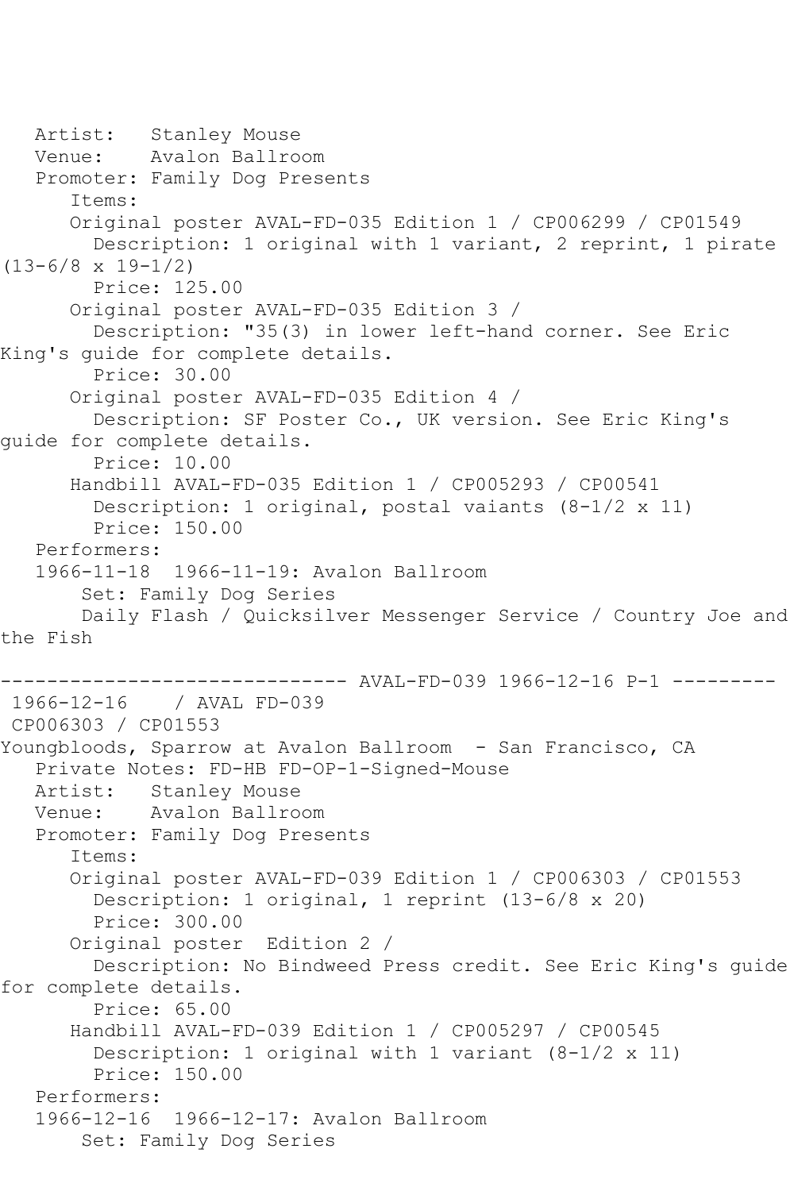Artist: Stanley Mouse
Venue: Avalon Ballroom
Promoter: Family Dog Presents
Items:
Original poster AVAL-FD-035 Edition 1 / CP006299 / CP01549
Description: 1 original with 1 variant, 2 reprint, 1 pirate (13-6/8 x 19-1/2)
Price: 125.00
Original poster AVAL-FD-035 Edition 3 /
Description: "35(3) in lower left-hand corner. See Eric King's guide for complete details.
Price: 30.00
Original poster AVAL-FD-035 Edition 4 /
Description: SF Poster Co., UK version. See Eric King's guide for complete details.
Price: 10.00
Handbill AVAL-FD-035 Edition 1 / CP005293 / CP00541
Description: 1 original, postal vaiants (8-1/2 x 11)
Price: 150.00
Performers:
1966-11-18 1966-11-19: Avalon Ballroom
Set: Family Dog Series
Daily Flash / Quicksilver Messenger Service / Country Joe and the Fish

------------------------------ AVAL-FD-039 1966-12-16 P-1 ---------

1966-12-16 / AVAL FD-039
CP006303 / CP01553
Youngbloods, Sparrow at Avalon Ballroom - San Francisco, CA
Private Notes: FD-HB FD-OP-1-Signed-Mouse
Artist: Stanley Mouse
Venue: Avalon Ballroom
Promoter: Family Dog Presents
Items:
Original poster AVAL-FD-039 Edition 1 / CP006303 / CP01553
Description: 1 original, 1 reprint (13-6/8 x 20)
Price: 300.00
Original poster Edition 2 /
Description: No Bindweed Press credit. See Eric King's guide for complete details.
Price: 65.00
Handbill AVAL-FD-039 Edition 1 / CP005297 / CP00545
Description: 1 original with 1 variant (8-1/2 x 11)
Price: 150.00
Performers:
1966-12-16 1966-12-17: Avalon Ballroom
Set: Family Dog Series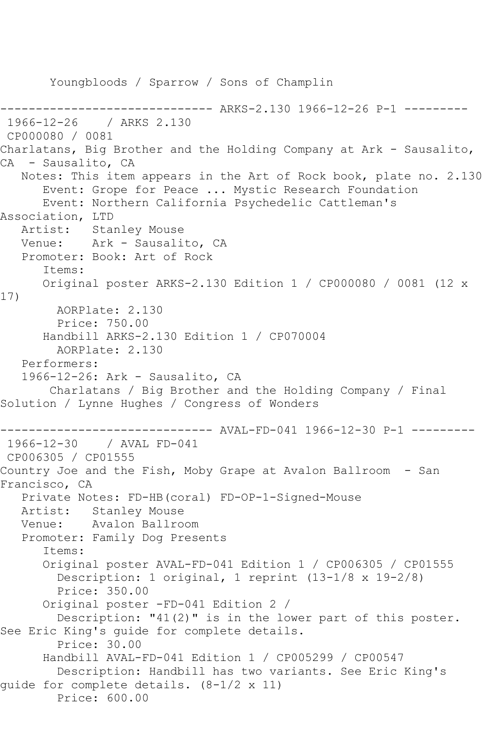Youngbloods / Sparrow / Sons of Champlin

------------------------------ ARKS-2.130 1966-12-26 P-1 ---------

1966-12-26 / ARKS 2.130

CP000080 / 0081

Charlatans, Big Brother and the Holding Company at Ark - Sausalito, CA - Sausalito, CA

Notes: This item appears in the Art of Rock book, plate no. 2.130

Event: Grope for Peace ... Mystic Research Foundation

Event: Northern California Psychedelic Cattleman's Association, LTD

Artist: Stanley Mouse

Venue: Ark - Sausalito, CA

Promoter: Book: Art of Rock

Items:

Original poster ARKS-2.130 Edition 1 / CP000080 / 0081 (12 x 17)

AORPlate: 2.130

Price: 750.00

Handbill ARKS-2.130 Edition 1 / CP070004

AORPlate: 2.130

Performers:

1966-12-26: Ark - Sausalito, CA

Charlatans / Big Brother and the Holding Company / Final Solution / Lynne Hughes / Congress of Wonders

------------------------------ AVAL-FD-041 1966-12-30 P-1 ---------

1966-12-30 / AVAL FD-041

CP006305 / CP01555

Country Joe and the Fish, Moby Grape at Avalon Ballroom - San Francisco, CA

Private Notes: FD-HB(coral) FD-OP-1-Signed-Mouse

Artist: Stanley Mouse

Venue: Avalon Ballroom

Promoter: Family Dog Presents

Items:

Original poster AVAL-FD-041 Edition 1 / CP006305 / CP01555

Description: 1 original, 1 reprint (13-1/8 x 19-2/8)

Price: 350.00

Original poster -FD-041 Edition 2 /

Description: "41(2)" is in the lower part of this poster. See Eric King's guide for complete details.

Price: 30.00

Handbill AVAL-FD-041 Edition 1 / CP005299 / CP00547

Description: Handbill has two variants. See Eric King's guide for complete details. (8-1/2 x 11)

Price: 600.00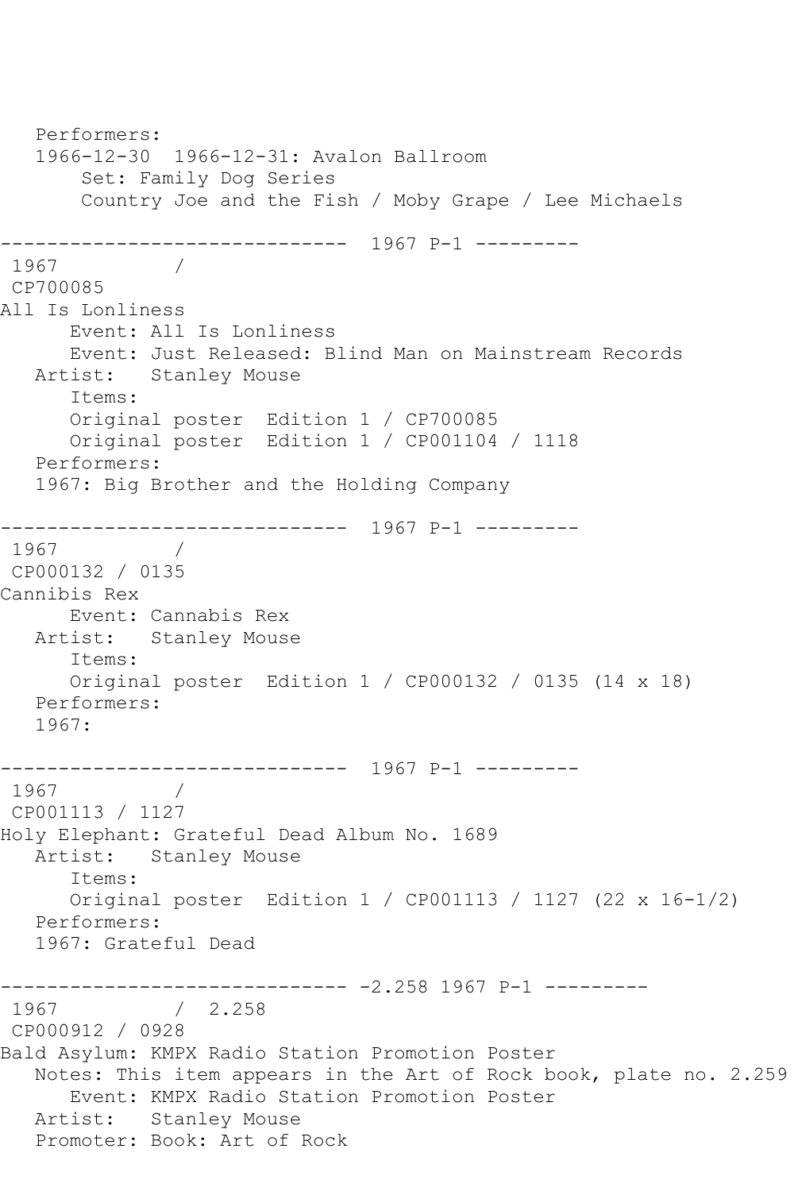```
   Performers:
   1966-12-30  1966-12-31: Avalon Ballroom
       Set: Family Dog Series
       Country Joe and the Fish / Moby Grape / Lee Michaels

------------------------------  1967 P-1 ---------
 1967          /
 CP700085
All Is Lonliness
      Event: All Is Lonliness
      Event: Just Released: Blind Man on Mainstream Records
   Artist:   Stanley Mouse
      Items:
      Original poster  Edition 1 / CP700085
      Original poster  Edition 1 / CP001104 / 1118
   Performers:
   1967: Big Brother and the Holding Company

------------------------------  1967 P-1 ---------
 1967          /
 CP000132 / 0135
Cannibis Rex
      Event: Cannabis Rex
   Artist:   Stanley Mouse
      Items:
      Original poster  Edition 1 / CP000132 / 0135 (14 x 18)
   Performers:
   1967:

------------------------------  1967 P-1 ---------
 1967          /
 CP001113 / 1127
Holy Elephant: Grateful Dead Album No. 1689
   Artist:   Stanley Mouse
      Items:
      Original poster  Edition 1 / CP001113 / 1127 (22 x 16-1/2)
   Performers:
   1967: Grateful Dead

------------------------------ -2.258 1967 P-1 ---------
 1967          /  2.258
 CP000912 / 0928
Bald Asylum: KMPX Radio Station Promotion Poster
   Notes: This item appears in the Art of Rock book, plate no. 2.259
      Event: KMPX Radio Station Promotion Poster
   Artist:   Stanley Mouse
   Promoter: Book: Art of Rock
```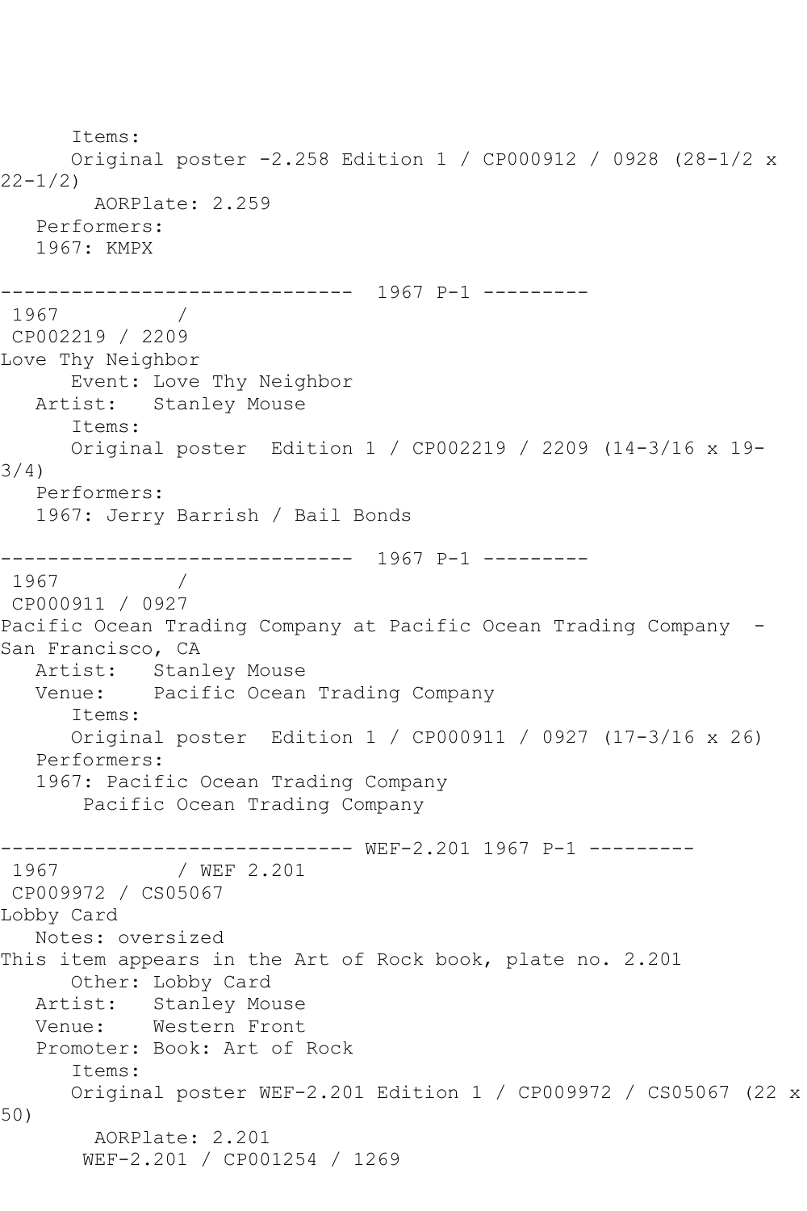Items:
Original poster -2.258 Edition 1 / CP000912 / 0928 (28-1/2 x 22-1/2)
AORPlate: 2.259
Performers:
1967: KMPX

------------------------------ 1967 P-1 ---------
1967 /
CP002219 / 2209
Love Thy Neighbor
Event: Love Thy Neighbor
Artist: Stanley Mouse
Items:
Original poster Edition 1 / CP002219 / 2209 (14-3/16 x 19-3/4)
Performers:
1967: Jerry Barrish / Bail Bonds

------------------------------ 1967 P-1 ---------
1967 /
CP000911 / 0927
Pacific Ocean Trading Company at Pacific Ocean Trading Company - San Francisco, CA
Artist: Stanley Mouse
Venue: Pacific Ocean Trading Company
Items:
Original poster Edition 1 / CP000911 / 0927 (17-3/16 x 26)
Performers:
1967: Pacific Ocean Trading Company
Pacific Ocean Trading Company

------------------------------ WEF-2.201 1967 P-1 ---------
1967 / WEF 2.201
CP009972 / CS05067
Lobby Card
Notes: oversized
This item appears in the Art of Rock book, plate no. 2.201
Other: Lobby Card
Artist: Stanley Mouse
Venue: Western Front
Promoter: Book: Art of Rock
Items:
Original poster WEF-2.201 Edition 1 / CP009972 / CS05067 (22 x 50)
AORPlate: 2.201
WEF-2.201 / CP001254 / 1269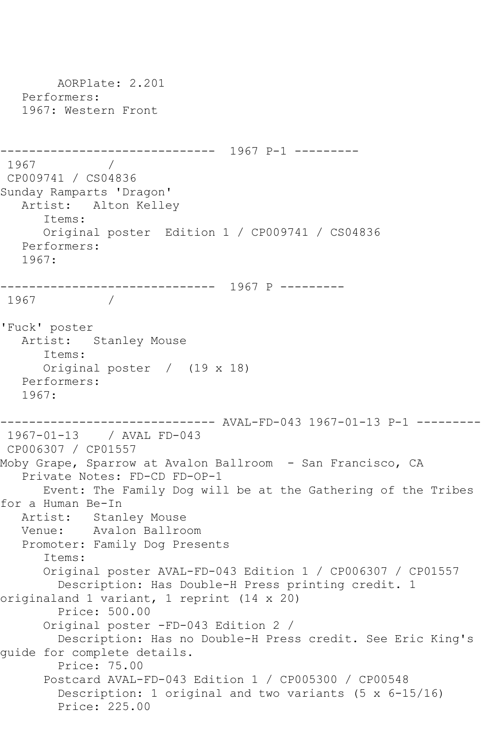AORPlate: 2.201
Performers:
1967: Western Front

------------------------------ 1967 P-1 ---------

1967 /
CP009741 / CS04836
Sunday Ramparts 'Dragon'
Artist: Alton Kelley
Items:
Original poster Edition 1 / CP009741 / CS04836
Performers:
1967:

------------------------------ 1967 P ---------

1967 /

'Fuck' poster
Artist: Stanley Mouse
Items:
Original poster / (19 x 18)
Performers:
1967:

------------------------------ AVAL-FD-043 1967-01-13 P-1 ---------

1967-01-13 / AVAL FD-043
CP006307 / CP01557
Moby Grape, Sparrow at Avalon Ballroom - San Francisco, CA
Private Notes: FD-CD FD-OP-1
Event: The Family Dog will be at the Gathering of the Tribes for a Human Be-In
Artist: Stanley Mouse
Venue: Avalon Ballroom
Promoter: Family Dog Presents
Items:
Original poster AVAL-FD-043 Edition 1 / CP006307 / CP01557
Description: Has Double-H Press printing credit. 1 originaland 1 variant, 1 reprint (14 x 20)
Price: 500.00
Original poster -FD-043 Edition 2 /
Description: Has no Double-H Press credit. See Eric King's guide for complete details.
Price: 75.00
Postcard AVAL-FD-043 Edition 1 / CP005300 / CP00548
Description: 1 original and two variants (5 x 6-15/16)
Price: 225.00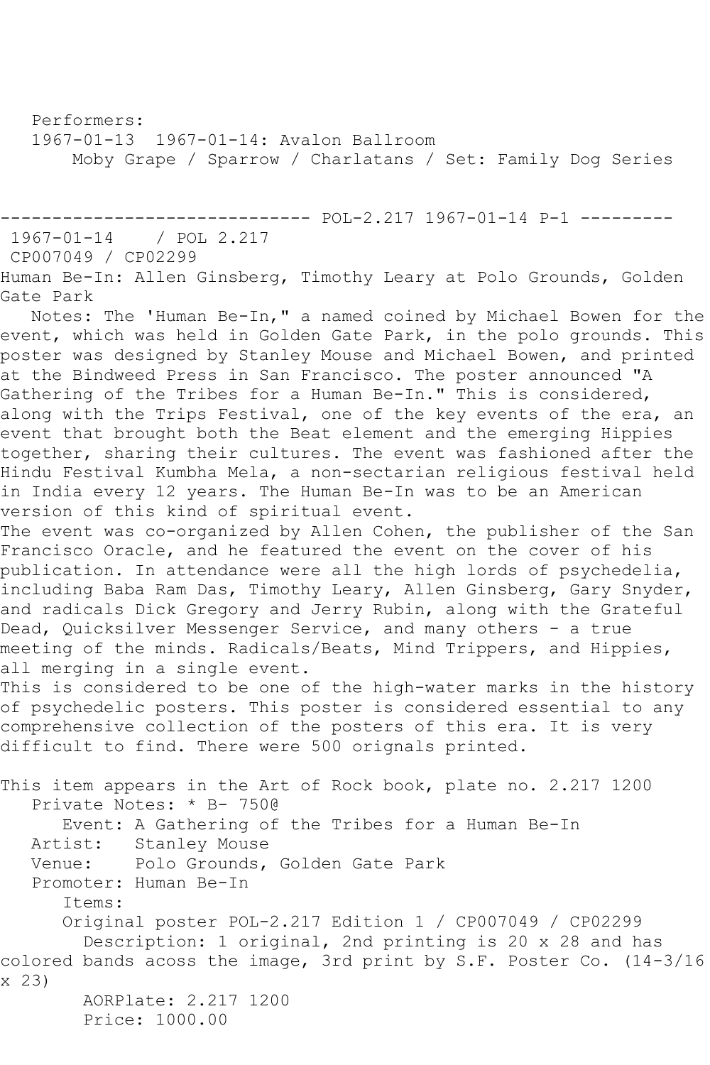Performers:
1967-01-13  1967-01-14: Avalon Ballroom
Moby Grape / Sparrow / Charlatans / Set: Family Dog Series

------------------------------ POL-2.217 1967-01-14 P-1 ---------
1967-01-14    / POL 2.217
CP007049 / CP02299
Human Be-In: Allen Ginsberg, Timothy Leary at Polo Grounds, Golden Gate Park

Notes: The 'Human Be-In," a named coined by Michael Bowen for the event, which was held in Golden Gate Park, in the polo grounds. This poster was designed by Stanley Mouse and Michael Bowen, and printed at the Bindweed Press in San Francisco. The poster announced "A Gathering of the Tribes for a Human Be-In." This is considered, along with the Trips Festival, one of the key events of the era, an event that brought both the Beat element and the emerging Hippies together, sharing their cultures. The event was fashioned after the Hindu Festival Kumbha Mela, a non-sectarian religious festival held in India every 12 years. The Human Be-In was to be an American version of this kind of spiritual event.

The event was co-organized by Allen Cohen, the publisher of the San Francisco Oracle, and he featured the event on the cover of his publication. In attendance were all the high lords of psychedelia, including Baba Ram Das, Timothy Leary, Allen Ginsberg, Gary Snyder, and radicals Dick Gregory and Jerry Rubin, along with the Grateful Dead, Quicksilver Messenger Service, and many others - a true meeting of the minds. Radicals/Beats, Mind Trippers, and Hippies, all merging in a single event.

This is considered to be one of the high-water marks in the history of psychedelic posters. This poster is considered essential to any comprehensive collection of the posters of this era. It is very difficult to find. There were 500 orignals printed.

This item appears in the Art of Rock book, plate no. 2.217 1200

Private Notes: * B- 750@

Event: A Gathering of the Tribes for a Human Be-In

Artist:   Stanley Mouse

Venue:    Polo Grounds, Golden Gate Park

Promoter: Human Be-In

Items:

Original poster POL-2.217 Edition 1 / CP007049 / CP02299

Description: 1 original, 2nd printing is 20 x 28 and has colored bands acoss the image, 3rd print by S.F. Poster Co. (14-3/16 x 23)

AORPlate: 2.217 1200

Price: 1000.00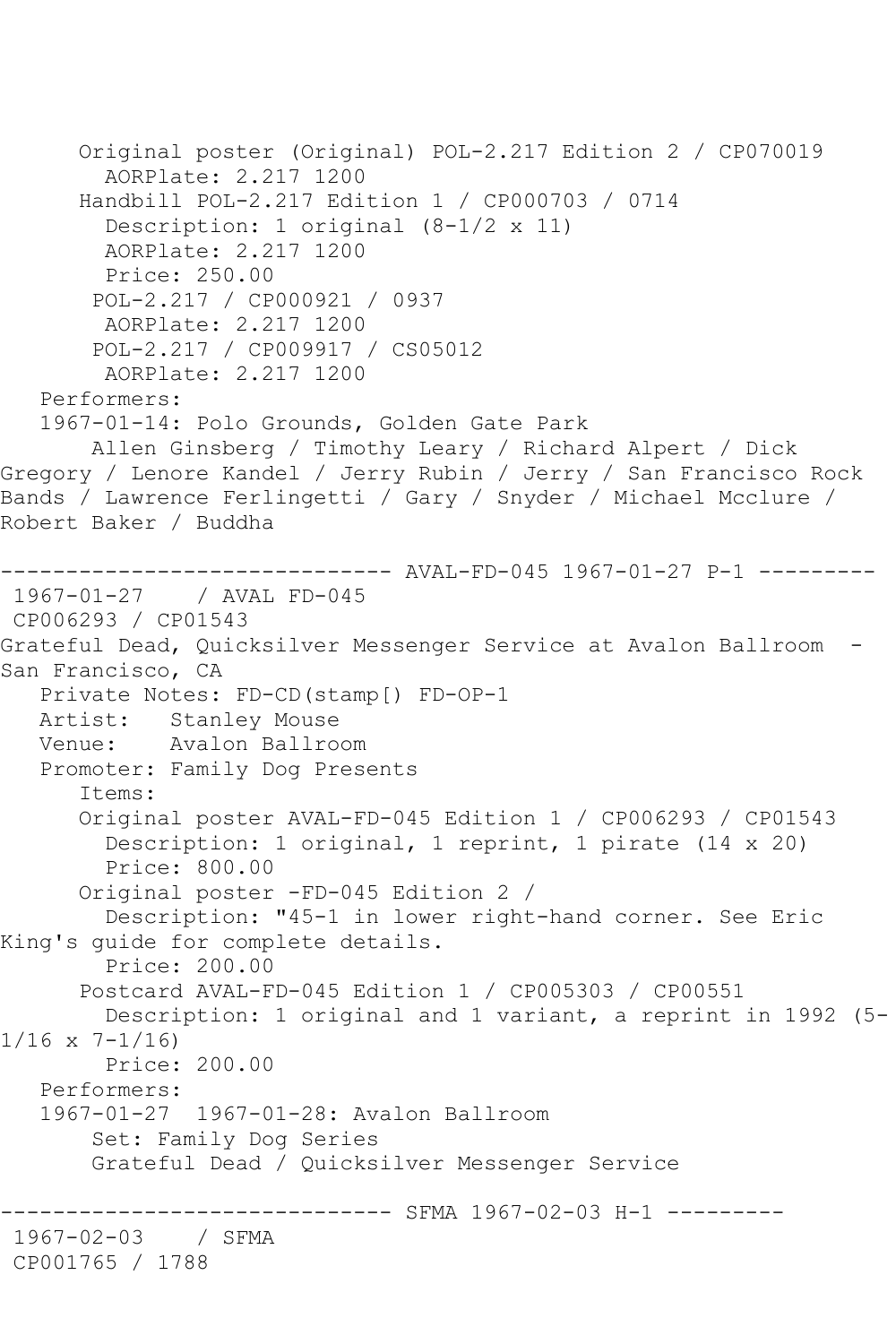```
      Original poster (Original) POL-2.217 Edition 2 / CP070019
        AORPlate: 2.217 1200
      Handbill POL-2.217 Edition 1 / CP000703 / 0714
        Description: 1 original (8-1/2 x 11)
        AORPlate: 2.217 1200
        Price: 250.00
       POL-2.217 / CP000921 / 0937
        AORPlate: 2.217 1200
       POL-2.217 / CP009917 / CS05012
        AORPlate: 2.217 1200
   Performers:
   1967-01-14: Polo Grounds, Golden Gate Park
       Allen Ginsberg / Timothy Leary / Richard Alpert / Dick
Gregory / Lenore Kandel / Jerry Rubin / Jerry / San Francisco Rock
Bands / Lawrence Ferlingetti / Gary / Snyder / Michael Mcclure /
Robert Baker / Buddha

------------------------------ AVAL-FD-045 1967-01-27 P-1 ---------
 1967-01-27    / AVAL FD-045
 CP006293 / CP01543
Grateful Dead, Quicksilver Messenger Service at Avalon Ballroom  -
San Francisco, CA
   Private Notes: FD-CD(stamp[) FD-OP-1
   Artist:   Stanley Mouse
   Venue:    Avalon Ballroom
   Promoter: Family Dog Presents
      Items:
      Original poster AVAL-FD-045 Edition 1 / CP006293 / CP01543
        Description: 1 original, 1 reprint, 1 pirate (14 x 20)
        Price: 800.00
      Original poster -FD-045 Edition 2 /
        Description: "45-1 in lower right-hand corner. See Eric
King's guide for complete details.
        Price: 200.00
      Postcard AVAL-FD-045 Edition 1 / CP005303 / CP00551
        Description: 1 original and 1 variant, a reprint in 1992 (5-
1/16 x 7-1/16)
        Price: 200.00
   Performers:
   1967-01-27  1967-01-28: Avalon Ballroom
       Set: Family Dog Series
       Grateful Dead / Quicksilver Messenger Service

------------------------------ SFMA 1967-02-03 H-1 ---------
 1967-02-03    / SFMA
 CP001765 / 1788
```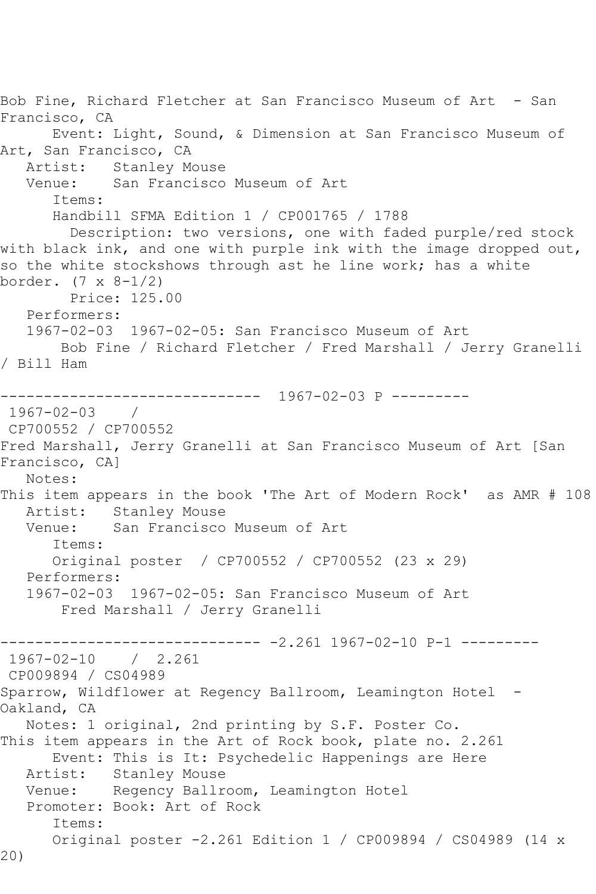Bob Fine, Richard Fletcher at San Francisco Museum of Art - San Francisco, CA

Event: Light, Sound, & Dimension at San Francisco Museum of Art, San Francisco, CA

Artist: Stanley Mouse

Venue: San Francisco Museum of Art

Items:

Handbill SFMA Edition 1 / CP001765 / 1788

Description: two versions, one with faded purple/red stock with black ink, and one with purple ink with the image dropped out, so the white stockshows through ast he line work; has a white border. (7 x 8-1/2)

Price: 125.00

Performers:

1967-02-03 1967-02-05: San Francisco Museum of Art

Bob Fine / Richard Fletcher / Fred Marshall / Jerry Granelli / Bill Ham

------------------------------ 1967-02-03 P ---------

1967-02-03 /

CP700552 / CP700552

Fred Marshall, Jerry Granelli at San Francisco Museum of Art [San Francisco, CA]

Notes:

This item appears in the book 'The Art of Modern Rock' as AMR # 108

Artist: Stanley Mouse

Venue: San Francisco Museum of Art

Items:

Original poster / CP700552 / CP700552 (23 x 29)

Performers:

1967-02-03 1967-02-05: San Francisco Museum of Art

Fred Marshall / Jerry Granelli

------------------------------ -2.261 1967-02-10 P-1 ---------

1967-02-10 / 2.261

CP009894 / CS04989

Sparrow, Wildflower at Regency Ballroom, Leamington Hotel - Oakland, CA

Notes: 1 original, 2nd printing by S.F. Poster Co.

This item appears in the Art of Rock book, plate no. 2.261

Event: This is It: Psychedelic Happenings are Here

Artist: Stanley Mouse

Venue: Regency Ballroom, Leamington Hotel

Promoter: Book: Art of Rock

Items:

Original poster -2.261 Edition 1 / CP009894 / CS04989 (14 x 20)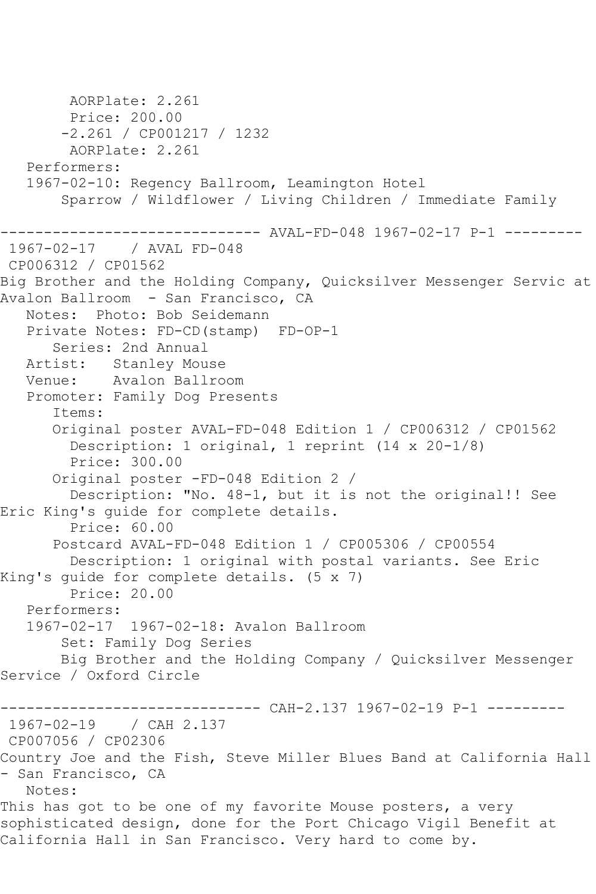AORPlate: 2.261
Price: 200.00
-2.261 / CP001217 / 1232
AORPlate: 2.261
Performers:
1967-02-10: Regency Ballroom, Leamington Hotel
Sparrow / Wildflower / Living Children / Immediate Family

------------------------------ AVAL-FD-048 1967-02-17 P-1 ---------

1967-02-17 / AVAL FD-048
CP006312 / CP01562
Big Brother and the Holding Company, Quicksilver Messenger Servic at Avalon Ballroom - San Francisco, CA
Notes: Photo: Bob Seidemann
Private Notes: FD-CD(stamp) FD-OP-1
Series: 2nd Annual
Artist: Stanley Mouse
Venue: Avalon Ballroom
Promoter: Family Dog Presents
Items:
Original poster AVAL-FD-048 Edition 1 / CP006312 / CP01562
Description: 1 original, 1 reprint (14 x 20-1/8)
Price: 300.00
Original poster -FD-048 Edition 2 /
Description: "No. 48-1, but it is not the original!! See Eric King's guide for complete details.
Price: 60.00
Postcard AVAL-FD-048 Edition 1 / CP005306 / CP00554
Description: 1 original with postal variants. See Eric King's guide for complete details. (5 x 7)
Price: 20.00
Performers:
1967-02-17 1967-02-18: Avalon Ballroom
Set: Family Dog Series
Big Brother and the Holding Company / Quicksilver Messenger Service / Oxford Circle

------------------------------ CAH-2.137 1967-02-19 P-1 ---------

1967-02-19 / CAH 2.137
CP007056 / CP02306
Country Joe and the Fish, Steve Miller Blues Band at California Hall - San Francisco, CA
Notes:
This has got to be one of my favorite Mouse posters, a very sophisticated design, done for the Port Chicago Vigil Benefit at California Hall in San Francisco. Very hard to come by.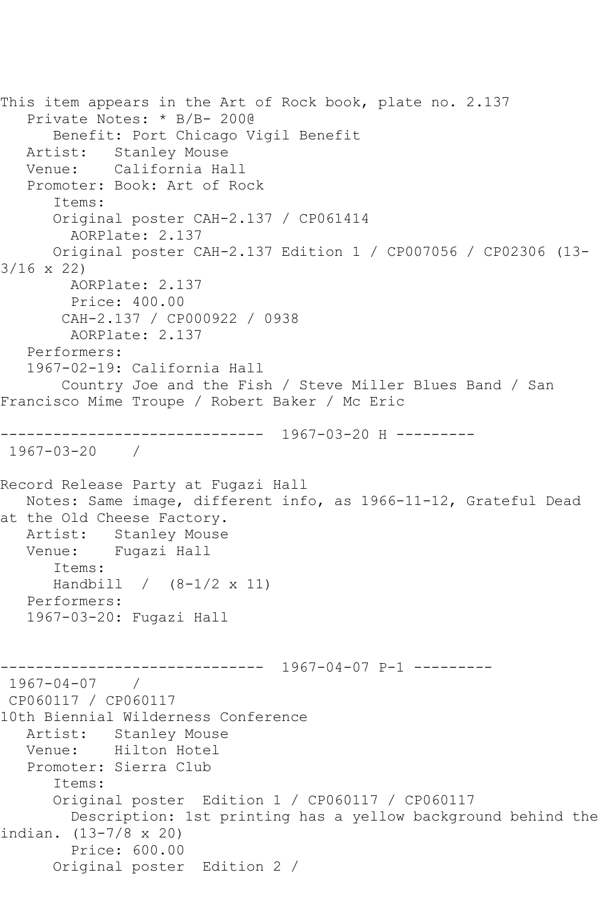This item appears in the Art of Rock book, plate no. 2.137
   Private Notes: * B/B- 200@
      Benefit: Port Chicago Vigil Benefit
   Artist:   Stanley Mouse
   Venue:    California Hall
   Promoter: Book: Art of Rock
      Items:
      Original poster CAH-2.137 / CP061414
        AORPlate: 2.137
      Original poster CAH-2.137 Edition 1 / CP007056 / CP02306 (13-3/16 x 22)
        AORPlate: 2.137
        Price: 400.00
       CAH-2.137 / CP000922 / 0938
        AORPlate: 2.137
   Performers:
   1967-02-19: California Hall
       Country Joe and the Fish / Steve Miller Blues Band / San Francisco Mime Troupe / Robert Baker / Mc Eric

------------------------------ 1967-03-20 H ---------
 1967-03-20    /

Record Release Party at Fugazi Hall
   Notes: Same image, different info, as 1966-11-12, Grateful Dead at the Old Cheese Factory.
   Artist:   Stanley Mouse
   Venue:    Fugazi Hall
      Items:
      Handbill  /  (8-1/2 x 11)
   Performers:
   1967-03-20: Fugazi Hall

------------------------------ 1967-04-07 P-1 ---------
 1967-04-07    /
 CP060117 / CP060117
10th Biennial Wilderness Conference
   Artist:   Stanley Mouse
   Venue:    Hilton Hotel
   Promoter: Sierra Club
      Items:
      Original poster  Edition 1 / CP060117 / CP060117
        Description: 1st printing has a yellow background behind the indian. (13-7/8 x 20)
        Price: 600.00
      Original poster  Edition 2 /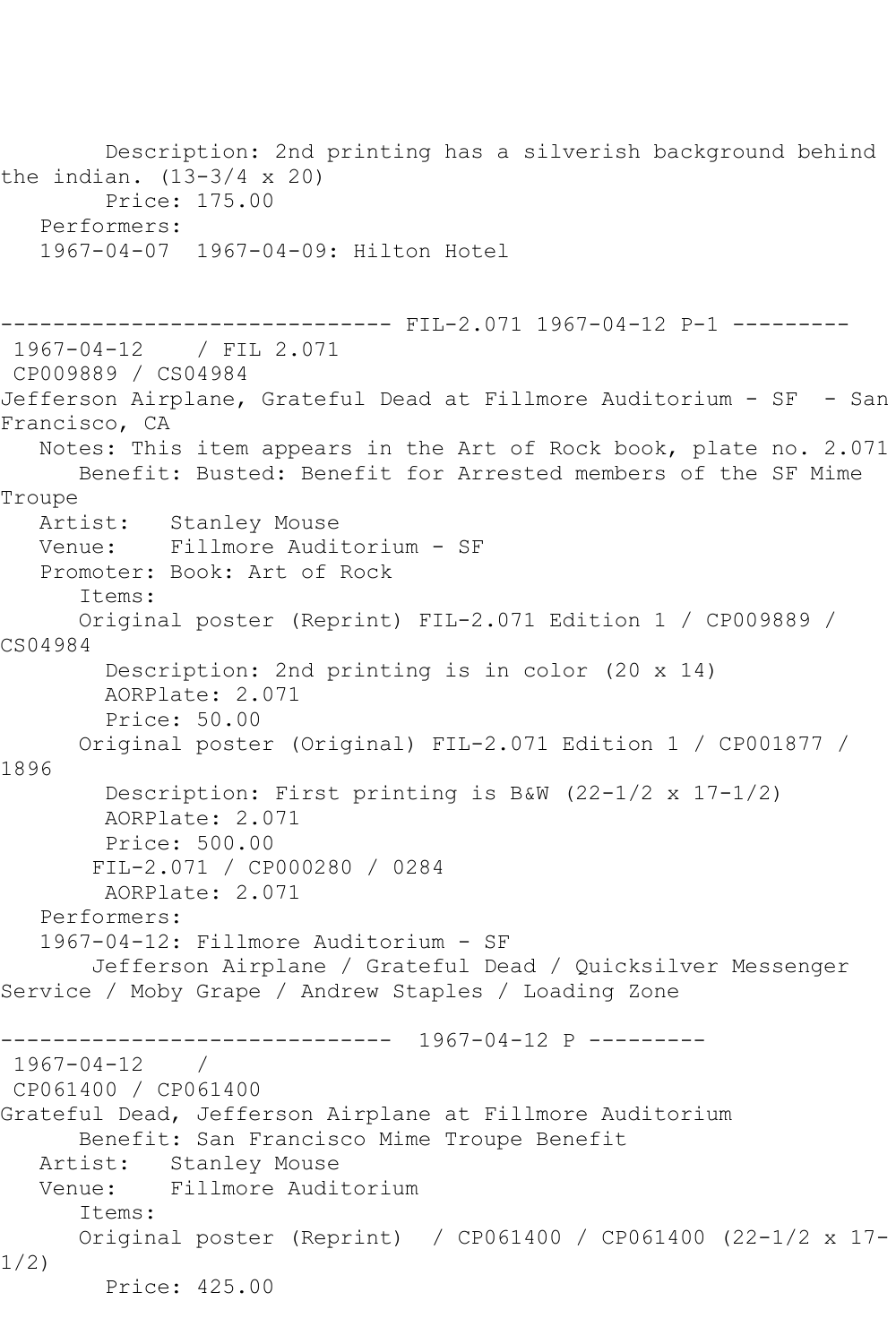Description: 2nd printing has a silverish background behind the indian. (13-3/4 x 20)
Price: 175.00
Performers:
1967-04-07  1967-04-09: Hilton Hotel

------------------------------ FIL-2.071 1967-04-12 P-1 ---------

1967-04-12    / FIL 2.071
CP009889 / CS04984
Jefferson Airplane, Grateful Dead at Fillmore Auditorium - SF  - San Francisco, CA
Notes: This item appears in the Art of Rock book, plate no. 2.071
Benefit: Busted: Benefit for Arrested members of the SF Mime Troupe
Artist:   Stanley Mouse
Venue:    Fillmore Auditorium - SF
Promoter: Book: Art of Rock
Items:
Original poster (Reprint) FIL-2.071 Edition 1 / CP009889 / CS04984
Description: 2nd printing is in color (20 x 14)
AORPlate: 2.071
Price: 50.00
Original poster (Original) FIL-2.071 Edition 1 / CP001877 / 1896
Description: First printing is B&W (22-1/2 x 17-1/2)
AORPlate: 2.071
Price: 500.00
FIL-2.071 / CP000280 / 0284
AORPlate: 2.071
Performers:
1967-04-12: Fillmore Auditorium - SF
Jefferson Airplane / Grateful Dead / Quicksilver Messenger Service / Moby Grape / Andrew Staples / Loading Zone

------------------------------  1967-04-12 P ---------

1967-04-12    /
CP061400 / CP061400
Grateful Dead, Jefferson Airplane at Fillmore Auditorium
Benefit: San Francisco Mime Troupe Benefit
Artist:   Stanley Mouse
Venue:    Fillmore Auditorium
Items:
Original poster (Reprint)  / CP061400 / CP061400 (22-1/2 x 17-1/2)
Price: 425.00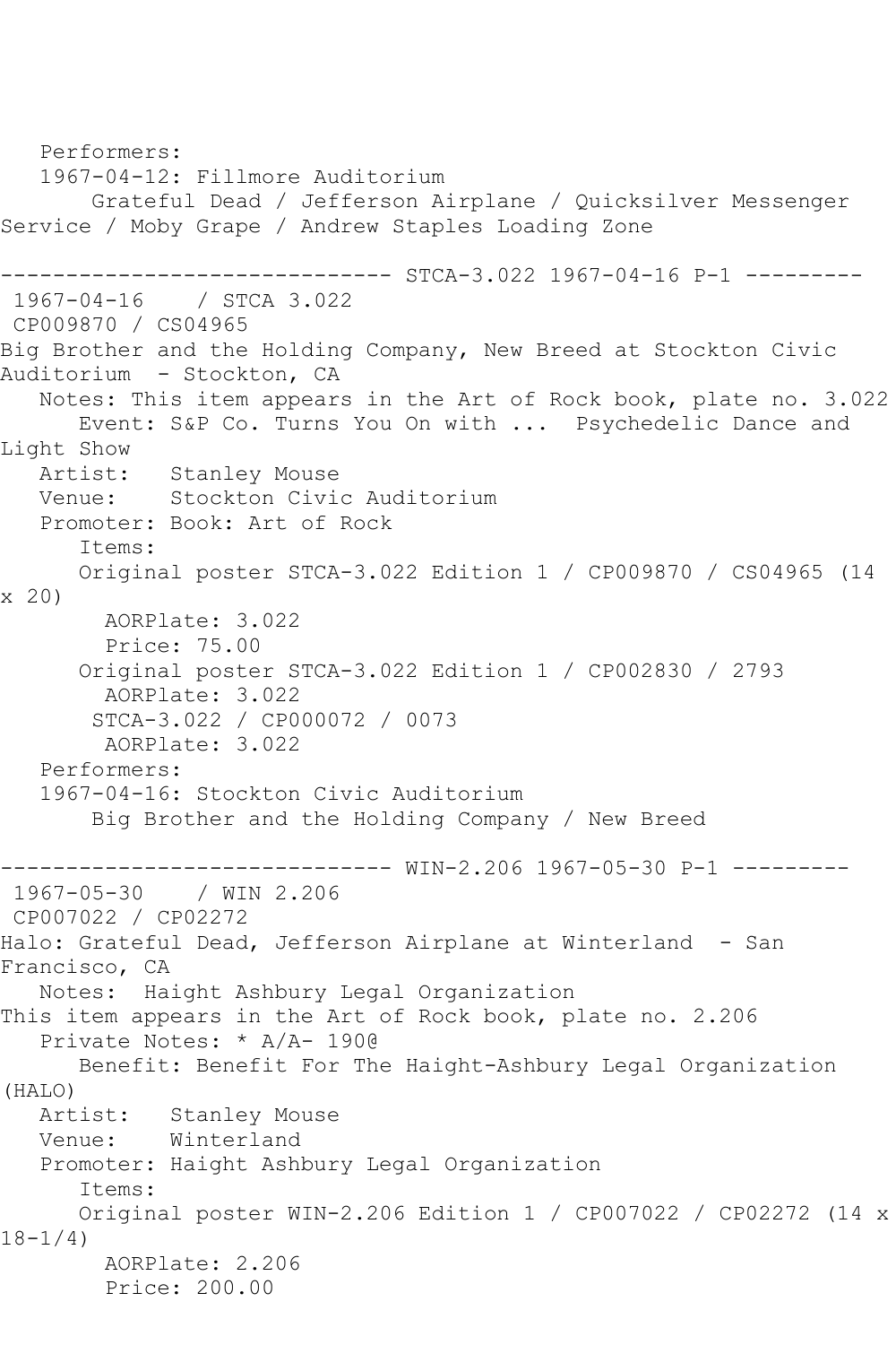Performers:
1967-04-12: Fillmore Auditorium
Grateful Dead / Jefferson Airplane / Quicksilver Messenger Service / Moby Grape / Andrew Staples Loading Zone

------------------------------ STCA-3.022 1967-04-16 P-1 ---------

1967-04-16 / STCA 3.022
CP009870 / CS04965
Big Brother and the Holding Company, New Breed at Stockton Civic Auditorium - Stockton, CA
Notes: This item appears in the Art of Rock book, plate no. 3.022
Event: S&P Co. Turns You On with ... Psychedelic Dance and Light Show
Artist: Stanley Mouse
Venue: Stockton Civic Auditorium
Promoter: Book: Art of Rock
Items:
Original poster STCA-3.022 Edition 1 / CP009870 / CS04965 (14 x 20)
AORPlate: 3.022
Price: 75.00
Original poster STCA-3.022 Edition 1 / CP002830 / 2793
AORPlate: 3.022
STCA-3.022 / CP000072 / 0073
AORPlate: 3.022
Performers:
1967-04-16: Stockton Civic Auditorium
Big Brother and the Holding Company / New Breed

------------------------------ WIN-2.206 1967-05-30 P-1 ---------

1967-05-30 / WIN 2.206
CP007022 / CP02272
Halo: Grateful Dead, Jefferson Airplane at Winterland - San Francisco, CA
Notes: Haight Ashbury Legal Organization
This item appears in the Art of Rock book, plate no. 2.206
Private Notes: * A/A- 190@
Benefit: Benefit For The Haight-Ashbury Legal Organization (HALO)
Artist: Stanley Mouse
Venue: Winterland
Promoter: Haight Ashbury Legal Organization
Items:
Original poster WIN-2.206 Edition 1 / CP007022 / CP02272 (14 x 18-1/4)
AORPlate: 2.206
Price: 200.00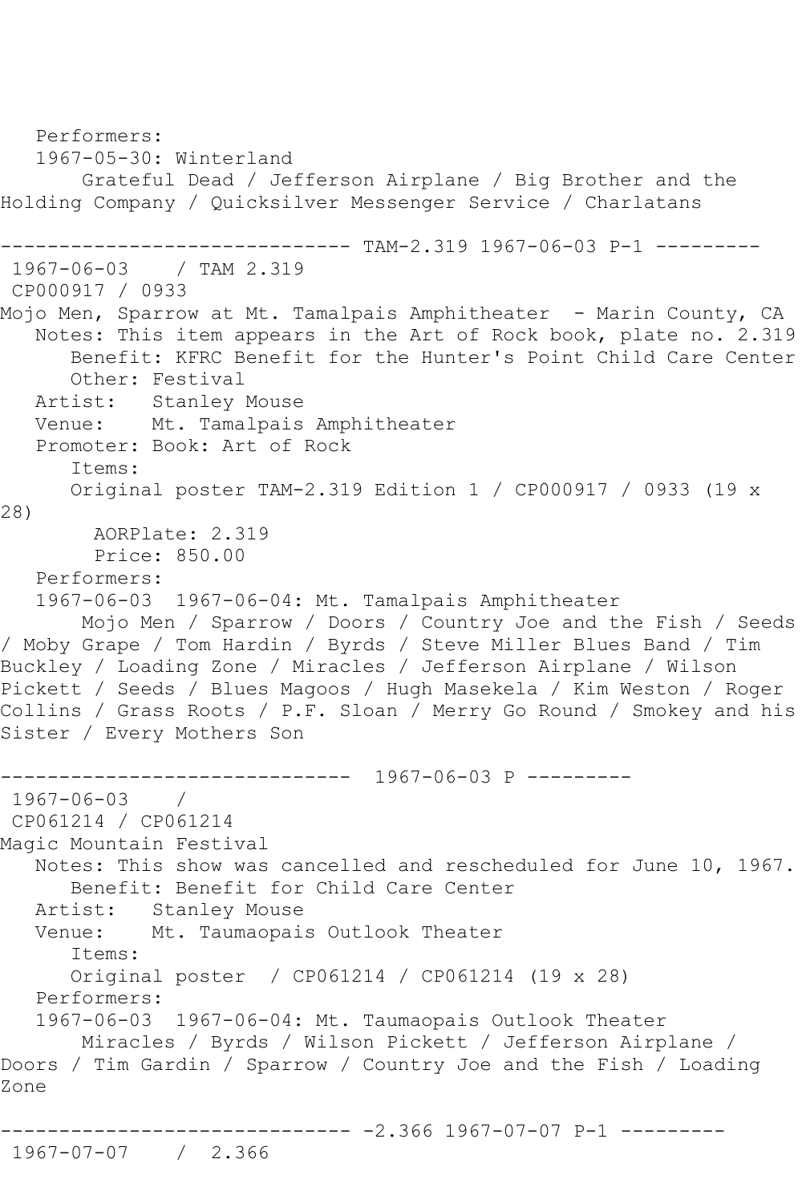Performers:
1967-05-30: Winterland
Grateful Dead / Jefferson Airplane / Big Brother and the Holding Company / Quicksilver Messenger Service / Charlatans

------------------------------ TAM-2.319 1967-06-03 P-1 ---------

1967-06-03 / TAM 2.319
CP000917 / 0933
Mojo Men, Sparrow at Mt. Tamalpais Amphitheater - Marin County, CA
Notes: This item appears in the Art of Rock book, plate no. 2.319
Benefit: KFRC Benefit for the Hunter's Point Child Care Center
Other: Festival
Artist: Stanley Mouse
Venue: Mt. Tamalpais Amphitheater
Promoter: Book: Art of Rock
Items:
Original poster TAM-2.319 Edition 1 / CP000917 / 0933 (19 x 28)
AORPlate: 2.319
Price: 850.00
Performers:
1967-06-03 1967-06-04: Mt. Tamalpais Amphitheater
Mojo Men / Sparrow / Doors / Country Joe and the Fish / Seeds / Moby Grape / Tom Hardin / Byrds / Steve Miller Blues Band / Tim Buckley / Loading Zone / Miracles / Jefferson Airplane / Wilson Pickett / Seeds / Blues Magoos / Hugh Masekela / Kim Weston / Roger Collins / Grass Roots / P.F. Sloan / Merry Go Round / Smokey and his Sister / Every Mothers Son

------------------------------ 1967-06-03 P ---------

1967-06-03 /
CP061214 / CP061214
Magic Mountain Festival
Notes: This show was cancelled and rescheduled for June 10, 1967.
Benefit: Benefit for Child Care Center
Artist: Stanley Mouse
Venue: Mt. Taumaopais Outlook Theater
Items:
Original poster / CP061214 / CP061214 (19 x 28)
Performers:
1967-06-03 1967-06-04: Mt. Taumaopais Outlook Theater
Miracles / Byrds / Wilson Pickett / Jefferson Airplane / Doors / Tim Gardin / Sparrow / Country Joe and the Fish / Loading Zone

------------------------------ -2.366 1967-07-07 P-1 ---------

1967-07-07 / 2.366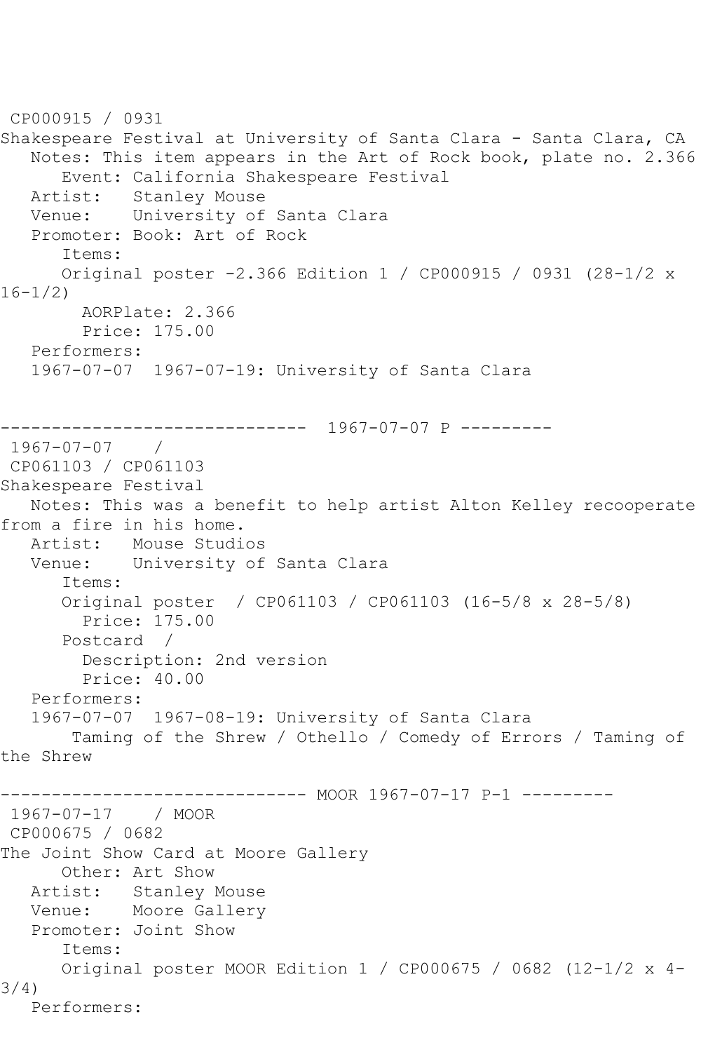CP000915 / 0931
Shakespeare Festival at University of Santa Clara - Santa Clara, CA
   Notes: This item appears in the Art of Rock book, plate no. 2.366
      Event: California Shakespeare Festival
   Artist:   Stanley Mouse
   Venue:    University of Santa Clara
   Promoter: Book: Art of Rock
      Items:
      Original poster -2.366 Edition 1 / CP000915 / 0931 (28-1/2 x 16-1/2)
        AORPlate: 2.366
        Price: 175.00
   Performers:
   1967-07-07  1967-07-19: University of Santa Clara

------------------------------ 1967-07-07 P ---------

1967-07-07    /
CP061103 / CP061103
Shakespeare Festival
   Notes: This was a benefit to help artist Alton Kelley recooperate from a fire in his home.
   Artist:   Mouse Studios
   Venue:    University of Santa Clara
      Items:
      Original poster  / CP061103 / CP061103 (16-5/8 x 28-5/8)
        Price: 175.00
      Postcard  /
        Description: 2nd version
        Price: 40.00
   Performers:
   1967-07-07  1967-08-19: University of Santa Clara
       Taming of the Shrew / Othello / Comedy of Errors / Taming of the Shrew

------------------------------ MOOR 1967-07-17 P-1 ---------

1967-07-17    / MOOR
CP000675 / 0682
The Joint Show Card at Moore Gallery
      Other: Art Show
   Artist:   Stanley Mouse
   Venue:    Moore Gallery
   Promoter: Joint Show
      Items:
      Original poster MOOR Edition 1 / CP000675 / 0682 (12-1/2 x 4-3/4)
   Performers: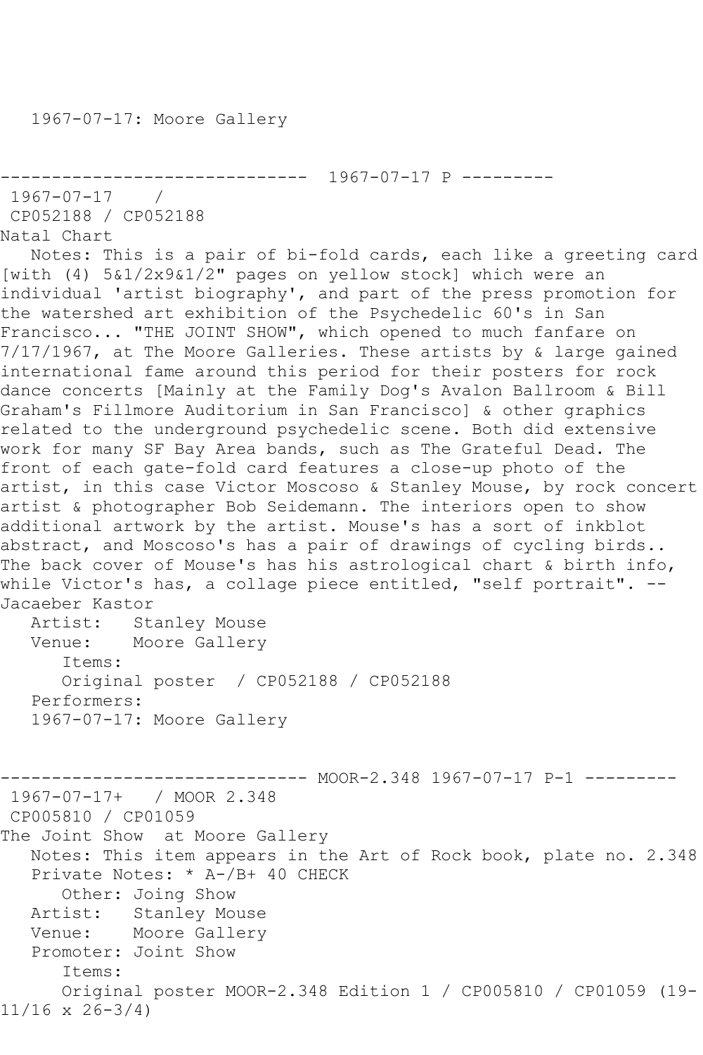1967-07-17: Moore Gallery

------------------------------ 1967-07-17 P ---------
1967-07-17 /
CP052188 / CP052188
Natal Chart
Notes: This is a pair of bi-fold cards, each like a greeting card [with (4) 5&1/2x9&1/2" pages on yellow stock] which were an individual 'artist biography', and part of the press promotion for the watershed art exhibition of the Psychedelic 60's in San Francisco... "THE JOINT SHOW", which opened to much fanfare on 7/17/1967, at The Moore Galleries. These artists by & large gained international fame around this period for their posters for rock dance concerts [Mainly at the Family Dog's Avalon Ballroom & Bill Graham's Fillmore Auditorium in San Francisco] & other graphics related to the underground psychedelic scene. Both did extensive work for many SF Bay Area bands, such as The Grateful Dead. The front of each gate-fold card features a close-up photo of the artist, in this case Victor Moscoso & Stanley Mouse, by rock concert artist & photographer Bob Seidemann. The interiors open to show additional artwork by the artist. Mouse's has a sort of inkblot abstract, and Moscoso's has a pair of drawings of cycling birds.. The back cover of Mouse's has his astrological chart & birth info, while Victor's has, a collage piece entitled, "self portrait". --Jacaeber Kastor
Artist: Stanley Mouse
Venue: Moore Gallery
Items:
Original poster / CP052188 / CP052188
Performers:
1967-07-17: Moore Gallery

------------------------------ MOOR-2.348 1967-07-17 P-1 ---------
1967-07-17+ / MOOR 2.348
CP005810 / CP01059
The Joint Show at Moore Gallery
Notes: This item appears in the Art of Rock book, plate no. 2.348
Private Notes: * A-/B+ 40 CHECK
Other: Joing Show
Artist: Stanley Mouse
Venue: Moore Gallery
Promoter: Joint Show
Items:
Original poster MOOR-2.348 Edition 1 / CP005810 / CP01059 (19-11/16 x 26-3/4)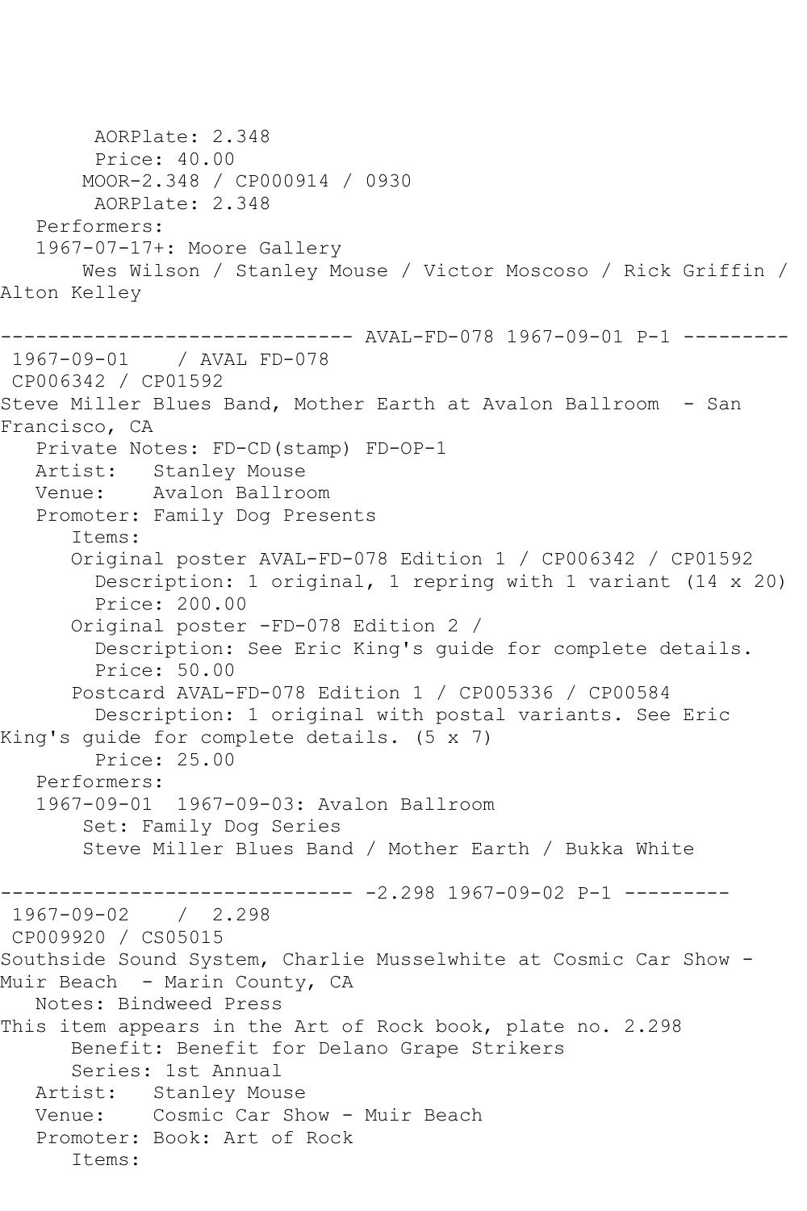```
        AORPlate: 2.348
        Price: 40.00
       MOOR-2.348 / CP000914 / 0930
        AORPlate: 2.348
   Performers:
   1967-07-17+: Moore Gallery
       Wes Wilson / Stanley Mouse / Victor Moscoso / Rick Griffin /
Alton Kelley

------------------------------ AVAL-FD-078 1967-09-01 P-1 ---------
 1967-09-01    / AVAL FD-078
 CP006342 / CP01592
Steve Miller Blues Band, Mother Earth at Avalon Ballroom  - San
Francisco, CA
   Private Notes: FD-CD(stamp) FD-OP-1
   Artist:   Stanley Mouse
   Venue:    Avalon Ballroom
   Promoter: Family Dog Presents
      Items:
      Original poster AVAL-FD-078 Edition 1 / CP006342 / CP01592
        Description: 1 original, 1 repring with 1 variant (14 x 20)
        Price: 200.00
      Original poster -FD-078 Edition 2 /
        Description: See Eric King's guide for complete details.
        Price: 50.00
      Postcard AVAL-FD-078 Edition 1 / CP005336 / CP00584
        Description: 1 original with postal variants. See Eric
King's guide for complete details. (5 x 7)
        Price: 25.00
   Performers:
   1967-09-01  1967-09-03: Avalon Ballroom
       Set: Family Dog Series
       Steve Miller Blues Band / Mother Earth / Bukka White

------------------------------ -2.298 1967-09-02 P-1 ---------
 1967-09-02    /  2.298
 CP009920 / CS05015
Southside Sound System, Charlie Musselwhite at Cosmic Car Show -
Muir Beach  - Marin County, CA
   Notes: Bindweed Press
This item appears in the Art of Rock book, plate no. 2.298
      Benefit: Benefit for Delano Grape Strikers
      Series: 1st Annual
   Artist:   Stanley Mouse
   Venue:    Cosmic Car Show - Muir Beach
   Promoter: Book: Art of Rock
      Items:
```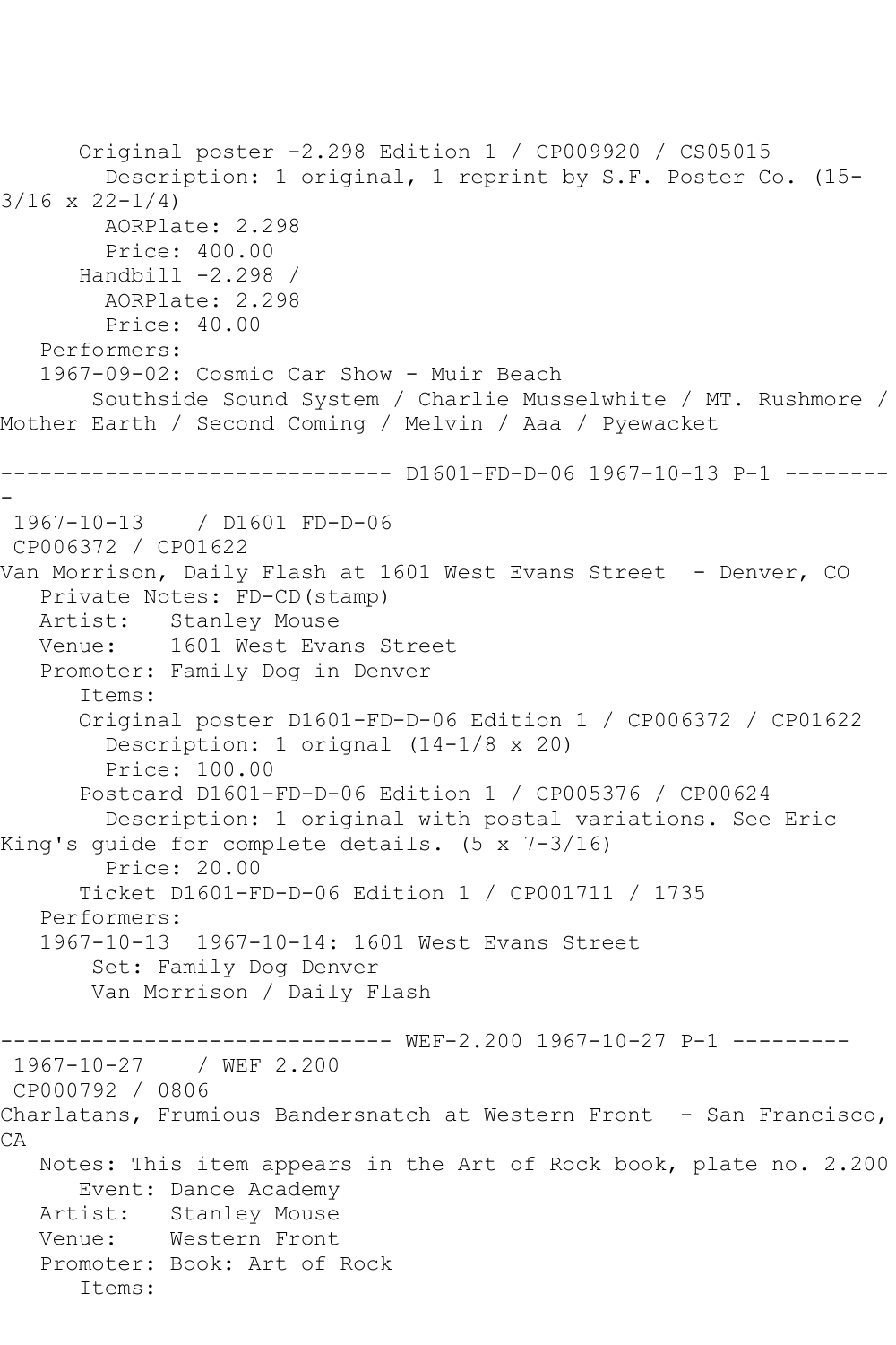```
      Original poster -2.298 Edition 1 / CP009920 / CS05015
        Description: 1 original, 1 reprint by S.F. Poster Co. (15-3/16 x 22-1/4)
        AORPlate: 2.298 
        Price: 400.00
      Handbill -2.298 / 
        AORPlate: 2.298 
        Price: 40.00
   Performers:
   1967-09-02: Cosmic Car Show - Muir Beach
       Southside Sound System / Charlie Musselwhite / MT. Rushmore / Mother Earth / Second Coming / Melvin / Aaa / Pyewacket
```

------------------------------ D1601-FD-D-06 1967-10-13 P-1 ---------

```
 1967-10-13    / D1601 FD-D-06
 CP006372 / CP01622
Van Morrison, Daily Flash at 1601 West Evans Street  - Denver, CO
   Private Notes: FD-CD(stamp)
   Artist:   Stanley Mouse
   Venue:    1601 West Evans Street
   Promoter: Family Dog in Denver
      Items:
      Original poster D1601-FD-D-06 Edition 1 / CP006372 / CP01622
        Description: 1 orignal (14-1/8 x 20)
        Price: 100.00
      Postcard D1601-FD-D-06 Edition 1 / CP005376 / CP00624
        Description: 1 original with postal variations. See Eric King's guide for complete details. (5 x 7-3/16)
        Price: 20.00
      Ticket D1601-FD-D-06 Edition 1 / CP001711 / 1735
   Performers:
   1967-10-13  1967-10-14: 1601 West Evans Street
       Set: Family Dog Denver
       Van Morrison / Daily Flash
```

------------------------------ WEF-2.200 1967-10-27 P-1 ---------

```
 1967-10-27    / WEF 2.200
 CP000792 / 0806
Charlatans, Frumious Bandersnatch at Western Front  - San Francisco, CA
   Notes: This item appears in the Art of Rock book, plate no. 2.200
      Event: Dance Academy
   Artist:   Stanley Mouse
   Venue:    Western Front
   Promoter: Book: Art of Rock
      Items:
```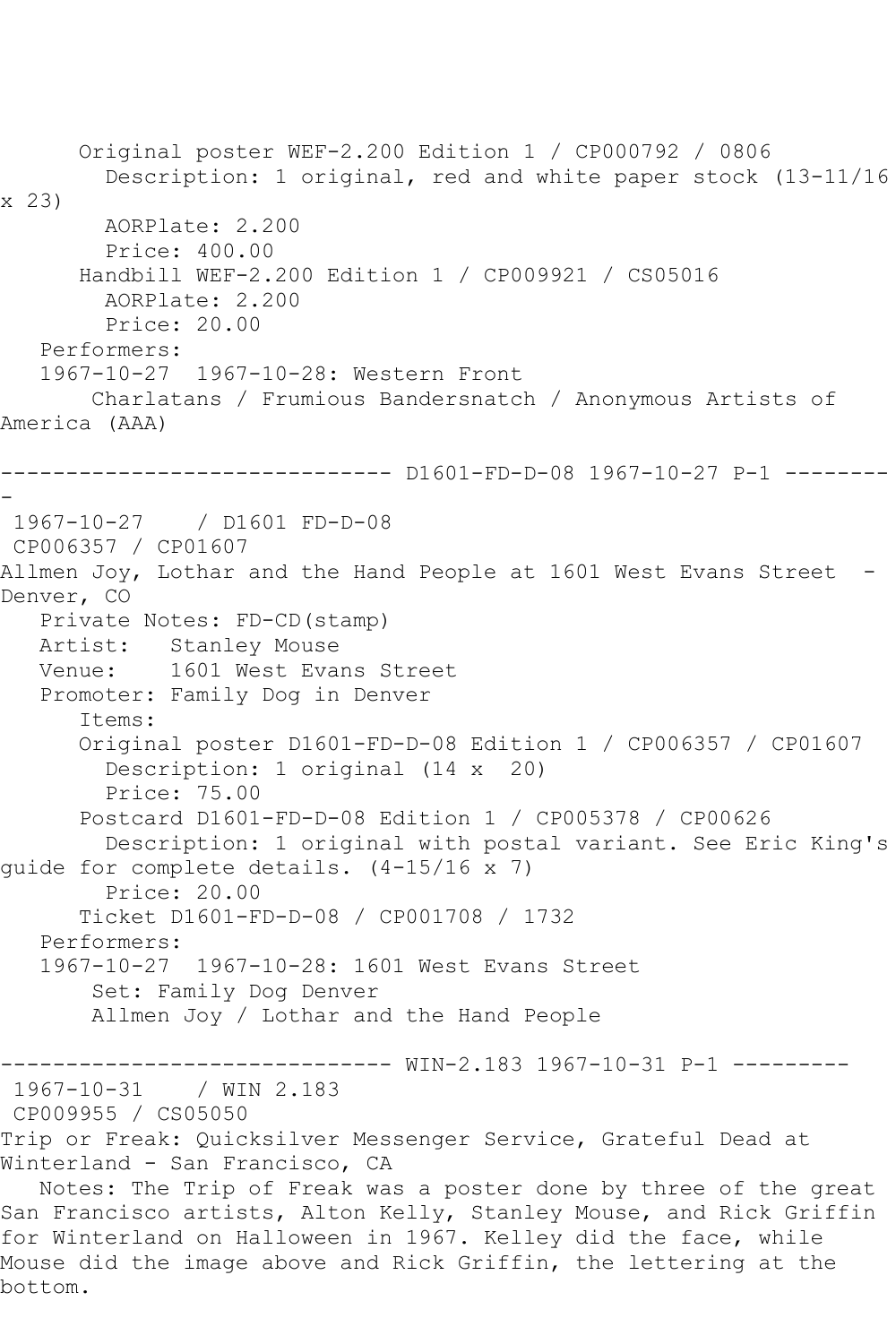```
      Original poster WEF-2.200 Edition 1 / CP000792 / 0806
        Description: 1 original, red and white paper stock (13-11/16 x 23)
        AORPlate: 2.200
        Price: 400.00
      Handbill WEF-2.200 Edition 1 / CP009921 / CS05016
        AORPlate: 2.200
        Price: 20.00
   Performers:
   1967-10-27  1967-10-28: Western Front
       Charlatans / Frumious Bandersnatch / Anonymous Artists of America (AAA)

------------------------------ D1601-FD-D-08 1967-10-27 P-1 ---------
 1967-10-27    / D1601 FD-D-08
 CP006357 / CP01607
Allmen Joy, Lothar and the Hand People at 1601 West Evans Street  - Denver, CO
   Private Notes: FD-CD(stamp)
   Artist:   Stanley Mouse
   Venue:    1601 West Evans Street
   Promoter: Family Dog in Denver
      Items:
      Original poster D1601-FD-D-08 Edition 1 / CP006357 / CP01607
        Description: 1 original (14 x  20)
        Price: 75.00
      Postcard D1601-FD-D-08 Edition 1 / CP005378 / CP00626
        Description: 1 original with postal variant. See Eric King's guide for complete details. (4-15/16 x 7)
        Price: 20.00
      Ticket D1601-FD-D-08 / CP001708 / 1732
   Performers:
   1967-10-27  1967-10-28: 1601 West Evans Street
       Set: Family Dog Denver
       Allmen Joy / Lothar and the Hand People

------------------------------ WIN-2.183 1967-10-31 P-1 ---------
 1967-10-31    / WIN 2.183
 CP009955 / CS05050
Trip or Freak: Quicksilver Messenger Service, Grateful Dead at Winterland - San Francisco, CA
   Notes: The Trip of Freak was a poster done by three of the great San Francisco artists, Alton Kelly, Stanley Mouse, and Rick Griffin for Winterland on Halloween in 1967. Kelley did the face, while Mouse did the image above and Rick Griffin, the lettering at the bottom.
```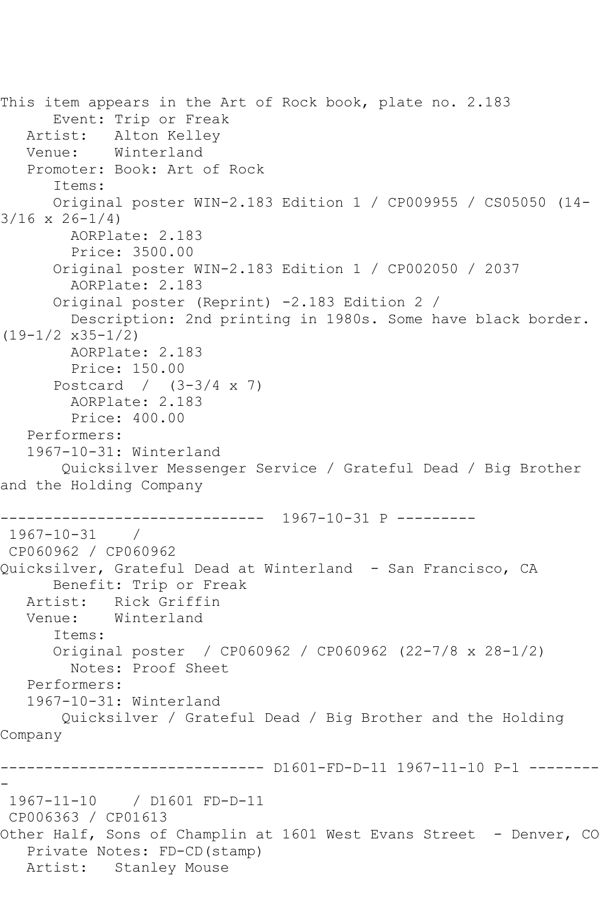This item appears in the Art of Rock book, plate no. 2.183

Event: Trip or Freak
Artist: Alton Kelley
Venue: Winterland
Promoter: Book: Art of Rock
Items:
Original poster WIN-2.183 Edition 1 / CP009955 / CS05050 (14-3/16 x 26-1/4)
AORPlate: 2.183
Price: 3500.00
Original poster WIN-2.183 Edition 1 / CP002050 / 2037
AORPlate: 2.183
Original poster (Reprint) -2.183 Edition 2 /
Description: 2nd printing in 1980s. Some have black border. (19-1/2 x35-1/2)
AORPlate: 2.183
Price: 150.00
Postcard / (3-3/4 x 7)
AORPlate: 2.183
Price: 400.00
Performers:
1967-10-31: Winterland
Quicksilver Messenger Service / Grateful Dead / Big Brother and the Holding Company

------------------------------ 1967-10-31 P ---------

1967-10-31 /
CP060962 / CP060962
Quicksilver, Grateful Dead at Winterland - San Francisco, CA
Benefit: Trip or Freak
Artist: Rick Griffin
Venue: Winterland
Items:
Original poster / CP060962 / CP060962 (22-7/8 x 28-1/2)
Notes: Proof Sheet
Performers:
1967-10-31: Winterland
Quicksilver / Grateful Dead / Big Brother and the Holding Company

------------------------------ D1601-FD-D-11 1967-11-10 P-1 ---------

1967-11-10 / D1601 FD-D-11
CP006363 / CP01613
Other Half, Sons of Champlin at 1601 West Evans Street - Denver, CO
Private Notes: FD-CD(stamp)
Artist: Stanley Mouse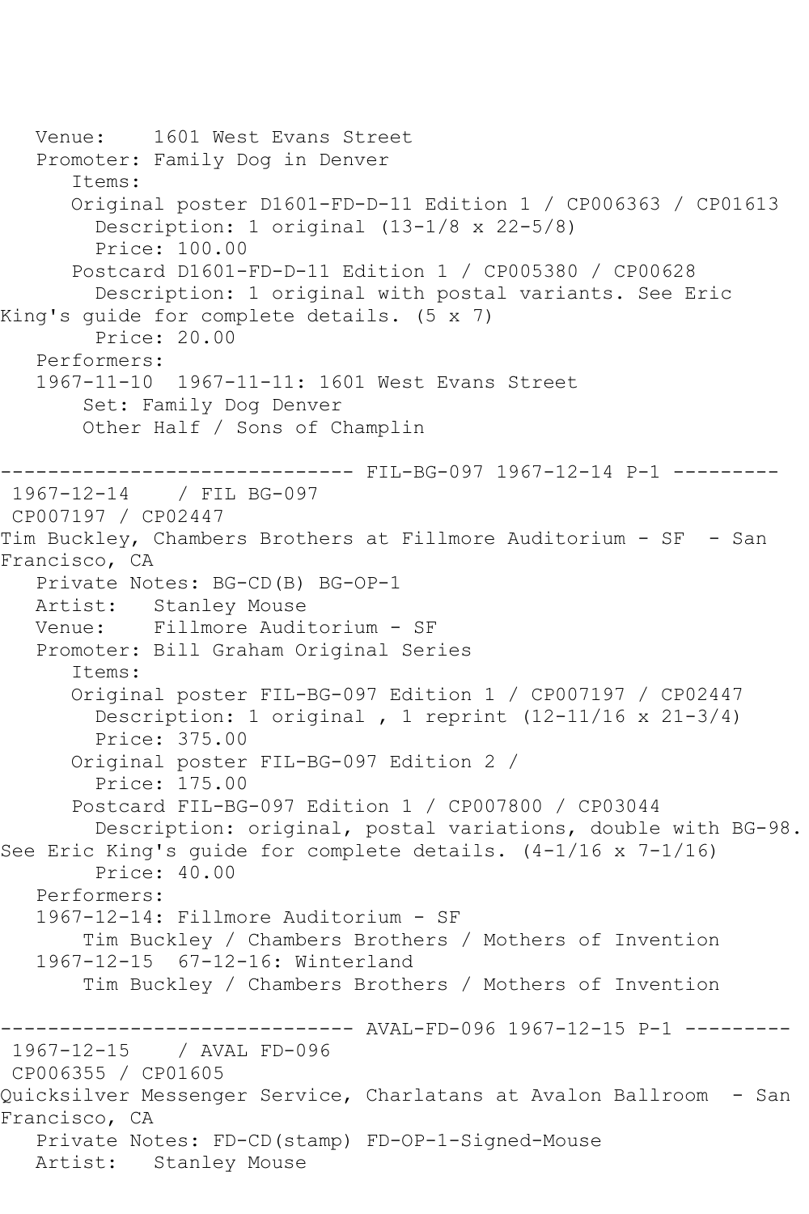Venue: 1601 West Evans Street
Promoter: Family Dog in Denver
Items:
Original poster D1601-FD-D-11 Edition 1 / CP006363 / CP01613
Description: 1 original (13-1/8 x 22-5/8)
Price: 100.00
Postcard D1601-FD-D-11 Edition 1 / CP005380 / CP00628
Description: 1 original with postal variants. See Eric King's guide for complete details. (5 x 7)
Price: 20.00
Performers:
1967-11-10 1967-11-11: 1601 West Evans Street
Set: Family Dog Denver
Other Half / Sons of Champlin

------------------------------ FIL-BG-097 1967-12-14 P-1 ---------

1967-12-14 / FIL BG-097
CP007197 / CP02447
Tim Buckley, Chambers Brothers at Fillmore Auditorium - SF - San Francisco, CA
Private Notes: BG-CD(B) BG-OP-1
Artist: Stanley Mouse
Venue: Fillmore Auditorium - SF
Promoter: Bill Graham Original Series
Items:
Original poster FIL-BG-097 Edition 1 / CP007197 / CP02447
Description: 1 original , 1 reprint (12-11/16 x 21-3/4)
Price: 375.00
Original poster FIL-BG-097 Edition 2 /
Price: 175.00
Postcard FIL-BG-097 Edition 1 / CP007800 / CP03044
Description: original, postal variations, double with BG-98. See Eric King's guide for complete details. (4-1/16 x 7-1/16)
Price: 40.00
Performers:
1967-12-14: Fillmore Auditorium - SF
Tim Buckley / Chambers Brothers / Mothers of Invention
1967-12-15 67-12-16: Winterland
Tim Buckley / Chambers Brothers / Mothers of Invention

------------------------------ AVAL-FD-096 1967-12-15 P-1 ---------

1967-12-15 / AVAL FD-096
CP006355 / CP01605
Quicksilver Messenger Service, Charlatans at Avalon Ballroom - San Francisco, CA
Private Notes: FD-CD(stamp) FD-OP-1-Signed-Mouse
Artist: Stanley Mouse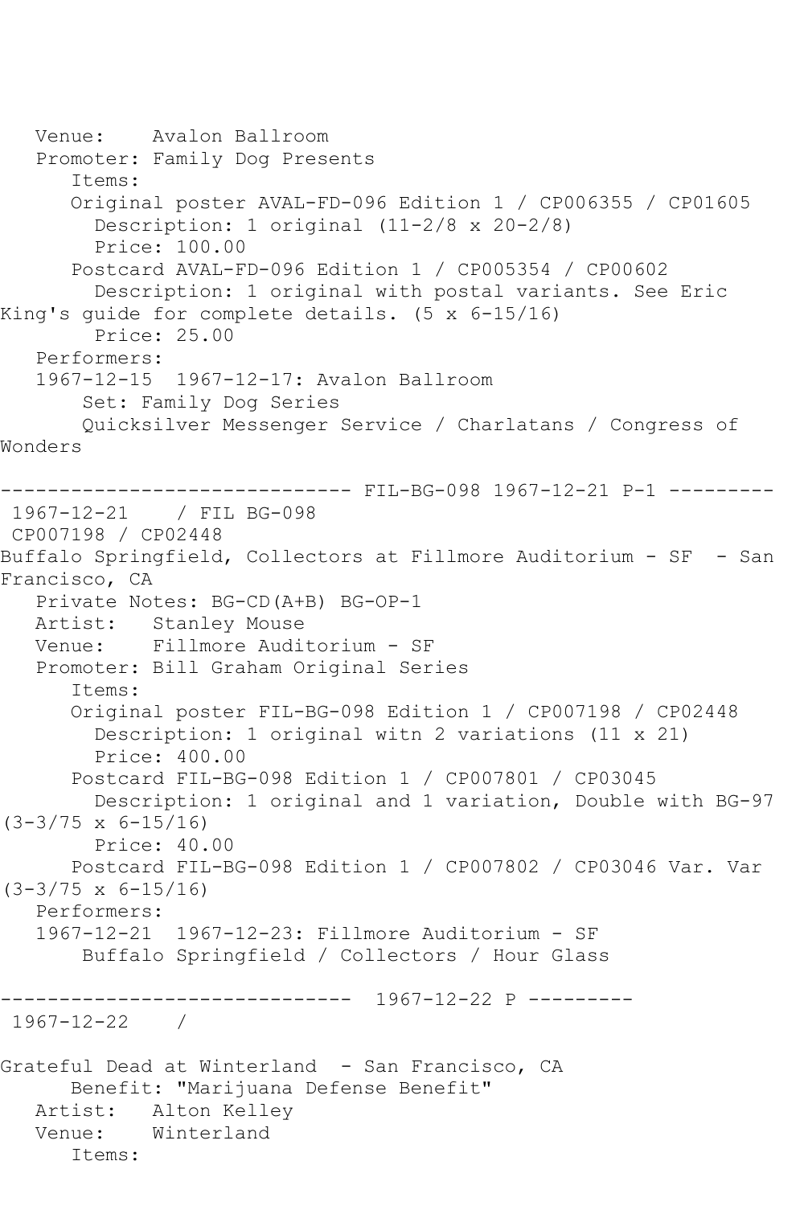Venue:    Avalon Ballroom
Promoter: Family Dog Presents
Items:
Original poster AVAL-FD-096 Edition 1 / CP006355 / CP01605
Description: 1 original (11-2/8 x 20-2/8)
Price: 100.00
Postcard AVAL-FD-096 Edition 1 / CP005354 / CP00602
Description: 1 original with postal variants. See Eric King's guide for complete details. (5 x 6-15/16)
Price: 25.00
Performers:
1967-12-15  1967-12-17: Avalon Ballroom
Set: Family Dog Series
Quicksilver Messenger Service / Charlatans / Congress of Wonders

------------------------------ FIL-BG-098 1967-12-21 P-1 ---------

1967-12-21    / FIL BG-098
CP007198 / CP02448
Buffalo Springfield, Collectors at Fillmore Auditorium - SF  - San Francisco, CA
Private Notes: BG-CD(A+B) BG-OP-1
Artist:   Stanley Mouse
Venue:    Fillmore Auditorium - SF
Promoter: Bill Graham Original Series
Items:
Original poster FIL-BG-098 Edition 1 / CP007198 / CP02448
Description: 1 original witn 2 variations (11 x 21)
Price: 400.00
Postcard FIL-BG-098 Edition 1 / CP007801 / CP03045
Description: 1 original and 1 variation, Double with BG-97 (3-3/75 x 6-15/16)
Price: 40.00
Postcard FIL-BG-098 Edition 1 / CP007802 / CP03046 Var. Var (3-3/75 x 6-15/16)
Performers:
1967-12-21  1967-12-23: Fillmore Auditorium - SF
Buffalo Springfield / Collectors / Hour Glass

------------------------------  1967-12-22 P ---------

1967-12-22    /

Grateful Dead at Winterland  - San Francisco, CA
Benefit: "Marijuana Defense Benefit"
Artist:   Alton Kelley
Venue:    Winterland
Items: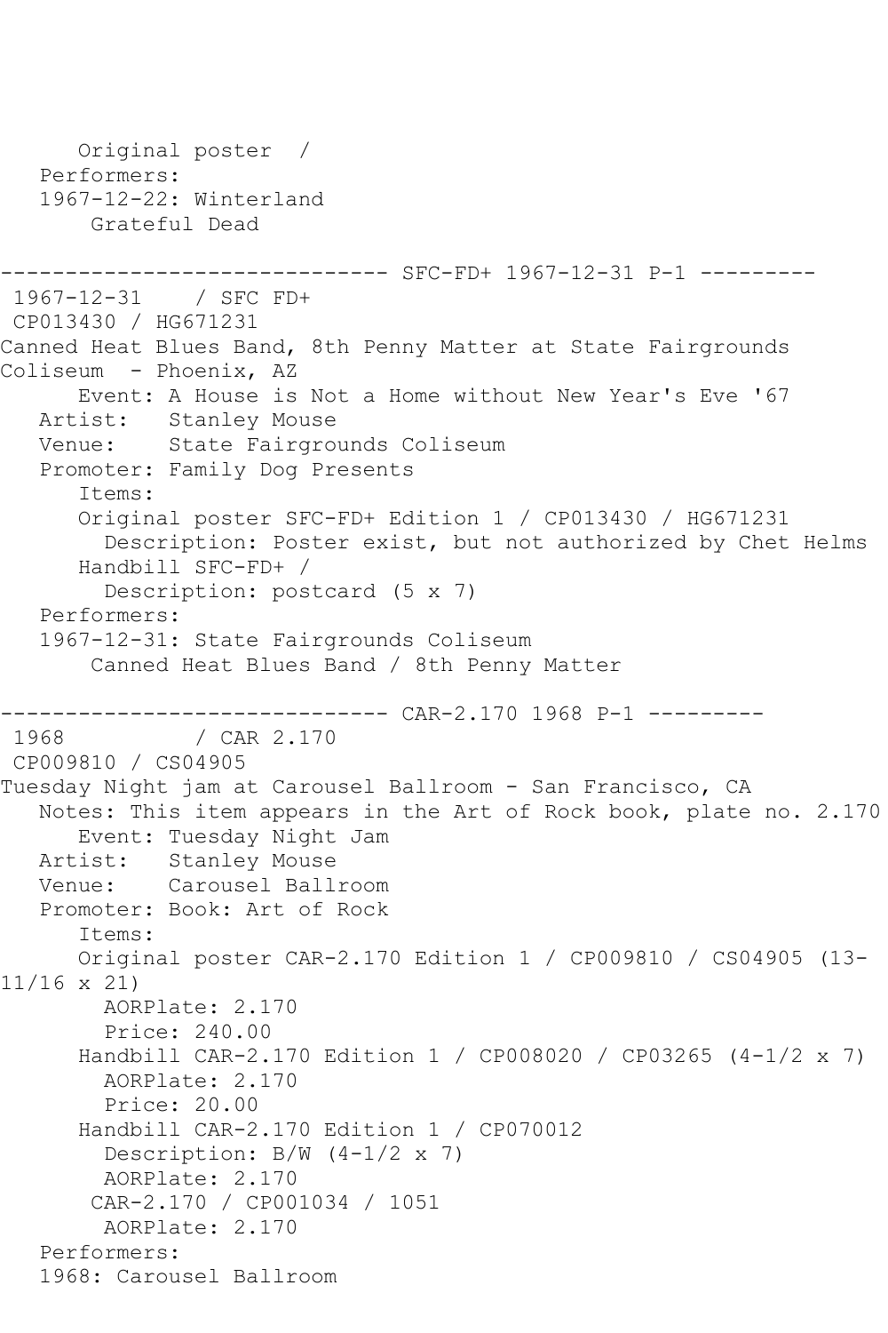```
      Original poster  /
   Performers:
   1967-12-22: Winterland
       Grateful Dead

------------------------------ SFC-FD+ 1967-12-31 P-1 ---------
 1967-12-31    / SFC FD+
 CP013430 / HG671231
Canned Heat Blues Band, 8th Penny Matter at State Fairgrounds 
Coliseum  - Phoenix, AZ
      Event: A House is Not a Home without New Year's Eve '67
   Artist:   Stanley Mouse
   Venue:    State Fairgrounds Coliseum
   Promoter: Family Dog Presents
      Items:
      Original poster SFC-FD+ Edition 1 / CP013430 / HG671231
        Description: Poster exist, but not authorized by Chet Helms
      Handbill SFC-FD+ /
        Description: postcard (5 x 7)
   Performers:
   1967-12-31: State Fairgrounds Coliseum
       Canned Heat Blues Band / 8th Penny Matter

------------------------------ CAR-2.170 1968 P-1 ---------
 1968          / CAR 2.170
 CP009810 / CS04905
Tuesday Night jam at Carousel Ballroom - San Francisco, CA
   Notes: This item appears in the Art of Rock book, plate no. 2.170
      Event: Tuesday Night Jam
   Artist:   Stanley Mouse
   Venue:    Carousel Ballroom
   Promoter: Book: Art of Rock
      Items:
      Original poster CAR-2.170 Edition 1 / CP009810 / CS04905 (13-
11/16 x 21)
        AORPlate: 2.170
        Price: 240.00
      Handbill CAR-2.170 Edition 1 / CP008020 / CP03265 (4-1/2 x 7)
        AORPlate: 2.170
        Price: 20.00
      Handbill CAR-2.170 Edition 1 / CP070012
        Description: B/W (4-1/2 x 7)
        AORPlate: 2.170
       CAR-2.170 / CP001034 / 1051
        AORPlate: 2.170
   Performers:
   1968: Carousel Ballroom
```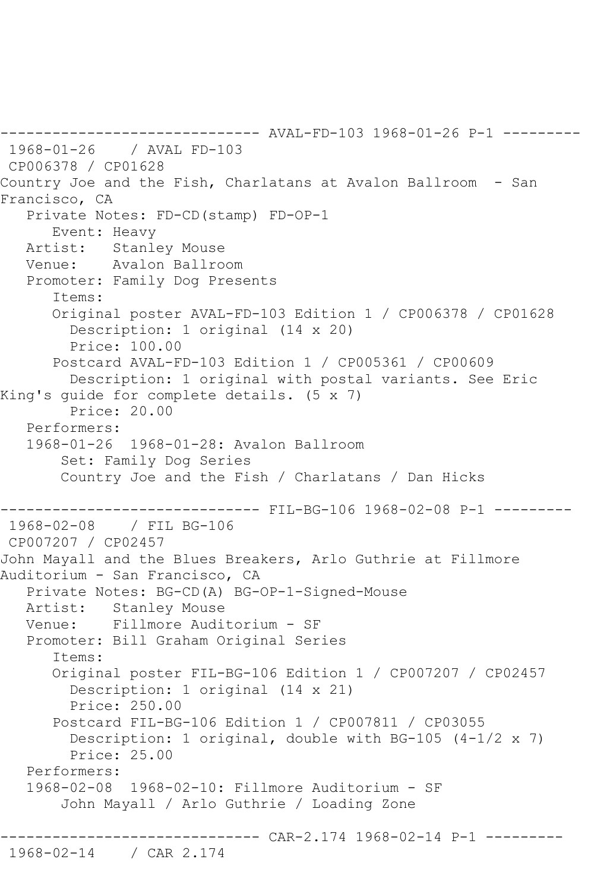------------------------------ AVAL-FD-103 1968-01-26 P-1 ---------

1968-01-26 / AVAL FD-103

CP006378 / CP01628

Country Joe and the Fish, Charlatans at Avalon Ballroom - San Francisco, CA

Private Notes: FD-CD(stamp) FD-OP-1

Event: Heavy

Artist: Stanley Mouse

Venue: Avalon Ballroom

Promoter: Family Dog Presents

Items:

Original poster AVAL-FD-103 Edition 1 / CP006378 / CP01628

Description: 1 original (14 x 20)

Price: 100.00

Postcard AVAL-FD-103 Edition 1 / CP005361 / CP00609

Description: 1 original with postal variants. See Eric King's guide for complete details. (5 x 7)

Price: 20.00

Performers:

1968-01-26 1968-01-28: Avalon Ballroom

Set: Family Dog Series

Country Joe and the Fish / Charlatans / Dan Hicks

------------------------------ FIL-BG-106 1968-02-08 P-1 ---------

1968-02-08 / FIL BG-106

CP007207 / CP02457

John Mayall and the Blues Breakers, Arlo Guthrie at Fillmore Auditorium - San Francisco, CA

Private Notes: BG-CD(A) BG-OP-1-Signed-Mouse

Artist: Stanley Mouse

Venue: Fillmore Auditorium - SF

Promoter: Bill Graham Original Series

Items:

Original poster FIL-BG-106 Edition 1 / CP007207 / CP02457

Description: 1 original (14 x 21)

Price: 250.00

Postcard FIL-BG-106 Edition 1 / CP007811 / CP03055

Description: 1 original, double with BG-105 (4-1/2 x 7)

Price: 25.00

Performers:

1968-02-08 1968-02-10: Fillmore Auditorium - SF

John Mayall / Arlo Guthrie / Loading Zone

------------------------------ CAR-2.174 1968-02-14 P-1 ---------

1968-02-14 / CAR 2.174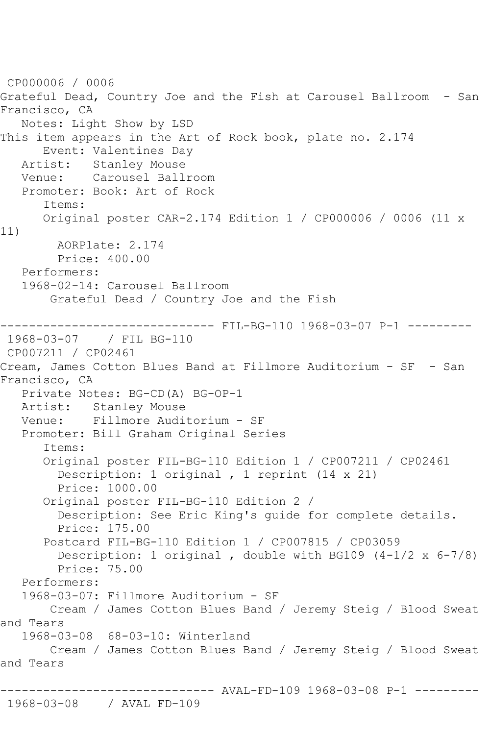CP000006 / 0006
Grateful Dead, Country Joe and the Fish at Carousel Ballroom - San Francisco, CA
Notes: Light Show by LSD
This item appears in the Art of Rock book, plate no. 2.174
Event: Valentines Day
Artist: Stanley Mouse
Venue: Carousel Ballroom
Promoter: Book: Art of Rock
Items:
Original poster CAR-2.174 Edition 1 / CP000006 / 0006 (11 x 11)
AORPlate: 2.174
Price: 400.00
Performers:
1968-02-14: Carousel Ballroom
Grateful Dead / Country Joe and the Fish

------------------------------ FIL-BG-110 1968-03-07 P-1 ---------
1968-03-07 / FIL BG-110
CP007211 / CP02461
Cream, James Cotton Blues Band at Fillmore Auditorium - SF - San Francisco, CA
Private Notes: BG-CD(A) BG-OP-1
Artist: Stanley Mouse
Venue: Fillmore Auditorium - SF
Promoter: Bill Graham Original Series
Items:
Original poster FIL-BG-110 Edition 1 / CP007211 / CP02461
Description: 1 original , 1 reprint (14 x 21)
Price: 1000.00
Original poster FIL-BG-110 Edition 2 /
Description: See Eric King's guide for complete details.
Price: 175.00
Postcard FIL-BG-110 Edition 1 / CP007815 / CP03059
Description: 1 original , double with BG109 (4-1/2 x 6-7/8)
Price: 75.00
Performers:
1968-03-07: Fillmore Auditorium - SF
Cream / James Cotton Blues Band / Jeremy Steig / Blood Sweat and Tears
1968-03-08 68-03-10: Winterland
Cream / James Cotton Blues Band / Jeremy Steig / Blood Sweat and Tears

------------------------------ AVAL-FD-109 1968-03-08 P-1 ---------
1968-03-08 / AVAL FD-109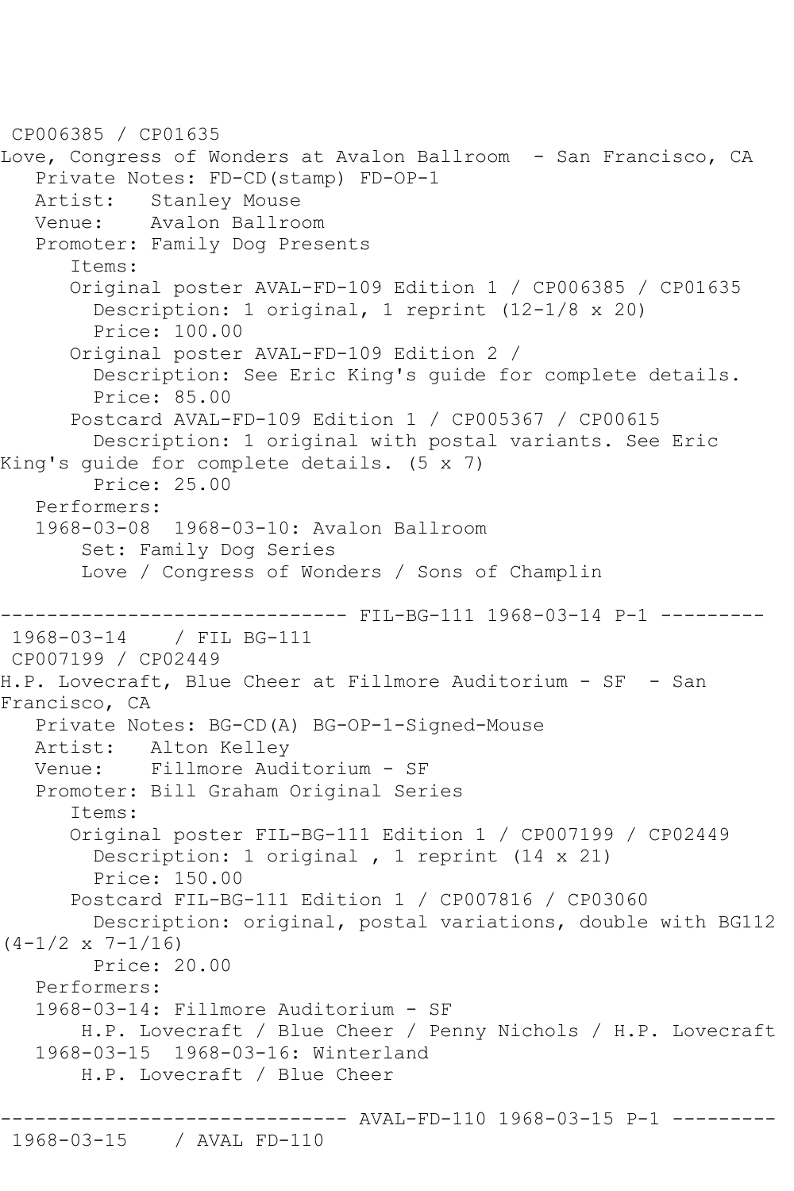CP006385 / CP01635
Love, Congress of Wonders at Avalon Ballroom - San Francisco, CA
   Private Notes: FD-CD(stamp) FD-OP-1
   Artist: Stanley Mouse
   Venue: Avalon Ballroom
   Promoter: Family Dog Presents
      Items:
      Original poster AVAL-FD-109 Edition 1 / CP006385 / CP01635
        Description: 1 original, 1 reprint (12-1/8 x 20)
        Price: 100.00
      Original poster AVAL-FD-109 Edition 2 /
        Description: See Eric King's guide for complete details.
        Price: 85.00
      Postcard AVAL-FD-109 Edition 1 / CP005367 / CP00615
        Description: 1 original with postal variants. See Eric King's guide for complete details. (5 x 7)
        Price: 25.00
   Performers:
   1968-03-08 1968-03-10: Avalon Ballroom
       Set: Family Dog Series
       Love / Congress of Wonders / Sons of Champlin

------------------------------ FIL-BG-111 1968-03-14 P-1 ---------
1968-03-14 / FIL BG-111
CP007199 / CP02449
H.P. Lovecraft, Blue Cheer at Fillmore Auditorium - SF - San Francisco, CA
   Private Notes: BG-CD(A) BG-OP-1-Signed-Mouse
   Artist: Alton Kelley
   Venue: Fillmore Auditorium - SF
   Promoter: Bill Graham Original Series
      Items:
      Original poster FIL-BG-111 Edition 1 / CP007199 / CP02449
        Description: 1 original , 1 reprint (14 x 21)
        Price: 150.00
      Postcard FIL-BG-111 Edition 1 / CP007816 / CP03060
        Description: original, postal variations, double with BG112 (4-1/2 x 7-1/16)
        Price: 20.00
   Performers:
   1968-03-14: Fillmore Auditorium - SF
       H.P. Lovecraft / Blue Cheer / Penny Nichols / H.P. Lovecraft
   1968-03-15 1968-03-16: Winterland
       H.P. Lovecraft / Blue Cheer

------------------------------ AVAL-FD-110 1968-03-15 P-1 ---------
1968-03-15 / AVAL FD-110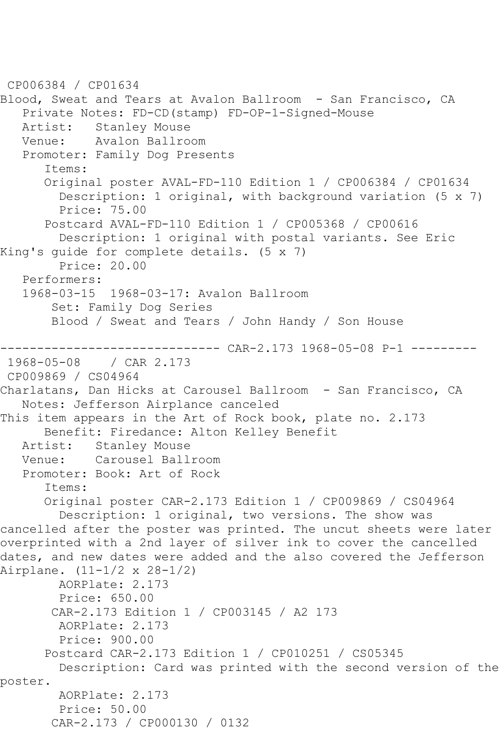CP006384 / CP01634
Blood, Sweat and Tears at Avalon Ballroom - San Francisco, CA
Private Notes: FD-CD(stamp) FD-OP-1-Signed-Mouse
Artist: Stanley Mouse
Venue: Avalon Ballroom
Promoter: Family Dog Presents
Items:
Original poster AVAL-FD-110 Edition 1 / CP006384 / CP01634
Description: 1 original, with background variation (5 x 7)
Price: 75.00
Postcard AVAL-FD-110 Edition 1 / CP005368 / CP00616
Description: 1 original with postal variants. See Eric King's guide for complete details. (5 x 7)
Price: 20.00
Performers:
1968-03-15 1968-03-17: Avalon Ballroom
Set: Family Dog Series
Blood / Sweat and Tears / John Handy / Son House

------------------------------ CAR-2.173 1968-05-08 P-1 ---------

1968-05-08 / CAR 2.173
CP009869 / CS04964
Charlatans, Dan Hicks at Carousel Ballroom - San Francisco, CA
Notes: Jefferson Airplance canceled
This item appears in the Art of Rock book, plate no. 2.173
Benefit: Firedance: Alton Kelley Benefit
Artist: Stanley Mouse
Venue: Carousel Ballroom
Promoter: Book: Art of Rock
Items:
Original poster CAR-2.173 Edition 1 / CP009869 / CS04964
Description: 1 original, two versions. The show was cancelled after the poster was printed. The uncut sheets were later overprinted with a 2nd layer of silver ink to cover the cancelled dates, and new dates were added and the also covered the Jefferson Airplane. (11-1/2 x 28-1/2)
AORPlate: 2.173
Price: 650.00
CAR-2.173 Edition 1 / CP003145 / A2 173
AORPlate: 2.173
Price: 900.00
Postcard CAR-2.173 Edition 1 / CP010251 / CS05345
Description: Card was printed with the second version of the poster.
AORPlate: 2.173
Price: 50.00
CAR-2.173 / CP000130 / 0132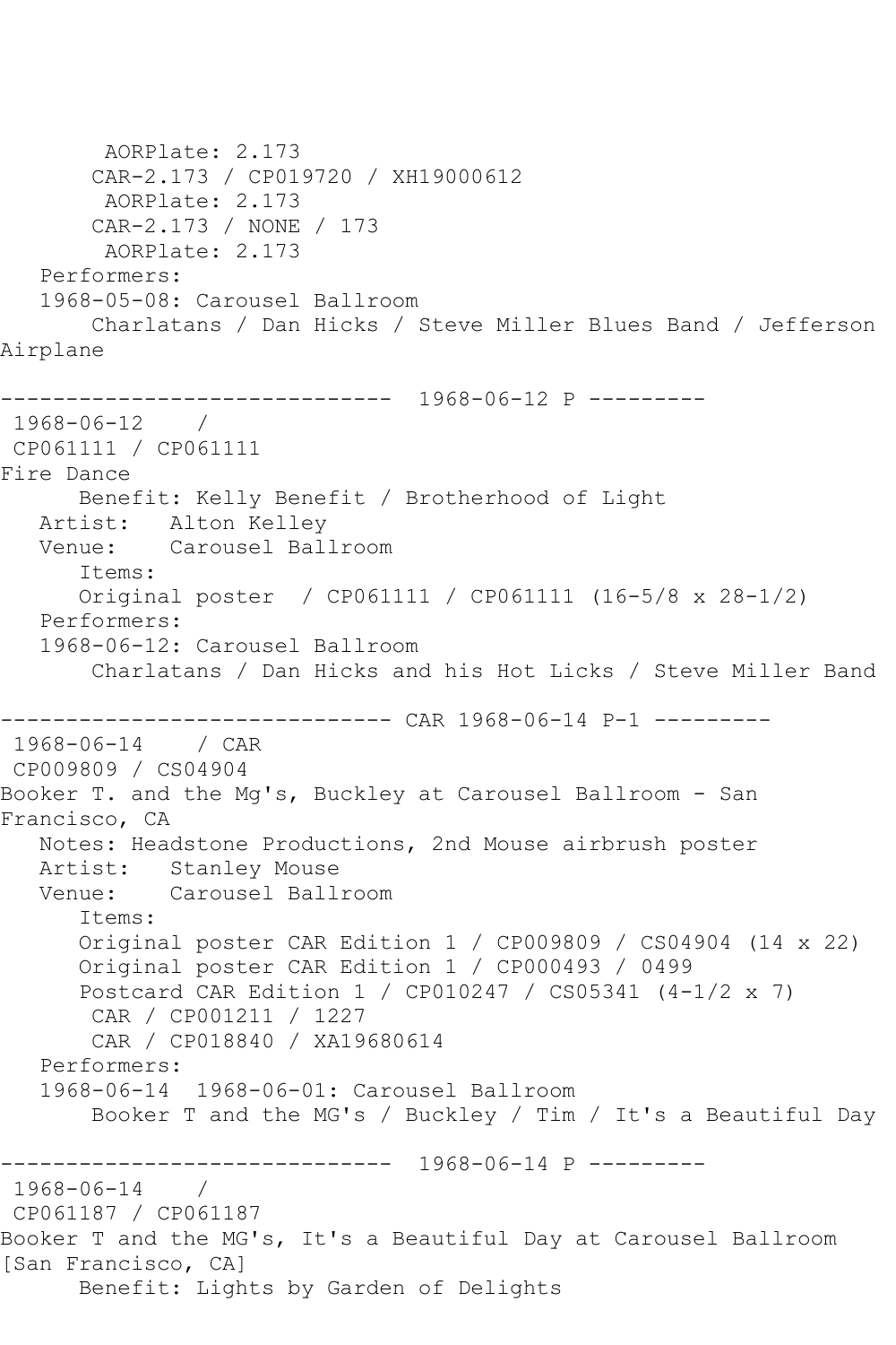```
        AORPlate: 2.173 
       CAR-2.173 / CP019720 / XH19000612
        AORPlate: 2.173 
       CAR-2.173 / NONE / 173
        AORPlate: 2.173 
   Performers:
   1968-05-08: Carousel Ballroom
       Charlatans / Dan Hicks / Steve Miller Blues Band / Jefferson 
Airplane

------------------------------  1968-06-12 P ---------
 1968-06-12    / 
 CP061111 / CP061111
Fire Dance
      Benefit: Kelly Benefit / Brotherhood of Light
   Artist:   Alton Kelley
   Venue:    Carousel Ballroom
      Items:
      Original poster  / CP061111 / CP061111 (16-5/8 x 28-1/2)
   Performers:
   1968-06-12: Carousel Ballroom
       Charlatans / Dan Hicks and his Hot Licks / Steve Miller Band

------------------------------ CAR 1968-06-14 P-1 ---------
 1968-06-14    / CAR 
 CP009809 / CS04904
Booker T. and the Mg's, Buckley at Carousel Ballroom - San 
Francisco, CA
   Notes: Headstone Productions, 2nd Mouse airbrush poster
   Artist:   Stanley Mouse
   Venue:    Carousel Ballroom
      Items:
      Original poster CAR Edition 1 / CP009809 / CS04904 (14 x 22)
      Original poster CAR Edition 1 / CP000493 / 0499
      Postcard CAR Edition 1 / CP010247 / CS05341 (4-1/2 x 7)
       CAR / CP001211 / 1227
       CAR / CP018840 / XA19680614
   Performers:
   1968-06-14  1968-06-01: Carousel Ballroom
       Booker T and the MG's / Buckley / Tim / It's a Beautiful Day

------------------------------  1968-06-14 P ---------
 1968-06-14    / 
 CP061187 / CP061187
Booker T and the MG's, It's a Beautiful Day at Carousel Ballroom 
[San Francisco, CA]
      Benefit: Lights by Garden of Delights
```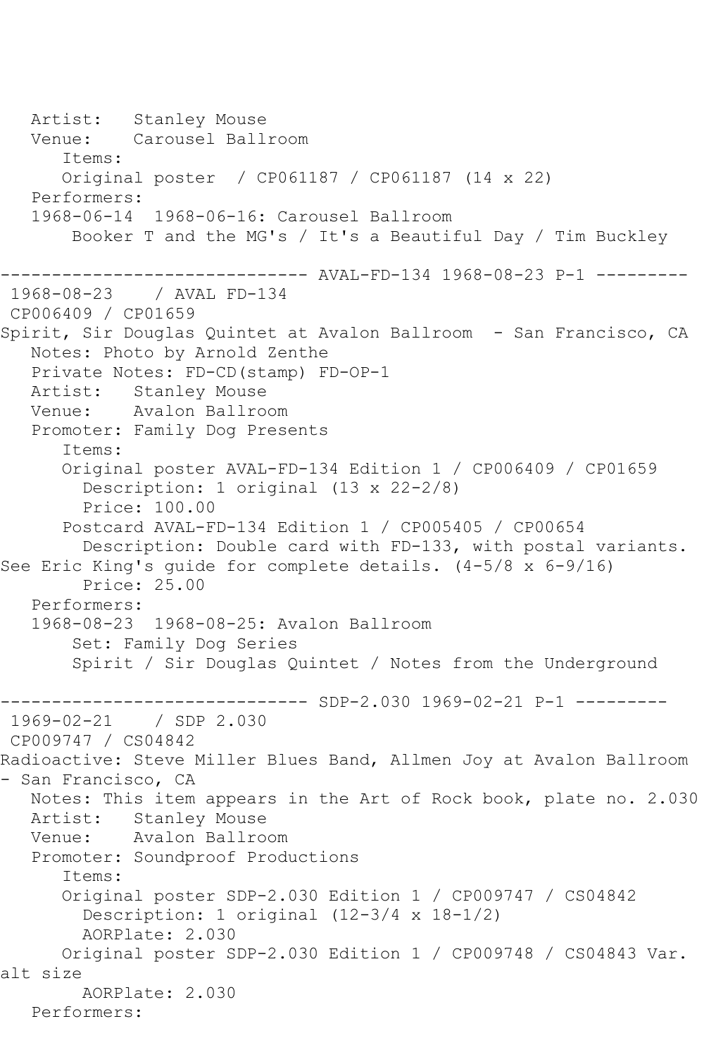Artist: Stanley Mouse
Venue: Carousel Ballroom
Items:
Original poster / CP061187 / CP061187 (14 x 22)
Performers:
1968-06-14 1968-06-16: Carousel Ballroom
Booker T and the MG's / It's a Beautiful Day / Tim Buckley

------------------------------ AVAL-FD-134 1968-08-23 P-1 ---------
1968-08-23 / AVAL FD-134
CP006409 / CP01659
Spirit, Sir Douglas Quintet at Avalon Ballroom - San Francisco, CA
Notes: Photo by Arnold Zenthe
Private Notes: FD-CD(stamp) FD-OP-1
Artist: Stanley Mouse
Venue: Avalon Ballroom
Promoter: Family Dog Presents
Items:
Original poster AVAL-FD-134 Edition 1 / CP006409 / CP01659
Description: 1 original (13 x 22-2/8)
Price: 100.00
Postcard AVAL-FD-134 Edition 1 / CP005405 / CP00654
Description: Double card with FD-133, with postal variants. See Eric King's guide for complete details. (4-5/8 x 6-9/16)
Price: 25.00
Performers:
1968-08-23 1968-08-25: Avalon Ballroom
Set: Family Dog Series
Spirit / Sir Douglas Quintet / Notes from the Underground

------------------------------ SDP-2.030 1969-02-21 P-1 ---------
1969-02-21 / SDP 2.030
CP009747 / CS04842
Radioactive: Steve Miller Blues Band, Allmen Joy at Avalon Ballroom - San Francisco, CA
Notes: This item appears in the Art of Rock book, plate no. 2.030
Artist: Stanley Mouse
Venue: Avalon Ballroom
Promoter: Soundproof Productions
Items:
Original poster SDP-2.030 Edition 1 / CP009747 / CS04842
Description: 1 original (12-3/4 x 18-1/2)
AORPlate: 2.030
Original poster SDP-2.030 Edition 1 / CP009748 / CS04843 Var. alt size
AORPlate: 2.030
Performers: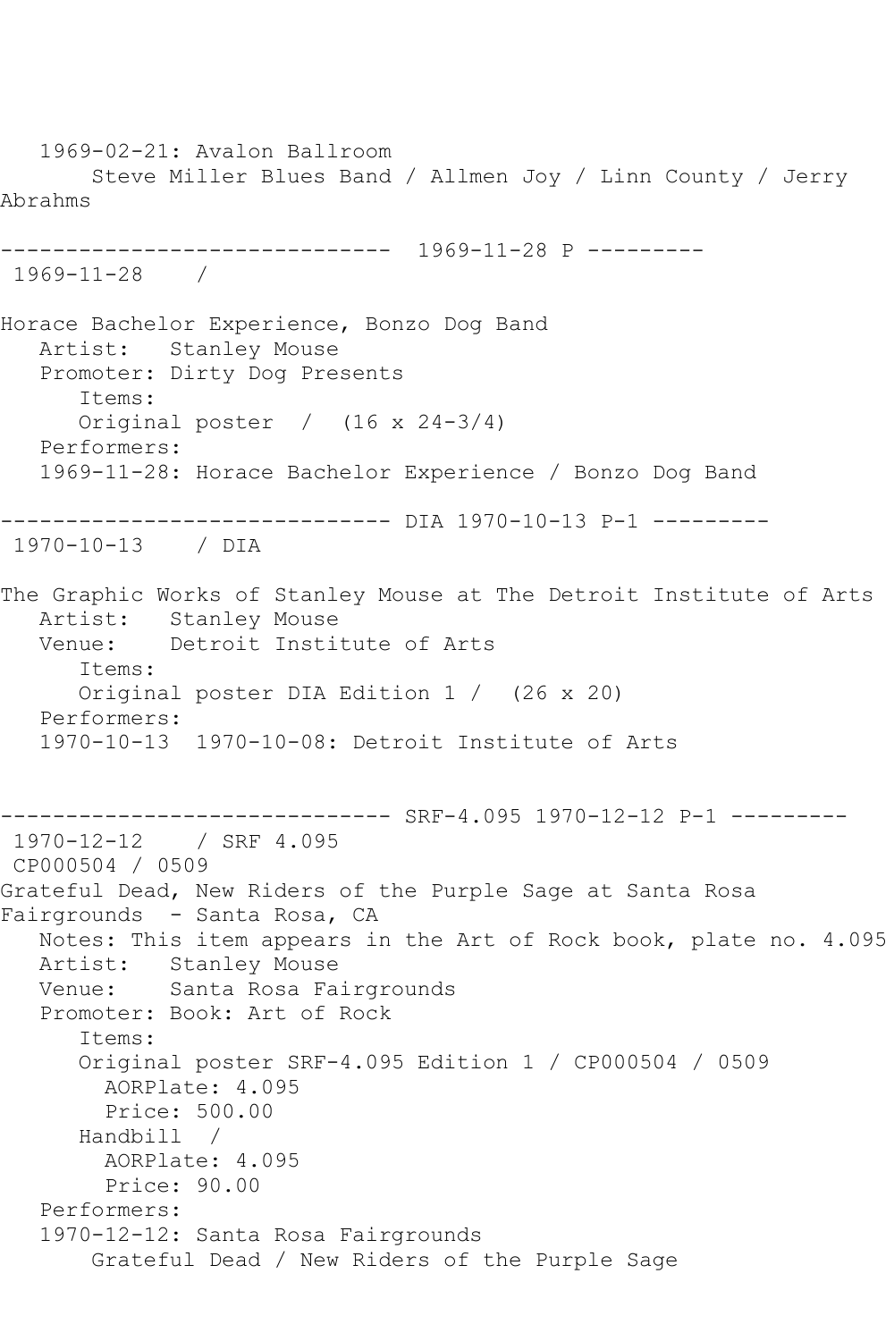1969-02-21: Avalon Ballroom
       Steve Miller Blues Band / Allmen Joy / Linn County / Jerry Abrahms

------------------------------ 1969-11-28 P ---------
 1969-11-28    /

Horace Bachelor Experience, Bonzo Dog Band
   Artist:   Stanley Mouse
   Promoter: Dirty Dog Presents
      Items:
      Original poster  /  (16 x 24-3/4)
   Performers:
   1969-11-28: Horace Bachelor Experience / Bonzo Dog Band

------------------------------ DIA 1970-10-13 P-1 ---------
 1970-10-13    / DIA

The Graphic Works of Stanley Mouse at The Detroit Institute of Arts
   Artist:   Stanley Mouse
   Venue:    Detroit Institute of Arts
      Items:
      Original poster DIA Edition 1 /  (26 x 20)
   Performers:
   1970-10-13  1970-10-08: Detroit Institute of Arts

------------------------------ SRF-4.095 1970-12-12 P-1 ---------
 1970-12-12    / SRF 4.095
 CP000504 / 0509
Grateful Dead, New Riders of the Purple Sage at Santa Rosa Fairgrounds  - Santa Rosa, CA
   Notes: This item appears in the Art of Rock book, plate no. 4.095
   Artist:   Stanley Mouse
   Venue:    Santa Rosa Fairgrounds
   Promoter: Book: Art of Rock
      Items:
      Original poster SRF-4.095 Edition 1 / CP000504 / 0509
        AORPlate: 4.095
        Price: 500.00
      Handbill  /
        AORPlate: 4.095
        Price: 90.00
   Performers:
   1970-12-12: Santa Rosa Fairgrounds
       Grateful Dead / New Riders of the Purple Sage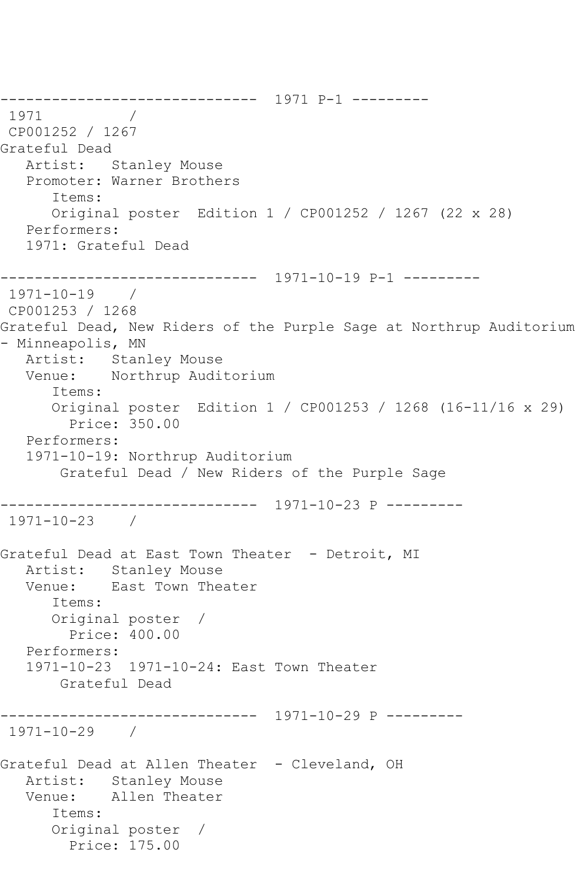------------------------------  1971 P-1 ---------
 1971          /
 CP001252 / 1267
Grateful Dead
   Artist:   Stanley Mouse
   Promoter: Warner Brothers
      Items:
      Original poster  Edition 1 / CP001252 / 1267 (22 x 28)
   Performers:
   1971: Grateful Dead

------------------------------  1971-10-19 P-1 ---------
 1971-10-19    /
 CP001253 / 1268
Grateful Dead, New Riders of the Purple Sage at Northrup Auditorium - Minneapolis, MN
   Artist:   Stanley Mouse
   Venue:    Northrup Auditorium
      Items:
      Original poster  Edition 1 / CP001253 / 1268 (16-11/16 x 29)
        Price: 350.00
   Performers:
   1971-10-19: Northrup Auditorium
       Grateful Dead / New Riders of the Purple Sage

------------------------------  1971-10-23 P ---------
 1971-10-23    /

Grateful Dead at East Town Theater  - Detroit, MI
   Artist:   Stanley Mouse
   Venue:    East Town Theater
      Items:
      Original poster  /
        Price: 400.00
   Performers:
   1971-10-23  1971-10-24: East Town Theater
       Grateful Dead

------------------------------  1971-10-29 P ---------
 1971-10-29    /

Grateful Dead at Allen Theater  - Cleveland, OH
   Artist:   Stanley Mouse
   Venue:    Allen Theater
      Items:
      Original poster  /
        Price: 175.00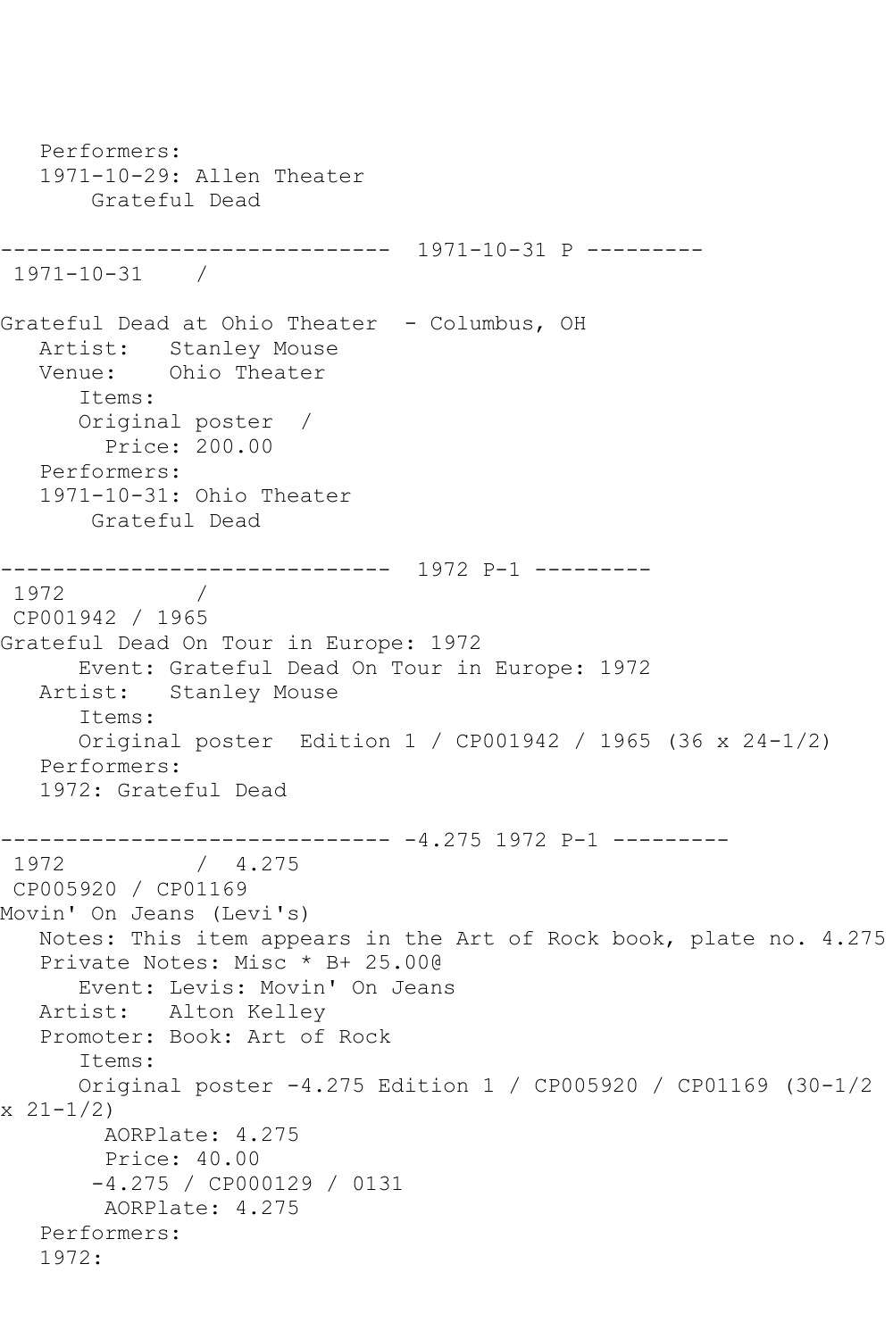```
   Performers:
   1971-10-29: Allen Theater
       Grateful Dead

------------------------------  1971-10-31 P ---------
 1971-10-31    /

Grateful Dead at Ohio Theater  - Columbus, OH
   Artist:   Stanley Mouse
   Venue:    Ohio Theater
      Items:
      Original poster  /
        Price: 200.00
   Performers:
   1971-10-31: Ohio Theater
       Grateful Dead

------------------------------  1972 P-1 ---------
 1972          /
 CP001942 / 1965
Grateful Dead On Tour in Europe: 1972
      Event: Grateful Dead On Tour in Europe: 1972
   Artist:   Stanley Mouse
      Items:
      Original poster  Edition 1 / CP001942 / 1965 (36 x 24-1/2)
   Performers:
   1972: Grateful Dead

------------------------------ -4.275 1972 P-1 ---------
 1972          /  4.275
 CP005920 / CP01169
Movin' On Jeans (Levi's)
   Notes: This item appears in the Art of Rock book, plate no. 4.275
   Private Notes: Misc * B+ 25.00@
      Event: Levis: Movin' On Jeans
   Artist:   Alton Kelley
   Promoter: Book: Art of Rock
      Items:
      Original poster -4.275 Edition 1 / CP005920 / CP01169 (30-1/2
x 21-1/2)
        AORPlate: 4.275
        Price: 40.00
       -4.275 / CP000129 / 0131
        AORPlate: 4.275
   Performers:
   1972:
```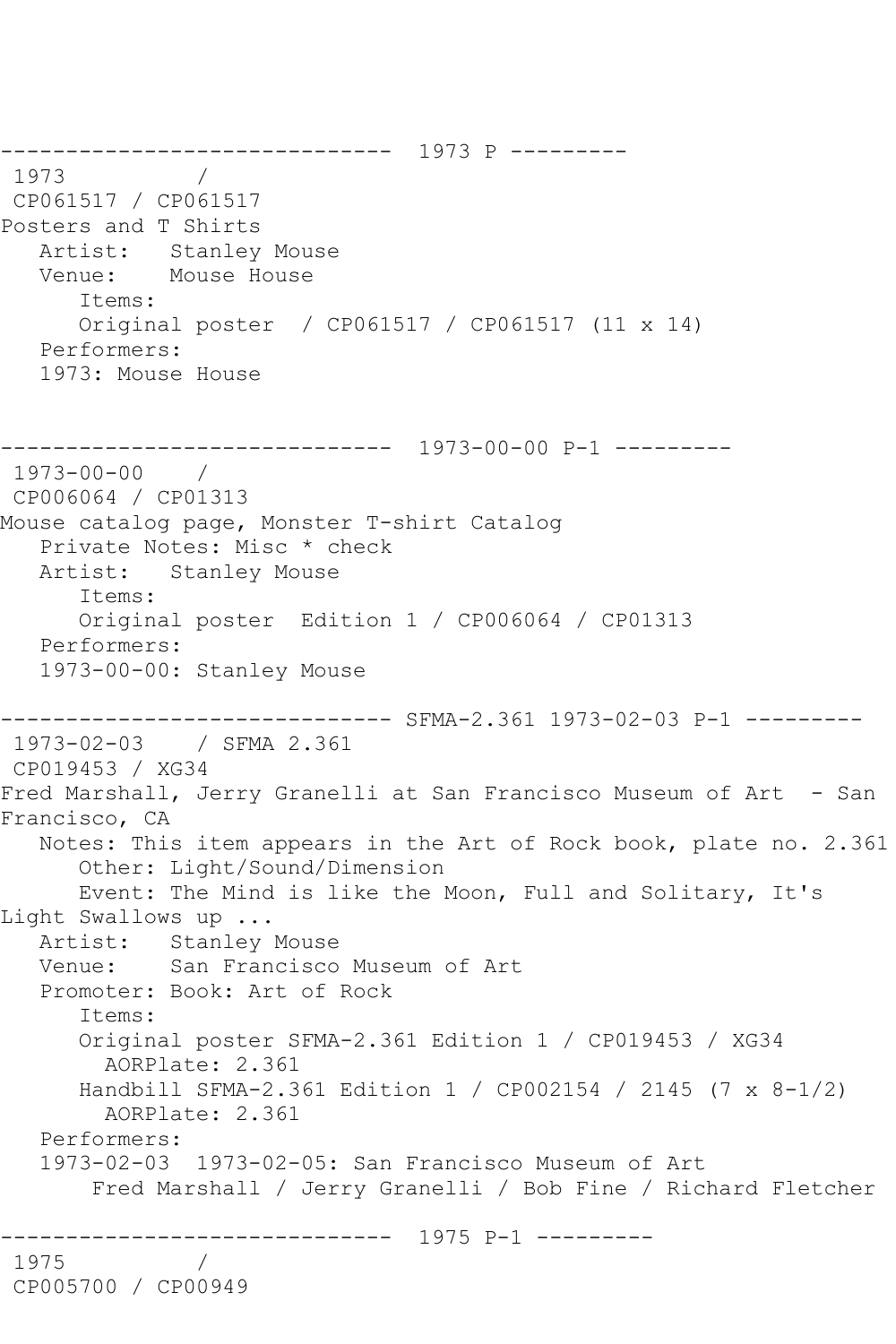```
------------------------------  1973 P ---------
 1973          / 
 CP061517 / CP061517
Posters and T Shirts
   Artist:   Stanley Mouse
   Venue:    Mouse House
      Items:
      Original poster  / CP061517 / CP061517 (11 x 14)
   Performers:
   1973: Mouse House


------------------------------  1973-00-00 P-1 ---------
 1973-00-00    / 
 CP006064 / CP01313
Mouse catalog page, Monster T-shirt Catalog
   Private Notes: Misc * check
   Artist:   Stanley Mouse
      Items:
      Original poster  Edition 1 / CP006064 / CP01313
   Performers:
   1973-00-00: Stanley Mouse

------------------------------ SFMA-2.361 1973-02-03 P-1 ---------
 1973-02-03    / SFMA 2.361
 CP019453 / XG34
Fred Marshall, Jerry Granelli at San Francisco Museum of Art  - San 
Francisco, CA
   Notes: This item appears in the Art of Rock book, plate no. 2.361
      Other: Light/Sound/Dimension
      Event: The Mind is like the Moon, Full and Solitary, It's 
Light Swallows up ...
   Artist:   Stanley Mouse
   Venue:    San Francisco Museum of Art
   Promoter: Book: Art of Rock
      Items:
      Original poster SFMA-2.361 Edition 1 / CP019453 / XG34
        AORPlate: 2.361 
      Handbill SFMA-2.361 Edition 1 / CP002154 / 2145 (7 x 8-1/2)
        AORPlate: 2.361 
   Performers:
   1973-02-03  1973-02-05: San Francisco Museum of Art
       Fred Marshall / Jerry Granelli / Bob Fine / Richard Fletcher

------------------------------  1975 P-1 ---------
 1975          / 
 CP005700 / CP00949
```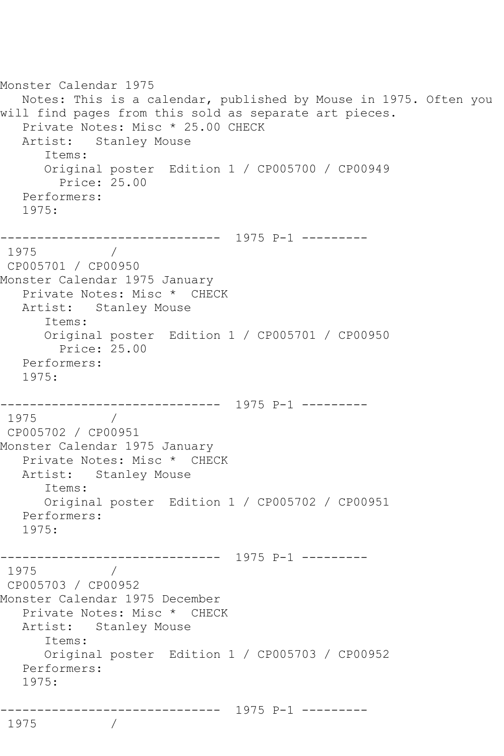Monster Calendar 1975
   Notes: This is a calendar, published by Mouse in 1975. Often you will find pages from this sold as separate art pieces.
   Private Notes: Misc * 25.00 CHECK
   Artist:   Stanley Mouse
      Items:
      Original poster  Edition 1 / CP005700 / CP00949
        Price: 25.00
   Performers:
   1975:

------------------------------  1975 P-1 ---------
 1975          /
 CP005701 / CP00950
Monster Calendar 1975 January
   Private Notes: Misc *  CHECK
   Artist:   Stanley Mouse
      Items:
      Original poster  Edition 1 / CP005701 / CP00950
        Price: 25.00
   Performers:
   1975:

------------------------------  1975 P-1 ---------
 1975          /
 CP005702 / CP00951
Monster Calendar 1975 January
   Private Notes: Misc *  CHECK
   Artist:   Stanley Mouse
      Items:
      Original poster  Edition 1 / CP005702 / CP00951
   Performers:
   1975:

------------------------------  1975 P-1 ---------
 1975          /
 CP005703 / CP00952
Monster Calendar 1975 December
   Private Notes: Misc *  CHECK
   Artist:   Stanley Mouse
      Items:
      Original poster  Edition 1 / CP005703 / CP00952
   Performers:
   1975:

------------------------------  1975 P-1 ---------
 1975          /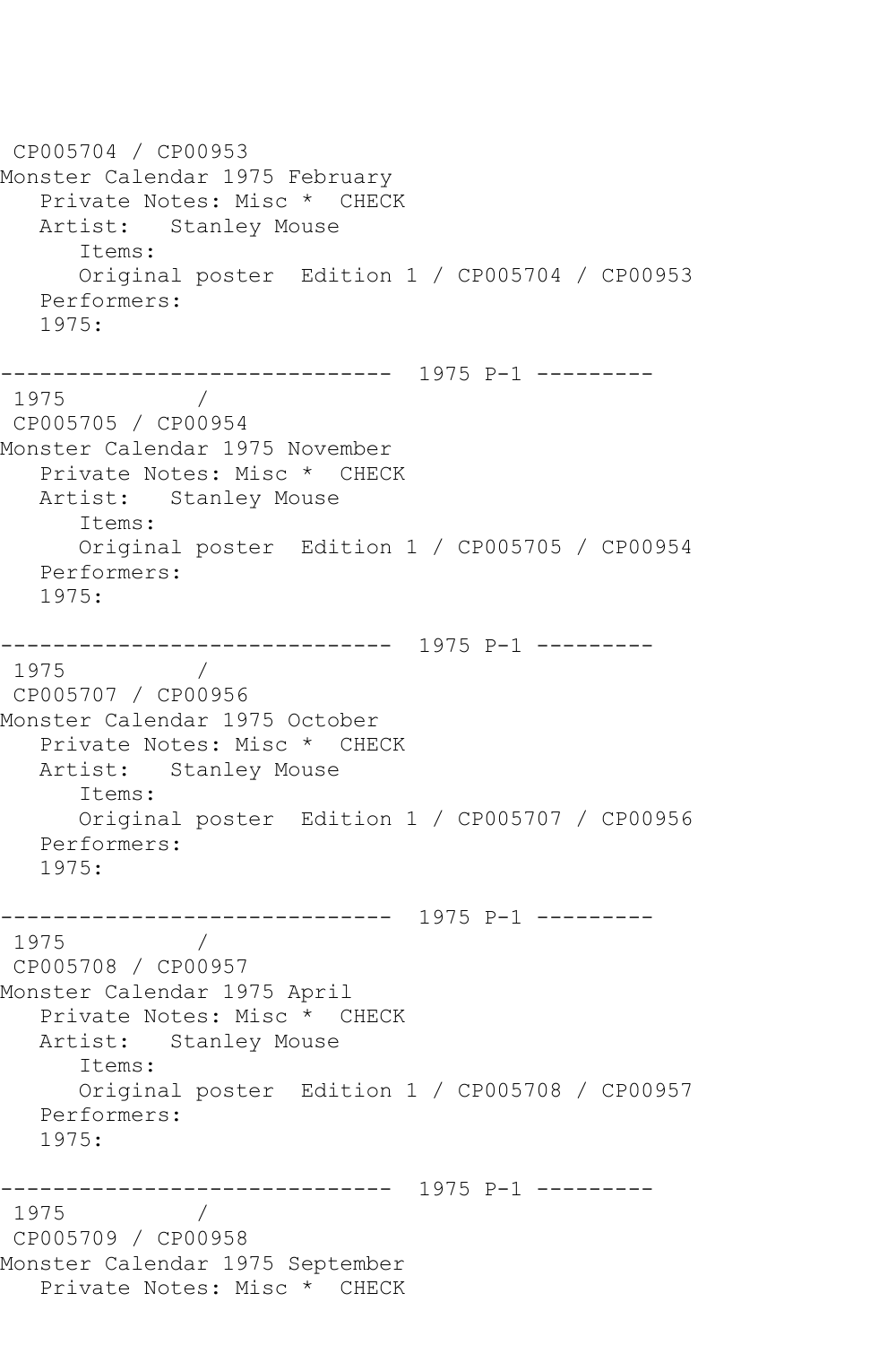CP005704 / CP00953
Monster Calendar 1975 February
   Private Notes: Misc *  CHECK
   Artist:   Stanley Mouse
      Items:
      Original poster  Edition 1 / CP005704 / CP00953
   Performers:
   1975:

------------------------------  1975 P-1 ---------
 1975          /
 CP005705 / CP00954
Monster Calendar 1975 November
   Private Notes: Misc *  CHECK
   Artist:   Stanley Mouse
      Items:
      Original poster  Edition 1 / CP005705 / CP00954
   Performers:
   1975:

------------------------------  1975 P-1 ---------
 1975          /
 CP005707 / CP00956
Monster Calendar 1975 October
   Private Notes: Misc *  CHECK
   Artist:   Stanley Mouse
      Items:
      Original poster  Edition 1 / CP005707 / CP00956
   Performers:
   1975:

------------------------------  1975 P-1 ---------
 1975          /
 CP005708 / CP00957
Monster Calendar 1975 April
   Private Notes: Misc *  CHECK
   Artist:   Stanley Mouse
      Items:
      Original poster  Edition 1 / CP005708 / CP00957
   Performers:
   1975:

------------------------------  1975 P-1 ---------
 1975          /
 CP005709 / CP00958
Monster Calendar 1975 September
   Private Notes: Misc *  CHECK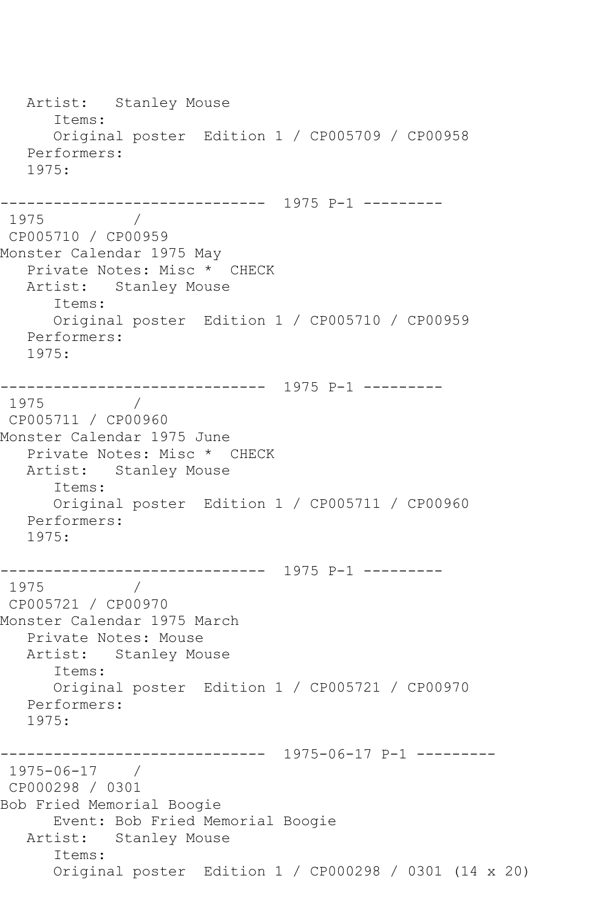Artist:   Stanley Mouse
      Items:
      Original poster  Edition 1 / CP005709 / CP00958
   Performers:
   1975:

------------------------------  1975 P-1 ---------
 1975          /
 CP005710 / CP00959
Monster Calendar 1975 May
   Private Notes: Misc *  CHECK
   Artist:   Stanley Mouse
      Items:
      Original poster  Edition 1 / CP005710 / CP00959
   Performers:
   1975:

------------------------------  1975 P-1 ---------
 1975          /
 CP005711 / CP00960
Monster Calendar 1975 June
   Private Notes: Misc *  CHECK
   Artist:   Stanley Mouse
      Items:
      Original poster  Edition 1 / CP005711 / CP00960
   Performers:
   1975:

------------------------------  1975 P-1 ---------
 1975          /
 CP005721 / CP00970
Monster Calendar 1975 March
   Private Notes: Mouse
   Artist:   Stanley Mouse
      Items:
      Original poster  Edition 1 / CP005721 / CP00970
   Performers:
   1975:

------------------------------  1975-06-17 P-1 ---------
 1975-06-17    /
 CP000298 / 0301
Bob Fried Memorial Boogie
      Event: Bob Fried Memorial Boogie
   Artist:   Stanley Mouse
      Items:
      Original poster  Edition 1 / CP000298 / 0301 (14 x 20)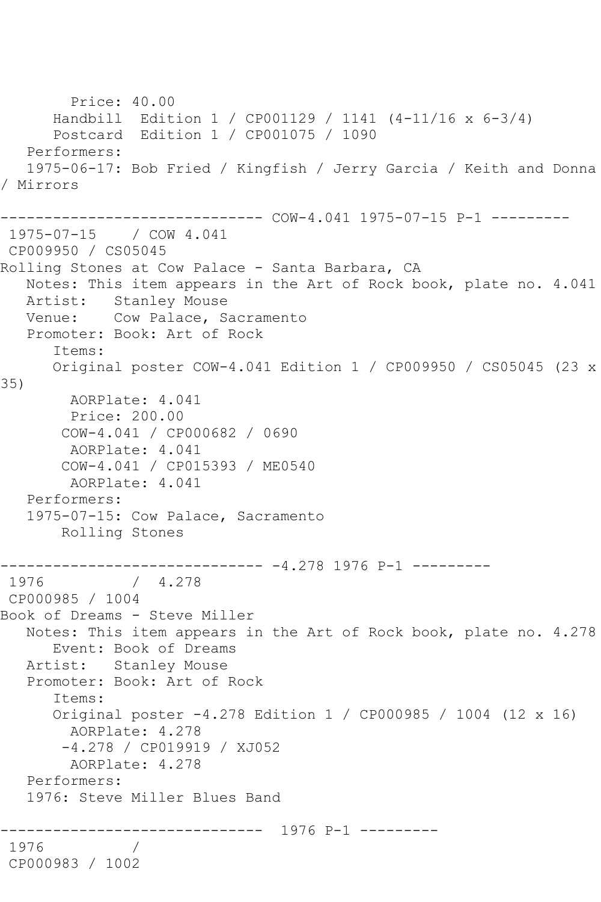```
        Price: 40.00
      Handbill  Edition 1 / CP001129 / 1141 (4-11/16 x 6-3/4)
      Postcard  Edition 1 / CP001075 / 1090
   Performers:
   1975-06-17: Bob Fried / Kingfish / Jerry Garcia / Keith and Donna
/ Mirrors

------------------------------ COW-4.041 1975-07-15 P-1 ---------
 1975-07-15    / COW 4.041
 CP009950 / CS05045
Rolling Stones at Cow Palace - Santa Barbara, CA
   Notes: This item appears in the Art of Rock book, plate no. 4.041
   Artist:   Stanley Mouse
   Venue:    Cow Palace, Sacramento
   Promoter: Book: Art of Rock
      Items:
      Original poster COW-4.041 Edition 1 / CP009950 / CS05045 (23 x
35)
        AORPlate: 4.041
        Price: 200.00
       COW-4.041 / CP000682 / 0690
        AORPlate: 4.041
       COW-4.041 / CP015393 / ME0540
        AORPlate: 4.041
   Performers:
   1975-07-15: Cow Palace, Sacramento
       Rolling Stones

------------------------------ -4.278 1976 P-1 ---------
 1976          /  4.278
 CP000985 / 1004
Book of Dreams - Steve Miller
   Notes: This item appears in the Art of Rock book, plate no. 4.278
      Event: Book of Dreams
   Artist:   Stanley Mouse
   Promoter: Book: Art of Rock
      Items:
      Original poster -4.278 Edition 1 / CP000985 / 1004 (12 x 16)
        AORPlate: 4.278
       -4.278 / CP019919 / XJ052
        AORPlate: 4.278
   Performers:
   1976: Steve Miller Blues Band

------------------------------  1976 P-1 ---------
 1976          /
 CP000983 / 1002
```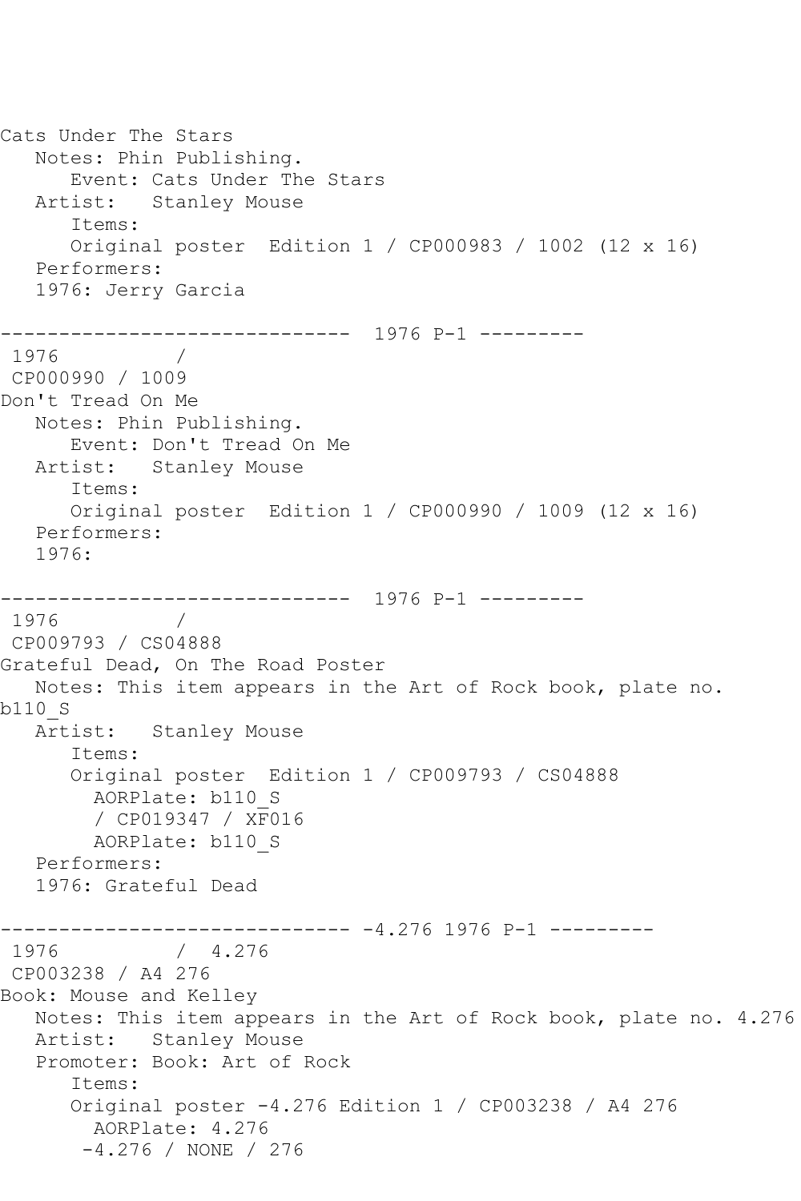Cats Under The Stars
   Notes: Phin Publishing.
      Event: Cats Under The Stars
   Artist:   Stanley Mouse
      Items:
      Original poster  Edition 1 / CP000983 / 1002 (12 x 16)
   Performers:
   1976: Jerry Garcia

------------------------------  1976 P-1 ---------
 1976          /
 CP000990 / 1009
Don't Tread On Me
   Notes: Phin Publishing.
      Event: Don't Tread On Me
   Artist:   Stanley Mouse
      Items:
      Original poster  Edition 1 / CP000990 / 1009 (12 x 16)
   Performers:
   1976:

------------------------------  1976 P-1 ---------
 1976          /
 CP009793 / CS04888
Grateful Dead, On The Road Poster
   Notes: This item appears in the Art of Rock book, plate no. b110_S
   Artist:   Stanley Mouse
      Items:
      Original poster  Edition 1 / CP009793 / CS04888
        AORPlate: b110_S
        / CP019347 / XF016
        AORPlate: b110_S
   Performers:
   1976: Grateful Dead

------------------------------ -4.276 1976 P-1 ---------
 1976          /  4.276
 CP003238 / A4 276
Book: Mouse and Kelley
   Notes: This item appears in the Art of Rock book, plate no. 4.276
   Artist:   Stanley Mouse
   Promoter: Book: Art of Rock
      Items:
      Original poster -4.276 Edition 1 / CP003238 / A4 276
        AORPlate: 4.276
       -4.276 / NONE / 276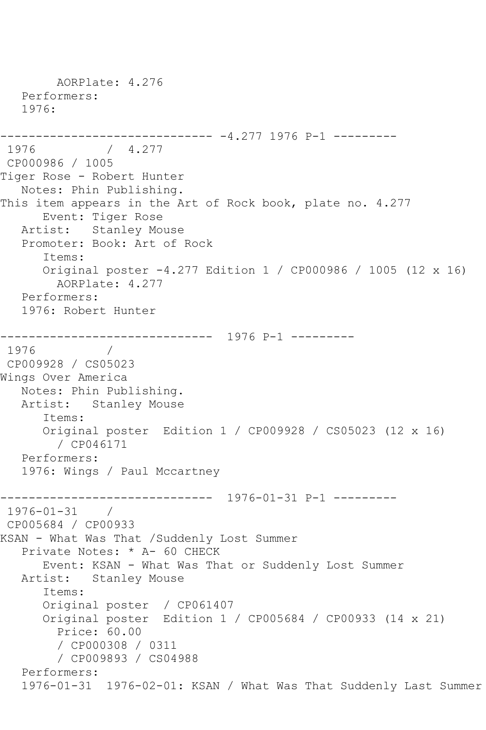```
        AORPlate: 4.276
   Performers:
   1976:

------------------------------ -4.277 1976 P-1 ---------
 1976          /  4.277
 CP000986 / 1005
Tiger Rose - Robert Hunter
   Notes: Phin Publishing.
This item appears in the Art of Rock book, plate no. 4.277
      Event: Tiger Rose
   Artist:   Stanley Mouse
   Promoter: Book: Art of Rock
      Items:
      Original poster -4.277 Edition 1 / CP000986 / 1005 (12 x 16)
        AORPlate: 4.277
   Performers:
   1976: Robert Hunter

------------------------------  1976 P-1 ---------
 1976          /
 CP009928 / CS05023
Wings Over America
   Notes: Phin Publishing.
   Artist:   Stanley Mouse
      Items:
      Original poster  Edition 1 / CP009928 / CS05023 (12 x 16)
        / CP046171
   Performers:
   1976: Wings / Paul Mccartney

------------------------------  1976-01-31 P-1 ---------
 1976-01-31    /
 CP005684 / CP00933
KSAN - What Was That /Suddenly Lost Summer
   Private Notes: * A- 60 CHECK
      Event: KSAN - What Was That or Suddenly Lost Summer
   Artist:   Stanley Mouse
      Items:
      Original poster  / CP061407
      Original poster  Edition 1 / CP005684 / CP00933 (14 x 21)
        Price: 60.00
        / CP000308 / 0311
        / CP009893 / CS04988
   Performers:
   1976-01-31  1976-02-01: KSAN / What Was That Suddenly Last Summer
```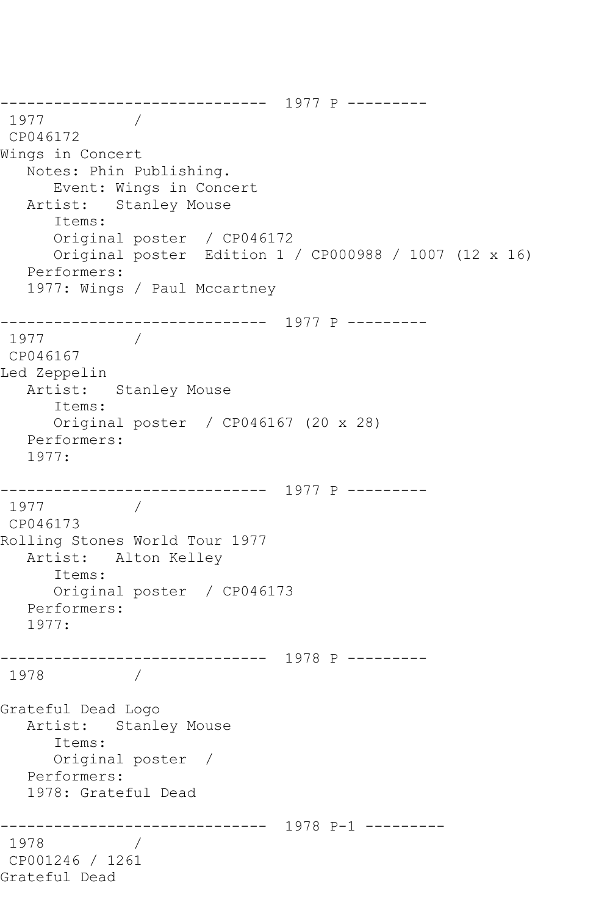------------------------------ 1977 P ---------

1977 /

CP046172

Wings in Concert

Notes: Phin Publishing.

Event: Wings in Concert

Artist: Stanley Mouse

Items:

Original poster / CP046172

Original poster Edition 1 / CP000988 / 1007 (12 x 16)

Performers:

1977: Wings / Paul Mccartney

------------------------------ 1977 P ---------

1977 /

CP046167

Led Zeppelin

Artist: Stanley Mouse

Items:

Original poster / CP046167 (20 x 28)

Performers:

1977:

------------------------------ 1977 P ---------

1977 /

CP046173

Rolling Stones World Tour 1977

Artist: Alton Kelley

Items:

Original poster / CP046173

Performers:

1977:

------------------------------ 1978 P ---------

1978 /

Grateful Dead Logo

Artist: Stanley Mouse

Items:

Original poster /

Performers:

1978: Grateful Dead

------------------------------ 1978 P-1 ---------

1978 /

CP001246 / 1261

Grateful Dead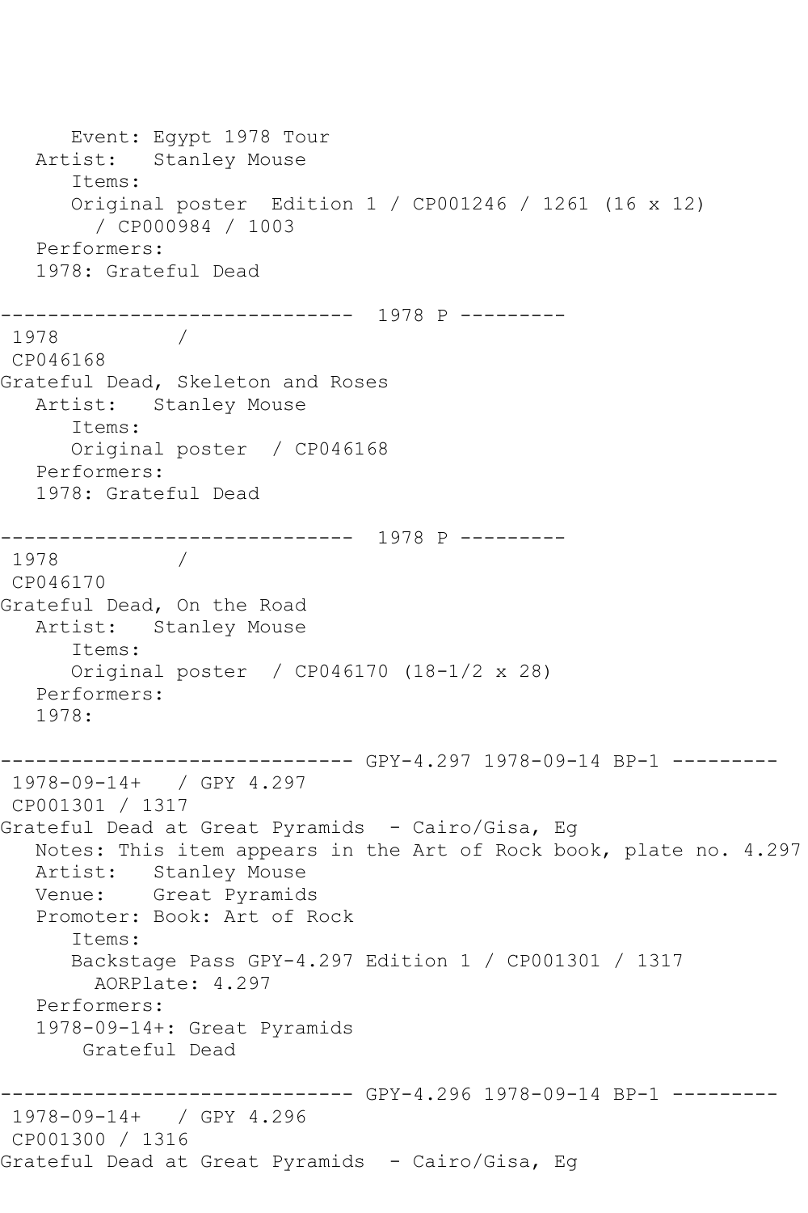```
      Event: Egypt 1978 Tour
   Artist:   Stanley Mouse
      Items:
      Original poster  Edition 1 / CP001246 / 1261 (16 x 12)
        / CP000984 / 1003
   Performers:
   1978: Grateful Dead

------------------------------  1978 P ---------
 1978          /
 CP046168
Grateful Dead, Skeleton and Roses
   Artist:   Stanley Mouse
      Items:
      Original poster  / CP046168
   Performers:
   1978: Grateful Dead

------------------------------  1978 P ---------
 1978          /
 CP046170
Grateful Dead, On the Road
   Artist:   Stanley Mouse
      Items:
      Original poster  / CP046170 (18-1/2 x 28)
   Performers:
   1978:

------------------------------ GPY-4.297 1978-09-14 BP-1 ---------
 1978-09-14+   / GPY 4.297
 CP001301 / 1317
Grateful Dead at Great Pyramids  - Cairo/Gisa, Eg
   Notes: This item appears in the Art of Rock book, plate no. 4.297
   Artist:   Stanley Mouse
   Venue:    Great Pyramids
   Promoter: Book: Art of Rock
      Items:
      Backstage Pass GPY-4.297 Edition 1 / CP001301 / 1317
        AORPlate: 4.297
   Performers:
   1978-09-14+: Great Pyramids
       Grateful Dead

------------------------------ GPY-4.296 1978-09-14 BP-1 ---------
 1978-09-14+   / GPY 4.296
 CP001300 / 1316
Grateful Dead at Great Pyramids  - Cairo/Gisa, Eg
```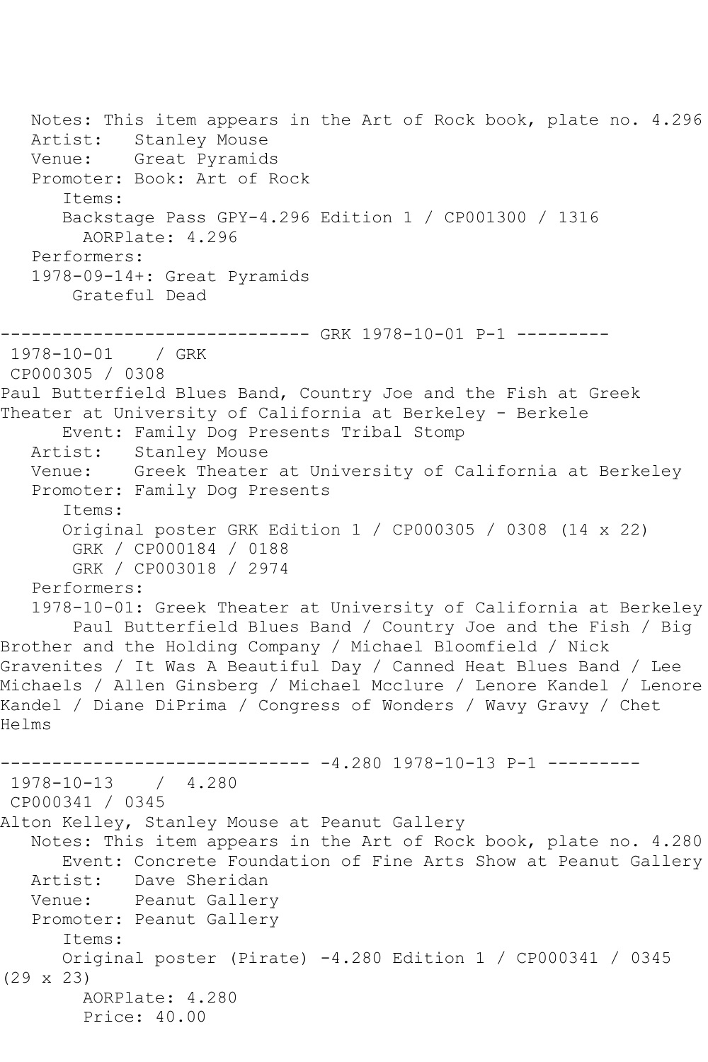Notes: This item appears in the Art of Rock book, plate no. 4.296
Artist: Stanley Mouse
Venue: Great Pyramids
Promoter: Book: Art of Rock
Items:
Backstage Pass GPY-4.296 Edition 1 / CP001300 / 1316
AORPlate: 4.296
Performers:
1978-09-14+: Great Pyramids
Grateful Dead

------------------------------ GRK 1978-10-01 P-1 ---------

1978-10-01 / GRK
CP000305 / 0308
Paul Butterfield Blues Band, Country Joe and the Fish at Greek Theater at University of California at Berkeley - Berkele
Event: Family Dog Presents Tribal Stomp
Artist: Stanley Mouse
Venue: Greek Theater at University of California at Berkeley
Promoter: Family Dog Presents
Items:
Original poster GRK Edition 1 / CP000305 / 0308 (14 x 22)
GRK / CP000184 / 0188
GRK / CP003018 / 2974
Performers:
1978-10-01: Greek Theater at University of California at Berkeley
Paul Butterfield Blues Band / Country Joe and the Fish / Big Brother and the Holding Company / Michael Bloomfield / Nick Gravenites / It Was A Beautiful Day / Canned Heat Blues Band / Lee Michaels / Allen Ginsberg / Michael Mcclure / Lenore Kandel / Lenore Kandel / Diane DiPrima / Congress of Wonders / Wavy Gravy / Chet Helms

------------------------------ -4.280 1978-10-13 P-1 ---------

1978-10-13 / 4.280
CP000341 / 0345
Alton Kelley, Stanley Mouse at Peanut Gallery
Notes: This item appears in the Art of Rock book, plate no. 4.280
Event: Concrete Foundation of Fine Arts Show at Peanut Gallery
Artist: Dave Sheridan
Venue: Peanut Gallery
Promoter: Peanut Gallery
Items:
Original poster (Pirate) -4.280 Edition 1 / CP000341 / 0345 (29 x 23)
AORPlate: 4.280
Price: 40.00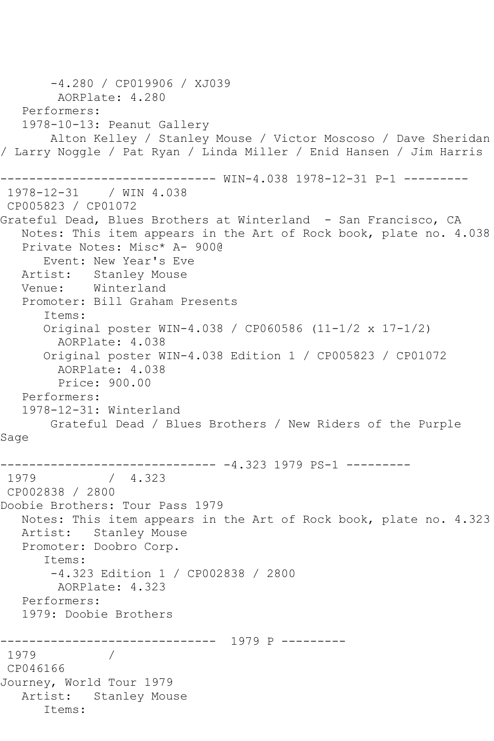```
       -4.280 / CP019906 / XJ039
        AORPlate: 4.280
   Performers:
   1978-10-13: Peanut Gallery
       Alton Kelley / Stanley Mouse / Victor Moscoso / Dave Sheridan
/ Larry Noggle / Pat Ryan / Linda Miller / Enid Hansen / Jim Harris

------------------------------ WIN-4.038 1978-12-31 P-1 ---------
 1978-12-31    / WIN 4.038
 CP005823 / CP01072
Grateful Dead, Blues Brothers at Winterland  - San Francisco, CA
   Notes: This item appears in the Art of Rock book, plate no. 4.038
   Private Notes: Misc* A- 900@
      Event: New Year's Eve
   Artist:   Stanley Mouse
   Venue:    Winterland
   Promoter: Bill Graham Presents
      Items:
      Original poster WIN-4.038 / CP060586 (11-1/2 x 17-1/2)
        AORPlate: 4.038
      Original poster WIN-4.038 Edition 1 / CP005823 / CP01072
        AORPlate: 4.038
        Price: 900.00
   Performers:
   1978-12-31: Winterland
       Grateful Dead / Blues Brothers / New Riders of the Purple
Sage

------------------------------ -4.323 1979 PS-1 ---------
 1979          /  4.323
 CP002838 / 2800
Doobie Brothers: Tour Pass 1979
   Notes: This item appears in the Art of Rock book, plate no. 4.323
   Artist:   Stanley Mouse
   Promoter: Doobro Corp.
      Items:
       -4.323 Edition 1 / CP002838 / 2800
        AORPlate: 4.323
   Performers:
   1979: Doobie Brothers

------------------------------  1979 P ---------
 1979          /
 CP046166
Journey, World Tour 1979
   Artist:   Stanley Mouse
      Items:
```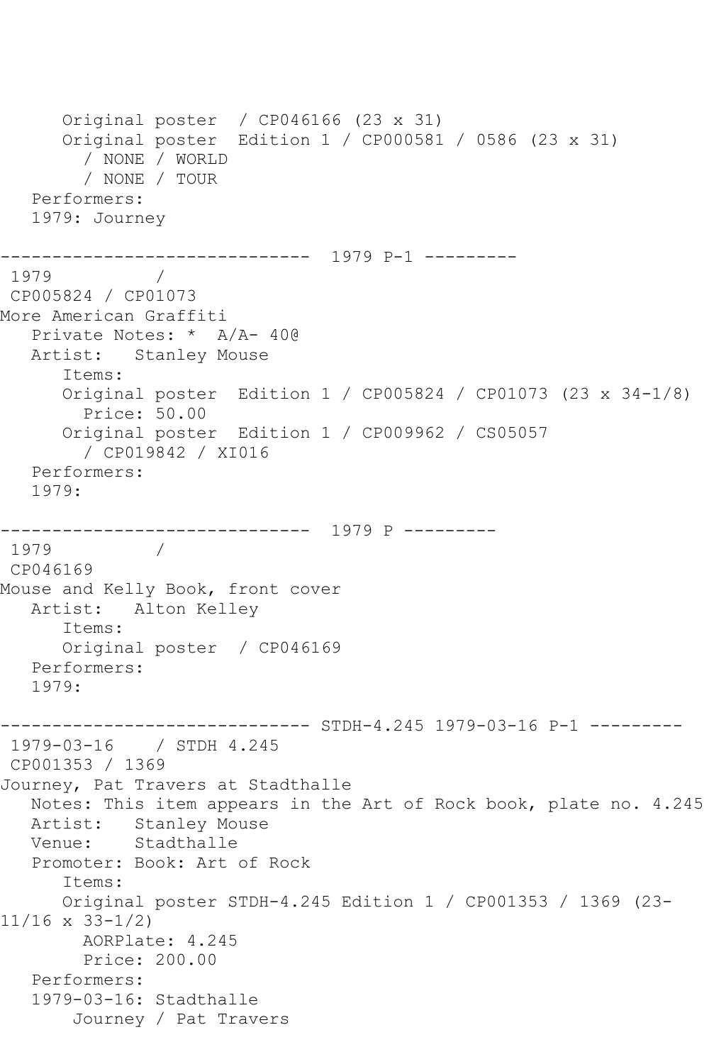```
      Original poster  / CP046166 (23 x 31)
      Original poster  Edition 1 / CP000581 / 0586 (23 x 31)
        / NONE / WORLD
        / NONE / TOUR
   Performers:
   1979: Journey

------------------------------  1979 P-1 ---------
 1979           /
 CP005824 / CP01073
More American Graffiti
   Private Notes: *  A/A- 40@
   Artist:   Stanley Mouse
      Items:
      Original poster  Edition 1 / CP005824 / CP01073 (23 x 34-1/8)
        Price: 50.00
      Original poster  Edition 1 / CP009962 / CS05057
        / CP019842 / XI016
   Performers:
   1979:

------------------------------  1979 P ---------
 1979           /
 CP046169
Mouse and Kelly Book, front cover
   Artist:   Alton Kelley
      Items:
      Original poster  / CP046169
   Performers:
   1979:

------------------------------ STDH-4.245 1979-03-16 P-1 ---------
 1979-03-16    / STDH 4.245
 CP001353 / 1369
Journey, Pat Travers at Stadthalle
   Notes: This item appears in the Art of Rock book, plate no. 4.245
   Artist:   Stanley Mouse
   Venue:    Stadthalle
   Promoter: Book: Art of Rock
      Items:
      Original poster STDH-4.245 Edition 1 / CP001353 / 1369 (23-
11/16 x 33-1/2)
        AORPlate: 4.245
        Price: 200.00
   Performers:
   1979-03-16: Stadthalle
       Journey / Pat Travers
```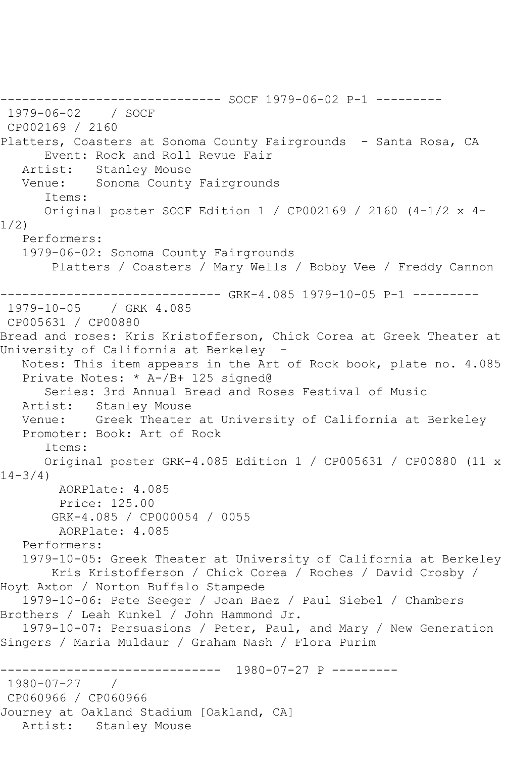------------------------------ SOCF 1979-06-02 P-1 ---------

1979-06-02 / SOCF
CP002169 / 2160
Platters, Coasters at Sonoma County Fairgrounds - Santa Rosa, CA
Event: Rock and Roll Revue Fair
Artist: Stanley Mouse
Venue: Sonoma County Fairgrounds
Items:
Original poster SOCF Edition 1 / CP002169 / 2160 (4-1/2 x 4-1/2)
Performers:
1979-06-02: Sonoma County Fairgrounds
Platters / Coasters / Mary Wells / Bobby Vee / Freddy Cannon

------------------------------ GRK-4.085 1979-10-05 P-1 ---------

1979-10-05 / GRK 4.085
CP005631 / CP00880
Bread and roses: Kris Kristofferson, Chick Corea at Greek Theater at University of California at Berkeley -
Notes: This item appears in the Art of Rock book, plate no. 4.085
Private Notes: * A-/B+ 125 signed@
Series: 3rd Annual Bread and Roses Festival of Music
Artist: Stanley Mouse
Venue: Greek Theater at University of California at Berkeley
Promoter: Book: Art of Rock
Items:
Original poster GRK-4.085 Edition 1 / CP005631 / CP00880 (11 x 14-3/4)
AORPlate: 4.085
Price: 125.00
GRK-4.085 / CP000054 / 0055
AORPlate: 4.085
Performers:
1979-10-05: Greek Theater at University of California at Berkeley
Kris Kristofferson / Chick Corea / Roches / David Crosby / Hoyt Axton / Norton Buffalo Stampede
1979-10-06: Pete Seeger / Joan Baez / Paul Siebel / Chambers Brothers / Leah Kunkel / John Hammond Jr.
1979-10-07: Persuasions / Peter, Paul, and Mary / New Generation Singers / Maria Muldaur / Graham Nash / Flora Purim

------------------------------ 1980-07-27 P ---------

1980-07-27 /
CP060966 / CP060966
Journey at Oakland Stadium [Oakland, CA]
Artist: Stanley Mouse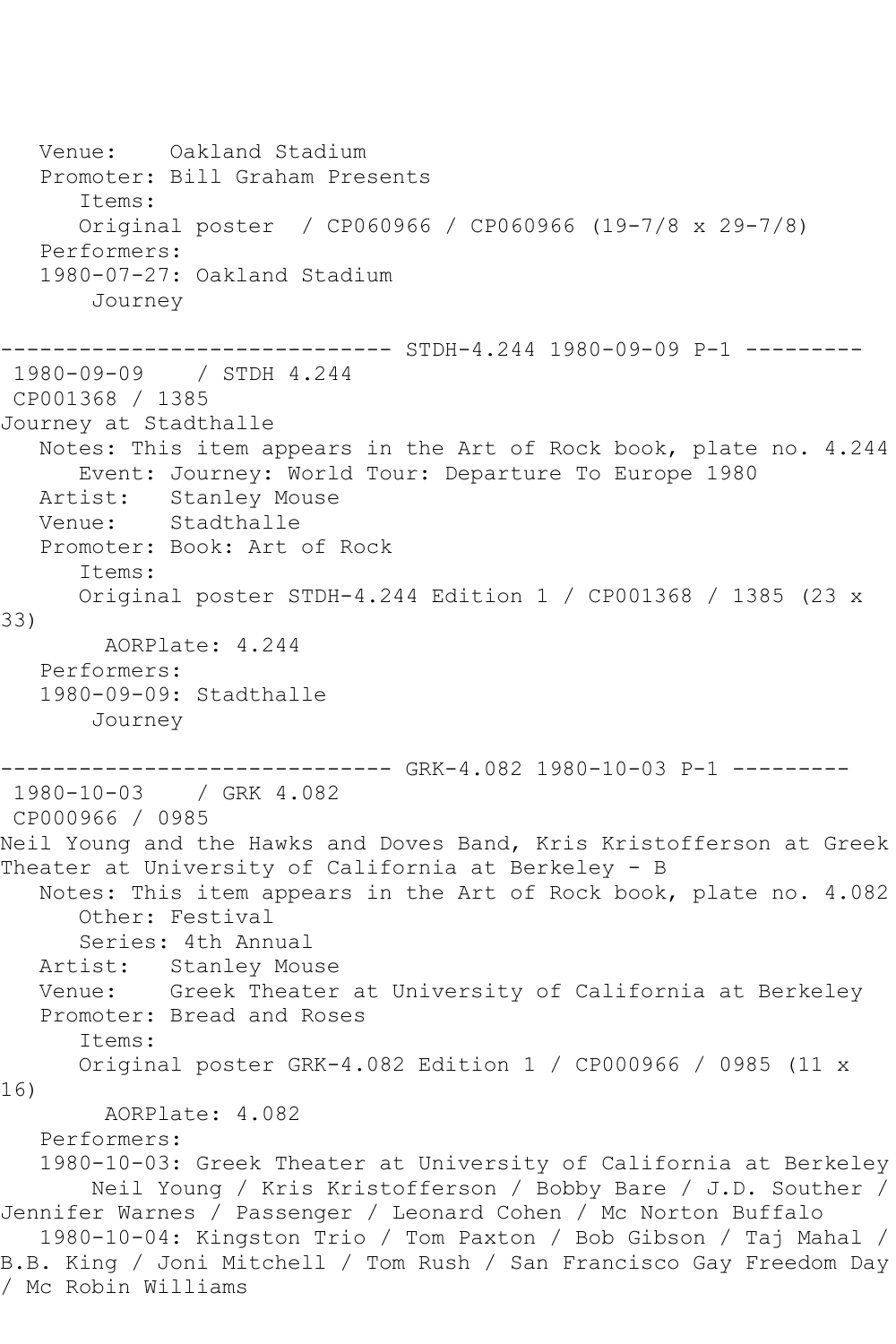Venue: Oakland Stadium
Promoter: Bill Graham Presents
Items:
Original poster / CP060966 / CP060966 (19-7/8 x 29-7/8)
Performers:
1980-07-27: Oakland Stadium
Journey

------------------------------ STDH-4.244 1980-09-09 P-1 ---------

1980-09-09 / STDH 4.244
CP001368 / 1385
Journey at Stadthalle
Notes: This item appears in the Art of Rock book, plate no. 4.244
Event: Journey: World Tour: Departure To Europe 1980
Artist: Stanley Mouse
Venue: Stadthalle
Promoter: Book: Art of Rock
Items:
Original poster STDH-4.244 Edition 1 / CP001368 / 1385 (23 x 33)
AORPlate: 4.244
Performers:
1980-09-09: Stadthalle
Journey

------------------------------ GRK-4.082 1980-10-03 P-1 ---------

1980-10-03 / GRK 4.082
CP000966 / 0985
Neil Young and the Hawks and Doves Band, Kris Kristofferson at Greek Theater at University of California at Berkeley - B
Notes: This item appears in the Art of Rock book, plate no. 4.082
Other: Festival
Series: 4th Annual
Artist: Stanley Mouse
Venue: Greek Theater at University of California at Berkeley
Promoter: Bread and Roses
Items:
Original poster GRK-4.082 Edition 1 / CP000966 / 0985 (11 x 16)
AORPlate: 4.082
Performers:
1980-10-03: Greek Theater at University of California at Berkeley
Neil Young / Kris Kristofferson / Bobby Bare / J.D. Souther / Jennifer Warnes / Passenger / Leonard Cohen / Mc Norton Buffalo
1980-10-04: Kingston Trio / Tom Paxton / Bob Gibson / Taj Mahal / B.B. King / Joni Mitchell / Tom Rush / San Francisco Gay Freedom Day / Mc Robin Williams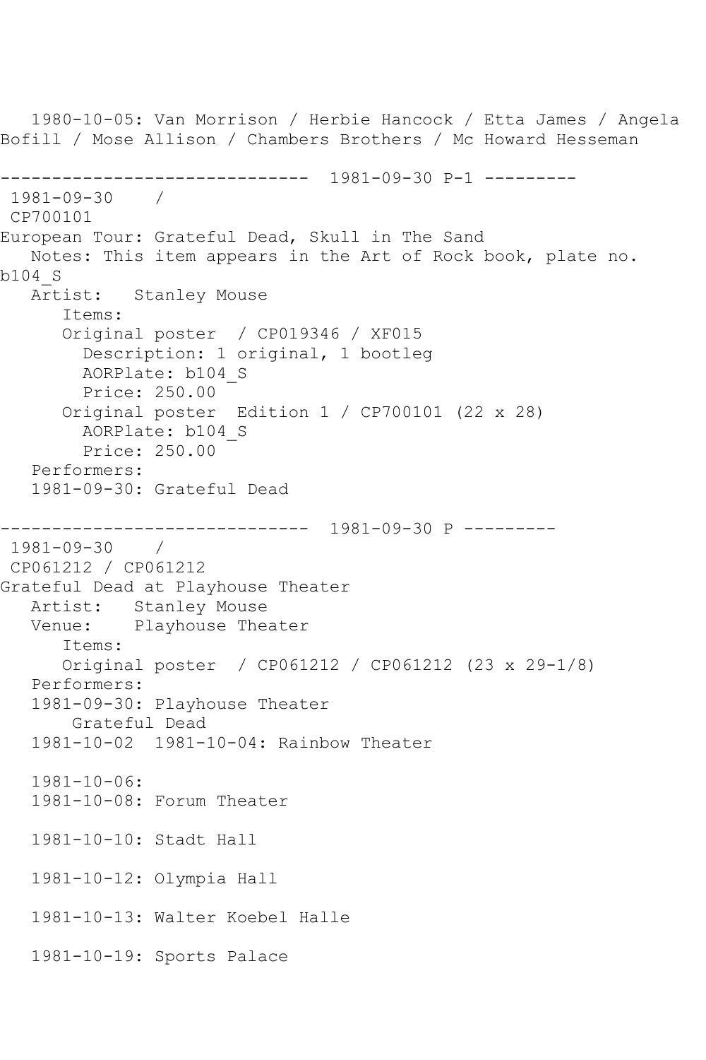1980-10-05: Van Morrison / Herbie Hancock / Etta James / Angela Bofill / Mose Allison / Chambers Brothers / Mc Howard Hesseman

------------------------------ 1981-09-30 P-1 ---------

1981-09-30 /
CP700101
European Tour: Grateful Dead, Skull in The Sand
   Notes: This item appears in the Art of Rock book, plate no. b104_S
   Artist: Stanley Mouse
      Items:
      Original poster / CP019346 / XF015
        Description: 1 original, 1 bootleg
        AORPlate: b104_S
        Price: 250.00
      Original poster Edition 1 / CP700101 (22 x 28)
        AORPlate: b104_S
        Price: 250.00
   Performers:
   1981-09-30: Grateful Dead

------------------------------ 1981-09-30 P ---------

1981-09-30 /
CP061212 / CP061212
Grateful Dead at Playhouse Theater
   Artist: Stanley Mouse
   Venue: Playhouse Theater
      Items:
      Original poster / CP061212 / CP061212 (23 x 29-1/8)
   Performers:
   1981-09-30: Playhouse Theater
       Grateful Dead
   1981-10-02 1981-10-04: Rainbow Theater

   1981-10-06:
   1981-10-08: Forum Theater

   1981-10-10: Stadt Hall

   1981-10-12: Olympia Hall

   1981-10-13: Walter Koebel Halle

   1981-10-19: Sports Palace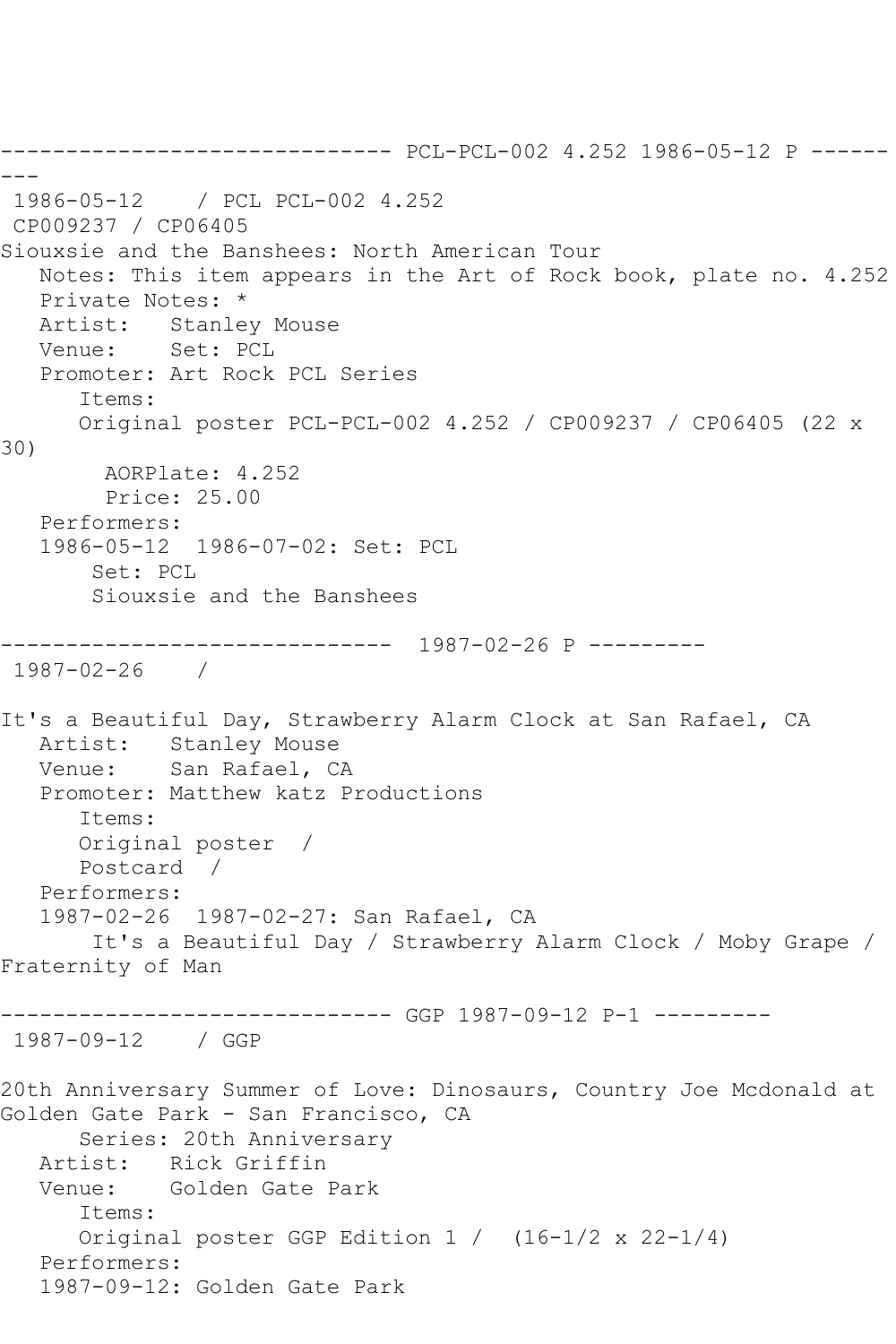------------------------------ PCL-PCL-002 4.252 1986-05-12 P ---------
1986-05-12 / PCL PCL-002 4.252
CP009237 / CP06405
Siouxsie and the Banshees: North American Tour
Notes: This item appears in the Art of Rock book, plate no. 4.252
Private Notes: *
Artist: Stanley Mouse
Venue: Set: PCL
Promoter: Art Rock PCL Series
Items:
Original poster PCL-PCL-002 4.252 / CP009237 / CP06405 (22 x 30)
AORPlate: 4.252
Price: 25.00
Performers:
1986-05-12 1986-07-02: Set: PCL
Set: PCL
Siouxsie and the Banshees

------------------------------ 1987-02-26 P ---------
1987-02-26 /

It's a Beautiful Day, Strawberry Alarm Clock at San Rafael, CA
Artist: Stanley Mouse
Venue: San Rafael, CA
Promoter: Matthew katz Productions
Items:
Original poster /
Postcard /
Performers:
1987-02-26 1987-02-27: San Rafael, CA
It's a Beautiful Day / Strawberry Alarm Clock / Moby Grape / Fraternity of Man

------------------------------ GGP 1987-09-12 P-1 ---------
1987-09-12 / GGP

20th Anniversary Summer of Love: Dinosaurs, Country Joe Mcdonald at Golden Gate Park - San Francisco, CA
Series: 20th Anniversary
Artist: Rick Griffin
Venue: Golden Gate Park
Items:
Original poster GGP Edition 1 / (16-1/2 x 22-1/4)
Performers:
1987-09-12: Golden Gate Park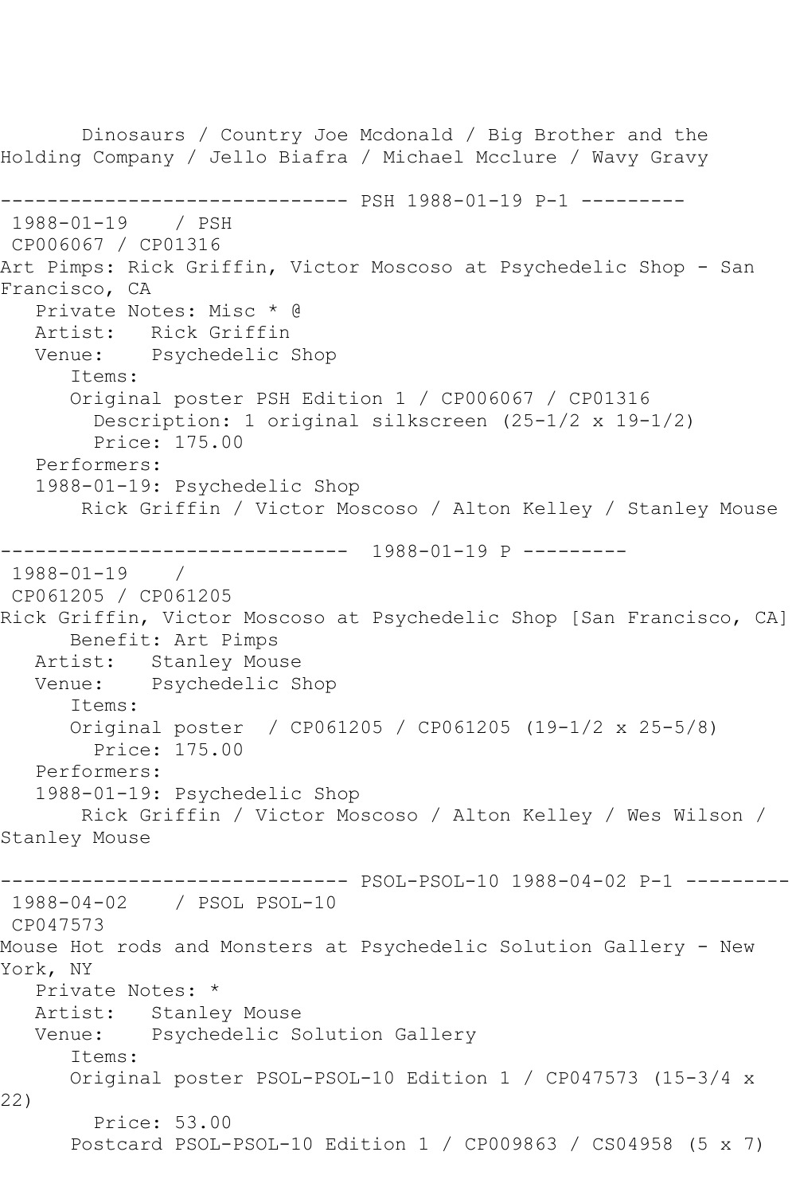Dinosaurs / Country Joe Mcdonald / Big Brother and the Holding Company / Jello Biafra / Michael Mcclure / Wavy Gravy

------------------------------ PSH 1988-01-19 P-1 ---------

1988-01-19 / PSH
CP006067 / CP01316

Art Pimps: Rick Griffin, Victor Moscoso at Psychedelic Shop - San Francisco, CA

Private Notes: Misc * @
Artist: Rick Griffin
Venue: Psychedelic Shop
Items:
Original poster PSH Edition 1 / CP006067 / CP01316
Description: 1 original silkscreen (25-1/2 x 19-1/2)
Price: 175.00
Performers:
1988-01-19: Psychedelic Shop
Rick Griffin / Victor Moscoso / Alton Kelley / Stanley Mouse

------------------------------ 1988-01-19 P ---------

1988-01-19 /
CP061205 / CP061205

Rick Griffin, Victor Moscoso at Psychedelic Shop [San Francisco, CA]

Benefit: Art Pimps
Artist: Stanley Mouse
Venue: Psychedelic Shop
Items:
Original poster / CP061205 / CP061205 (19-1/2 x 25-5/8)
Price: 175.00
Performers:
1988-01-19: Psychedelic Shop
Rick Griffin / Victor Moscoso / Alton Kelley / Wes Wilson / Stanley Mouse

------------------------------ PSOL-PSOL-10 1988-04-02 P-1 ---------

1988-04-02 / PSOL PSOL-10
CP047573

Mouse Hot rods and Monsters at Psychedelic Solution Gallery - New York, NY

Private Notes: *
Artist: Stanley Mouse
Venue: Psychedelic Solution Gallery
Items:
Original poster PSOL-PSOL-10 Edition 1 / CP047573 (15-3/4 x 22)
Price: 53.00
Postcard PSOL-PSOL-10 Edition 1 / CP009863 / CS04958 (5 x 7)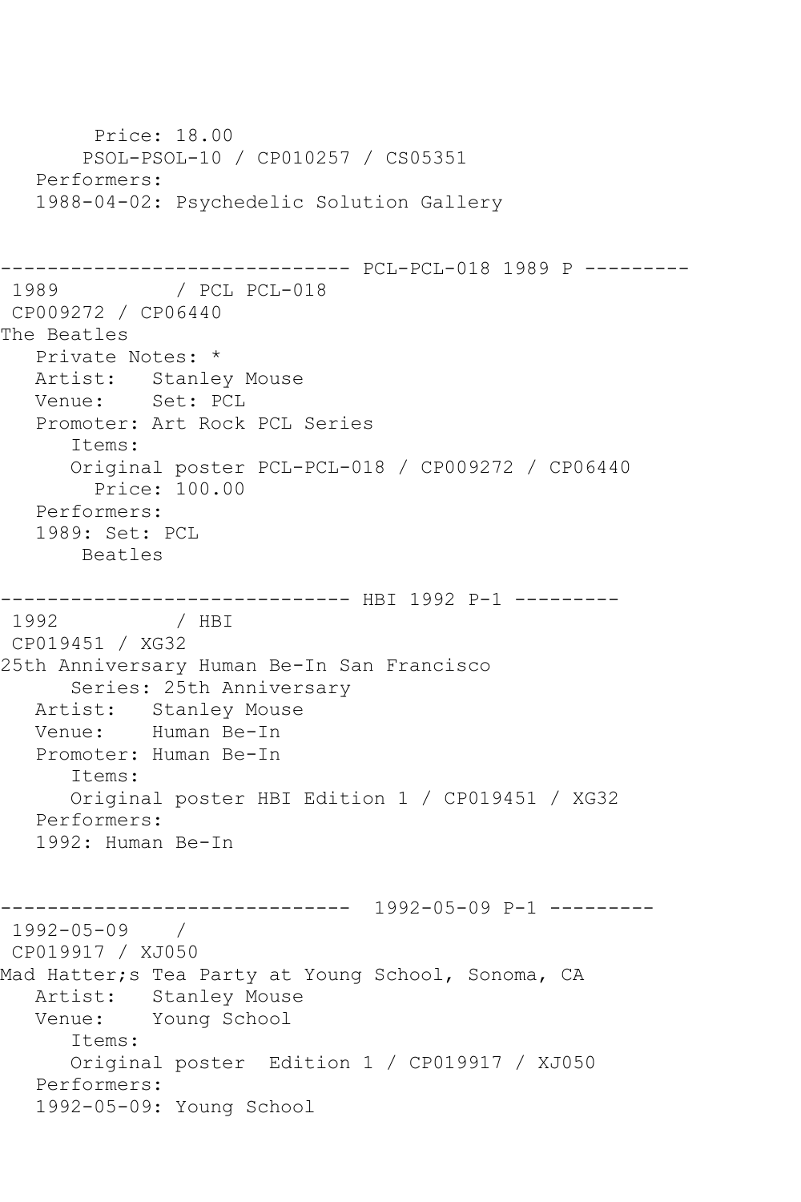```
        Price: 18.00
       PSOL-PSOL-10 / CP010257 / CS05351
   Performers:
   1988-04-02: Psychedelic Solution Gallery


------------------------------ PCL-PCL-018 1989 P ---------
 1989          / PCL PCL-018
 CP009272 / CP06440
The Beatles
   Private Notes: *
   Artist:   Stanley Mouse
   Venue:    Set: PCL
   Promoter: Art Rock PCL Series
      Items:
      Original poster PCL-PCL-018 / CP009272 / CP06440
        Price: 100.00
   Performers:
   1989: Set: PCL
       Beatles

------------------------------ HBI 1992 P-1 ---------
 1992          / HBI
 CP019451 / XG32
25th Anniversary Human Be-In San Francisco
      Series: 25th Anniversary
   Artist:   Stanley Mouse
   Venue:    Human Be-In
   Promoter: Human Be-In
      Items:
      Original poster HBI Edition 1 / CP019451 / XG32
   Performers:
   1992: Human Be-In


------------------------------  1992-05-09 P-1 ---------
 1992-05-09    /
 CP019917 / XJ050
Mad Hatter;s Tea Party at Young School, Sonoma, CA
   Artist:   Stanley Mouse
   Venue:    Young School
      Items:
      Original poster  Edition 1 / CP019917 / XJ050
   Performers:
   1992-05-09: Young School
```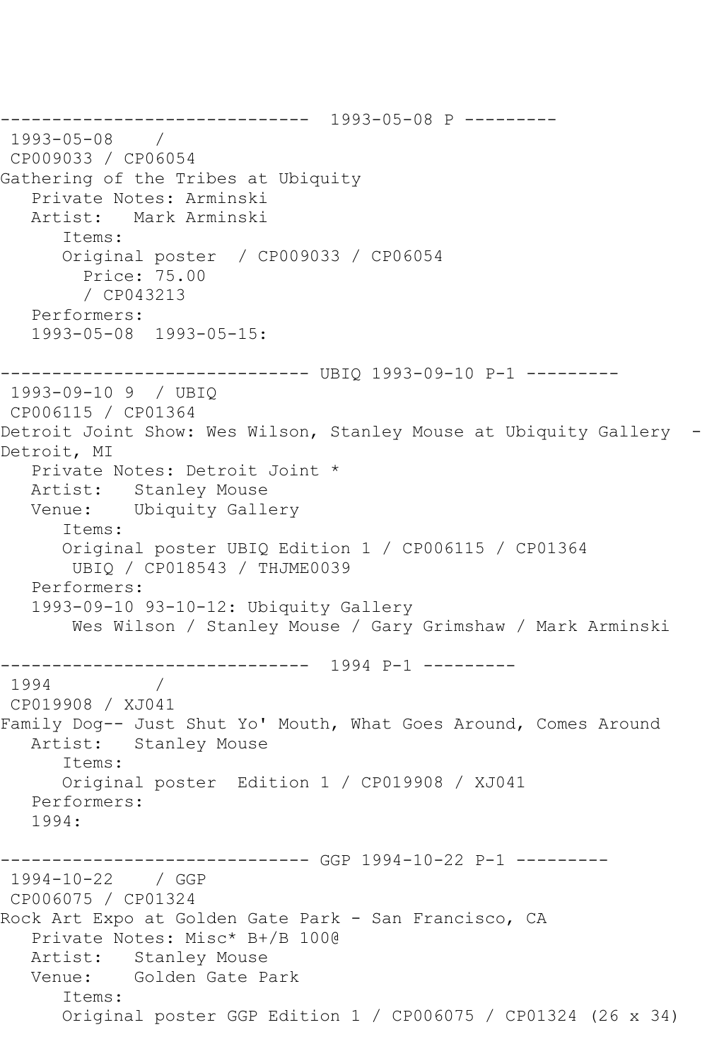------------------------------  1993-05-08 P ---------
 1993-05-08    /
 CP009033 / CP06054
Gathering of the Tribes at Ubiquity
   Private Notes: Arminski
   Artist:   Mark Arminski
      Items:
      Original poster  / CP009033 / CP06054
        Price: 75.00
        / CP043213
   Performers:
   1993-05-08  1993-05-15:

------------------------------ UBIQ 1993-09-10 P-1 ---------
 1993-09-10 9  / UBIQ
 CP006115 / CP01364
Detroit Joint Show: Wes Wilson, Stanley Mouse at Ubiquity Gallery  - Detroit, MI
   Private Notes: Detroit Joint *
   Artist:   Stanley Mouse
   Venue:    Ubiquity Gallery
      Items:
      Original poster UBIQ Edition 1 / CP006115 / CP01364
       UBIQ / CP018543 / THJME0039
   Performers:
   1993-09-10 93-10-12: Ubiquity Gallery
       Wes Wilson / Stanley Mouse / Gary Grimshaw / Mark Arminski

------------------------------  1994 P-1 ---------
 1994          /
 CP019908 / XJ041
Family Dog-- Just Shut Yo' Mouth, What Goes Around, Comes Around
   Artist:   Stanley Mouse
      Items:
      Original poster  Edition 1 / CP019908 / XJ041
   Performers:
   1994:

------------------------------ GGP 1994-10-22 P-1 ---------
 1994-10-22    / GGP
 CP006075 / CP01324
Rock Art Expo at Golden Gate Park - San Francisco, CA
   Private Notes: Misc* B+/B 100@
   Artist:   Stanley Mouse
   Venue:    Golden Gate Park
      Items:
      Original poster GGP Edition 1 / CP006075 / CP01324 (26 x 34)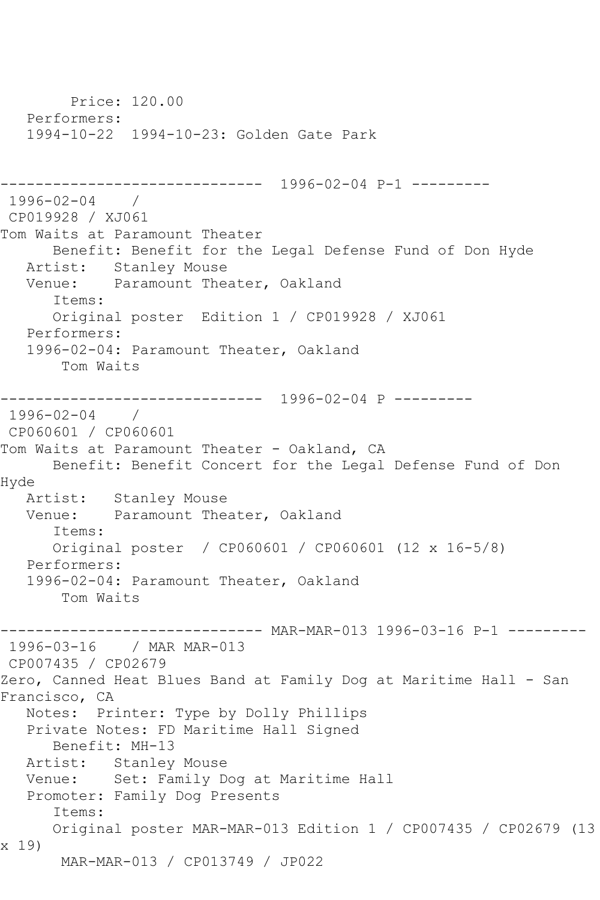Price: 120.00
Performers:
1994-10-22 1994-10-23: Golden Gate Park

------------------------------ 1996-02-04 P-1 ---------
1996-02-04 /
CP019928 / XJ061
Tom Waits at Paramount Theater
Benefit: Benefit for the Legal Defense Fund of Don Hyde
Artist: Stanley Mouse
Venue: Paramount Theater, Oakland
Items:
Original poster Edition 1 / CP019928 / XJ061
Performers:
1996-02-04: Paramount Theater, Oakland
Tom Waits

------------------------------ 1996-02-04 P ---------
1996-02-04 /
CP060601 / CP060601
Tom Waits at Paramount Theater - Oakland, CA
Benefit: Benefit Concert for the Legal Defense Fund of Don Hyde
Artist: Stanley Mouse
Venue: Paramount Theater, Oakland
Items:
Original poster / CP060601 / CP060601 (12 x 16-5/8)
Performers:
1996-02-04: Paramount Theater, Oakland
Tom Waits

------------------------------ MAR-MAR-013 1996-03-16 P-1 ---------
1996-03-16 / MAR MAR-013
CP007435 / CP02679
Zero, Canned Heat Blues Band at Family Dog at Maritime Hall - San Francisco, CA
Notes: Printer: Type by Dolly Phillips
Private Notes: FD Maritime Hall Signed
Benefit: MH-13
Artist: Stanley Mouse
Venue: Set: Family Dog at Maritime Hall
Promoter: Family Dog Presents
Items:
Original poster MAR-MAR-013 Edition 1 / CP007435 / CP02679 (13 x 19)
MAR-MAR-013 / CP013749 / JP022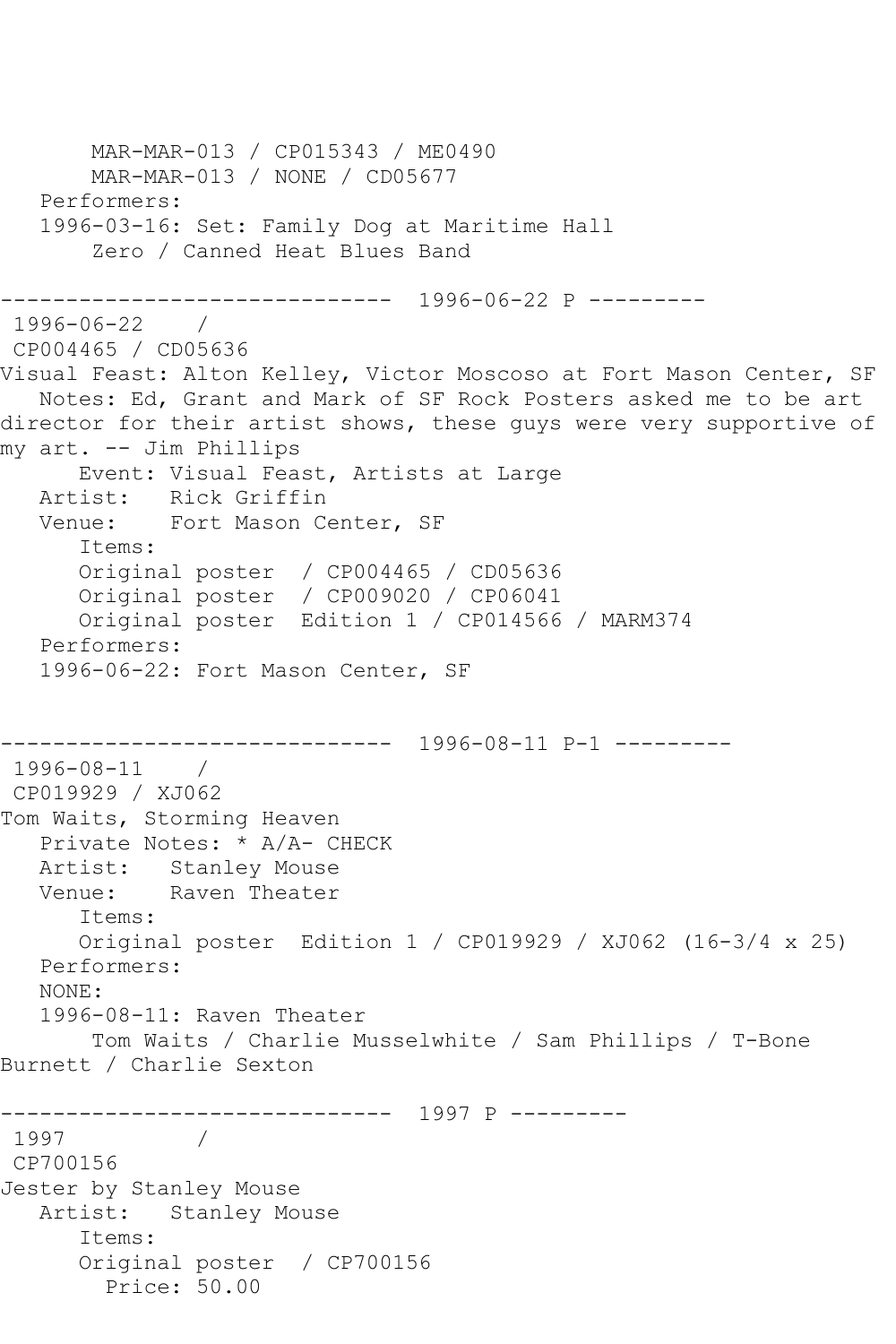```
       MAR-MAR-013 / CP015343 / ME0490
       MAR-MAR-013 / NONE / CD05677
   Performers:
   1996-03-16: Set: Family Dog at Maritime Hall
       Zero / Canned Heat Blues Band

------------------------------  1996-06-22 P ---------
 1996-06-22    /
 CP004465 / CD05636
Visual Feast: Alton Kelley, Victor Moscoso at Fort Mason Center, SF
   Notes: Ed, Grant and Mark of SF Rock Posters asked me to be art
director for their artist shows, these guys were very supportive of
my art. -- Jim Phillips
      Event: Visual Feast, Artists at Large
   Artist:   Rick Griffin
   Venue:    Fort Mason Center, SF
      Items:
      Original poster  / CP004465 / CD05636
      Original poster  / CP009020 / CP06041
      Original poster  Edition 1 / CP014566 / MARM374
   Performers:
   1996-06-22: Fort Mason Center, SF


------------------------------  1996-08-11 P-1 ---------
 1996-08-11    /
 CP019929 / XJ062
Tom Waits, Storming Heaven
   Private Notes: * A/A- CHECK
   Artist:   Stanley Mouse
   Venue:    Raven Theater
      Items:
      Original poster  Edition 1 / CP019929 / XJ062 (16-3/4 x 25)
   Performers:
   NONE:
   1996-08-11: Raven Theater
       Tom Waits / Charlie Musselwhite / Sam Phillips / T-Bone
Burnett / Charlie Sexton

------------------------------  1997 P ---------
 1997          /
 CP700156
Jester by Stanley Mouse
   Artist:   Stanley Mouse
      Items:
      Original poster  / CP700156
        Price: 50.00
```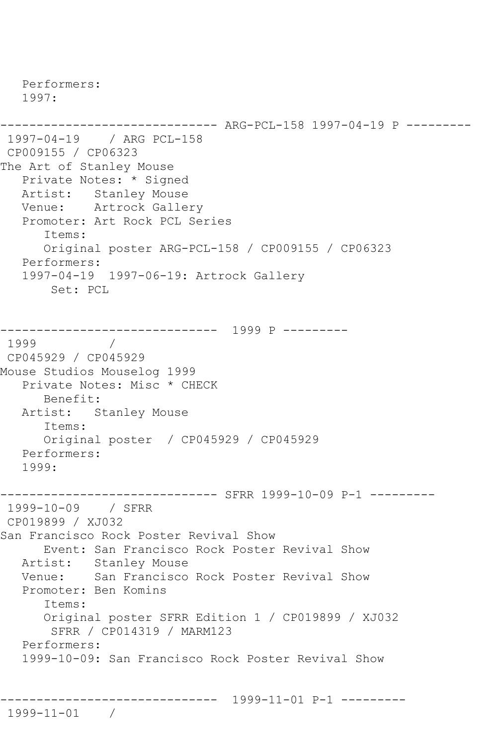```
   Performers:
   1997:

------------------------------ ARG-PCL-158 1997-04-19 P ---------
 1997-04-19    / ARG PCL-158
 CP009155 / CP06323
The Art of Stanley Mouse
   Private Notes: * Signed
   Artist:   Stanley Mouse
   Venue:    Artrock Gallery
   Promoter: Art Rock PCL Series
      Items:
      Original poster ARG-PCL-158 / CP009155 / CP06323
   Performers:
   1997-04-19  1997-06-19: Artrock Gallery
       Set: PCL


------------------------------  1999 P ---------
 1999          /
 CP045929 / CP045929
Mouse Studios Mouselog 1999
   Private Notes: Misc * CHECK
      Benefit:
   Artist:   Stanley Mouse
      Items:
      Original poster  / CP045929 / CP045929
   Performers:
   1999:

------------------------------ SFRR 1999-10-09 P-1 ---------
 1999-10-09    / SFRR
 CP019899 / XJ032
San Francisco Rock Poster Revival Show
      Event: San Francisco Rock Poster Revival Show
   Artist:   Stanley Mouse
   Venue:    San Francisco Rock Poster Revival Show
   Promoter: Ben Komins
      Items:
      Original poster SFRR Edition 1 / CP019899 / XJ032
       SFRR / CP014319 / MARM123
   Performers:
   1999-10-09: San Francisco Rock Poster Revival Show


------------------------------  1999-11-01 P-1 ---------
 1999-11-01    /
```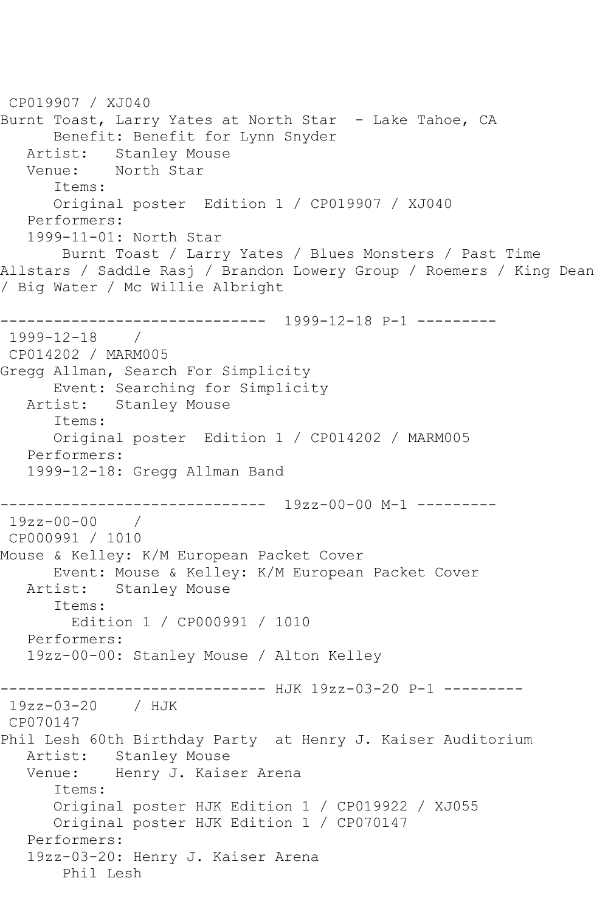CP019907 / XJ040
Burnt Toast, Larry Yates at North Star - Lake Tahoe, CA
Benefit: Benefit for Lynn Snyder
Artist: Stanley Mouse
Venue: North Star
Items:
Original poster Edition 1 / CP019907 / XJ040
Performers:
1999-11-01: North Star
Burnt Toast / Larry Yates / Blues Monsters / Past Time Allstars / Saddle Rasj / Brandon Lowery Group / Roemers / King Dean / Big Water / Mc Willie Albright

------------------------------ 1999-12-18 P-1 ---------

1999-12-18 /
CP014202 / MARM005
Gregg Allman, Search For Simplicity
Event: Searching for Simplicity
Artist: Stanley Mouse
Items:
Original poster Edition 1 / CP014202 / MARM005
Performers:
1999-12-18: Gregg Allman Band

------------------------------ 19zz-00-00 M-1 ---------

19zz-00-00 /
CP000991 / 1010
Mouse & Kelley: K/M European Packet Cover
Event: Mouse & Kelley: K/M European Packet Cover
Artist: Stanley Mouse
Items:
Edition 1 / CP000991 / 1010
Performers:
19zz-00-00: Stanley Mouse / Alton Kelley

------------------------------ HJK 19zz-03-20 P-1 ---------

19zz-03-20 / HJK
CP070147
Phil Lesh 60th Birthday Party at Henry J. Kaiser Auditorium
Artist: Stanley Mouse
Venue: Henry J. Kaiser Arena
Items:
Original poster HJK Edition 1 / CP019922 / XJ055
Original poster HJK Edition 1 / CP070147
Performers:
19zz-03-20: Henry J. Kaiser Arena
Phil Lesh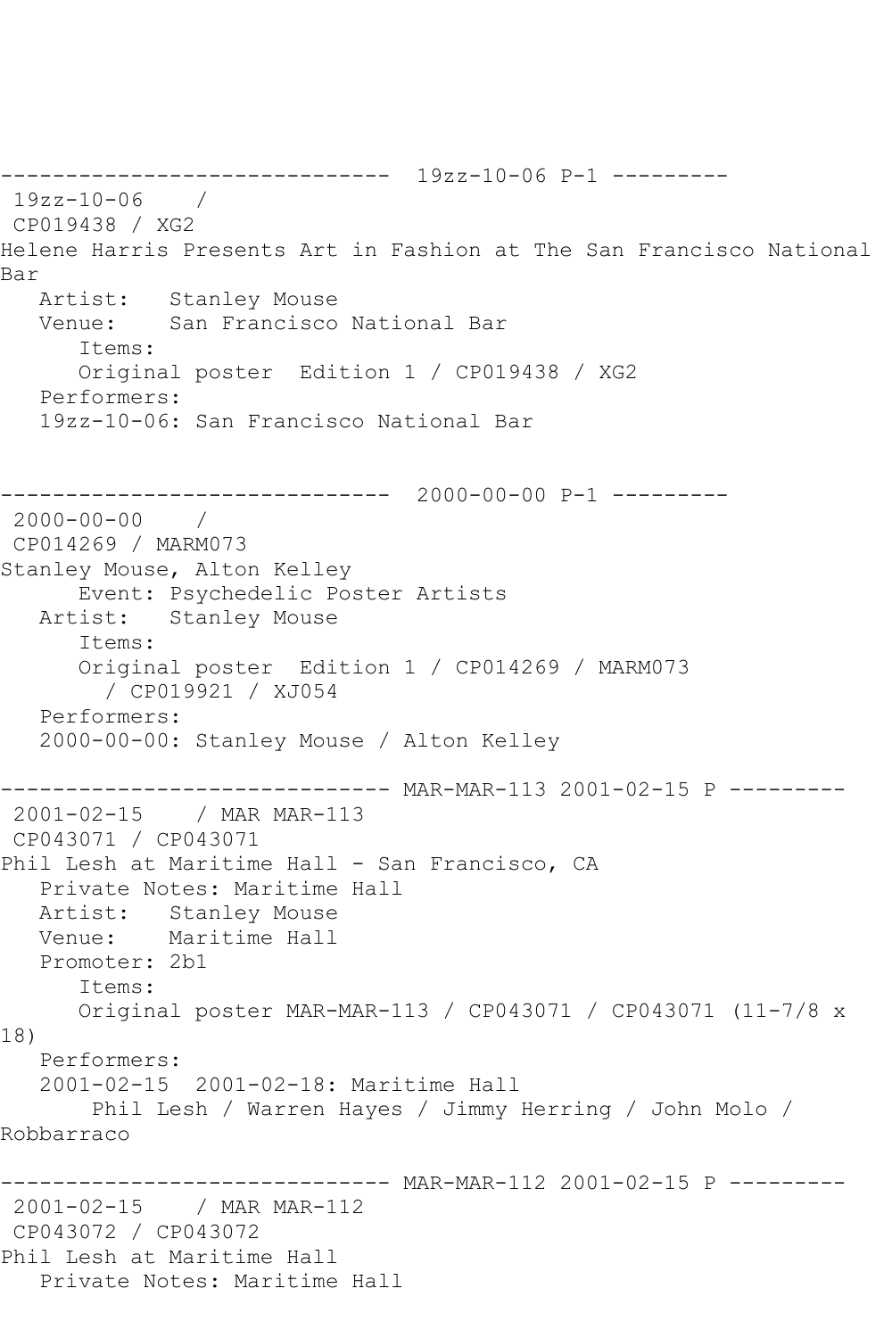------------------------------ 19zz-10-06 P-1 ---------
19zz-10-06 /
CP019438 / XG2
Helene Harris Presents Art in Fashion at The San Francisco National Bar
Artist: Stanley Mouse
Venue: San Francisco National Bar
Items:
Original poster Edition 1 / CP019438 / XG2
Performers:
19zz-10-06: San Francisco National Bar

------------------------------ 2000-00-00 P-1 ---------
2000-00-00 /
CP014269 / MARM073
Stanley Mouse, Alton Kelley
Event: Psychedelic Poster Artists
Artist: Stanley Mouse
Items:
Original poster Edition 1 / CP014269 / MARM073 / CP019921 / XJ054
Performers:
2000-00-00: Stanley Mouse / Alton Kelley

------------------------------ MAR-MAR-113 2001-02-15 P ---------
2001-02-15 / MAR MAR-113
CP043071 / CP043071
Phil Lesh at Maritime Hall - San Francisco, CA
Private Notes: Maritime Hall
Artist: Stanley Mouse
Venue: Maritime Hall
Promoter: 2b1
Items:
Original poster MAR-MAR-113 / CP043071 / CP043071 (11-7/8 x 18)
Performers:
2001-02-15 2001-02-18: Maritime Hall
Phil Lesh / Warren Hayes / Jimmy Herring / John Molo / Robbarraco

------------------------------ MAR-MAR-112 2001-02-15 P ---------
2001-02-15 / MAR MAR-112
CP043072 / CP043072
Phil Lesh at Maritime Hall
Private Notes: Maritime Hall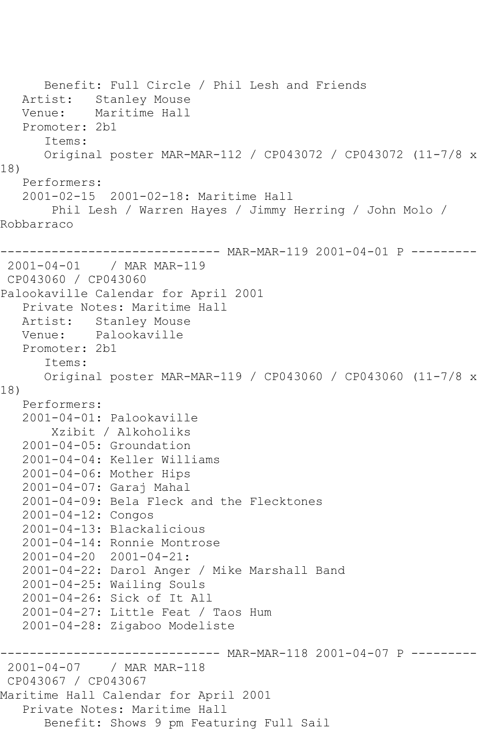```
      Benefit: Full Circle / Phil Lesh and Friends
   Artist:   Stanley Mouse
   Venue:    Maritime Hall
   Promoter: 2b1
      Items:
      Original poster MAR-MAR-112 / CP043072 / CP043072 (11-7/8 x 
18)
   Performers:
   2001-02-15  2001-02-18: Maritime Hall
       Phil Lesh / Warren Hayes / Jimmy Herring / John Molo / 
Robbarraco

------------------------------ MAR-MAR-119 2001-04-01 P ---------
 2001-04-01    / MAR MAR-119
 CP043060 / CP043060
Palookaville Calendar for April 2001
   Private Notes: Maritime Hall
   Artist:   Stanley Mouse
   Venue:    Palookaville
   Promoter: 2b1
      Items:
      Original poster MAR-MAR-119 / CP043060 / CP043060 (11-7/8 x 
18)
   Performers:
   2001-04-01: Palookaville
       Xzibit / Alkoholiks
   2001-04-05: Groundation
   2001-04-04: Keller Williams
   2001-04-06: Mother Hips
   2001-04-07: Garaj Mahal
   2001-04-09: Bela Fleck and the Flecktones
   2001-04-12: Congos
   2001-04-13: Blackalicious
   2001-04-14: Ronnie Montrose
   2001-04-20  2001-04-21:
   2001-04-22: Darol Anger / Mike Marshall Band
   2001-04-25: Wailing Souls
   2001-04-26: Sick of It All
   2001-04-27: Little Feat / Taos Hum
   2001-04-28: Zigaboo Modeliste

------------------------------ MAR-MAR-118 2001-04-07 P ---------
 2001-04-07    / MAR MAR-118
 CP043067 / CP043067
Maritime Hall Calendar for April 2001
   Private Notes: Maritime Hall
      Benefit: Shows 9 pm Featuring Full Sail
```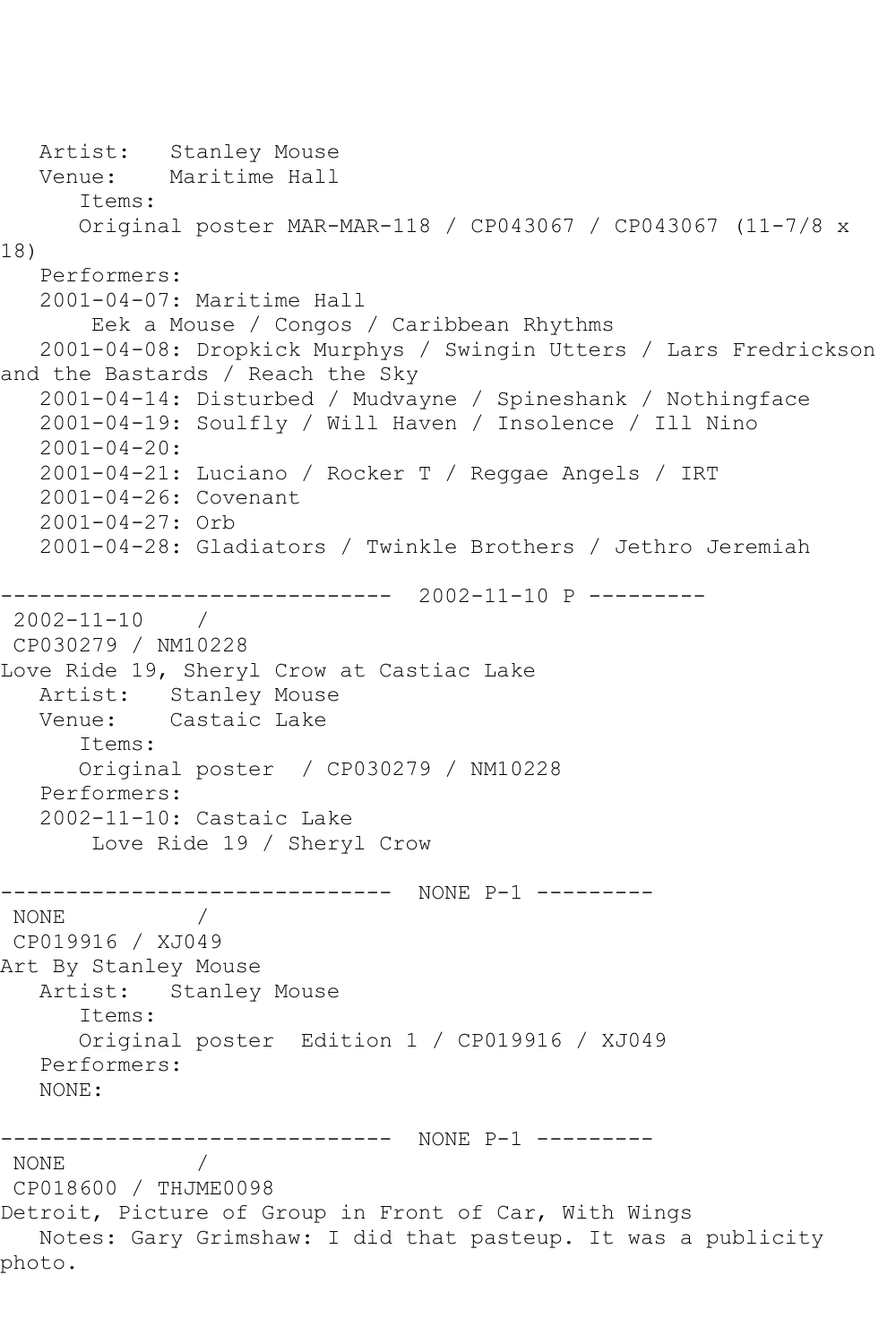Artist: Stanley Mouse
Venue: Maritime Hall
Items:
Original poster MAR-MAR-118 / CP043067 / CP043067 (11-7/8 x 18)
Performers:
2001-04-07: Maritime Hall
Eek a Mouse / Congos / Caribbean Rhythms
2001-04-08: Dropkick Murphys / Swingin Utters / Lars Fredrickson and the Bastards / Reach the Sky
2001-04-14: Disturbed / Mudvayne / Spineshank / Nothingface
2001-04-19: Soulfly / Will Haven / Insolence / Ill Nino
2001-04-20:
2001-04-21: Luciano / Rocker T / Reggae Angels / IRT
2001-04-26: Covenant
2001-04-27: Orb
2001-04-28: Gladiators / Twinkle Brothers / Jethro Jeremiah

------------------------------ 2002-11-10 P ---------

2002-11-10 /
CP030279 / NM10228
Love Ride 19, Sheryl Crow at Castiac Lake
Artist: Stanley Mouse
Venue: Castaic Lake
Items:
Original poster / CP030279 / NM10228
Performers:
2002-11-10: Castaic Lake
Love Ride 19 / Sheryl Crow

------------------------------ NONE P-1 ---------

NONE /
CP019916 / XJ049
Art By Stanley Mouse
Artist: Stanley Mouse
Items:
Original poster Edition 1 / CP019916 / XJ049
Performers:
NONE:

------------------------------ NONE P-1 ---------

NONE /
CP018600 / THJME0098
Detroit, Picture of Group in Front of Car, With Wings
Notes: Gary Grimshaw: I did that pasteup. It was a publicity photo.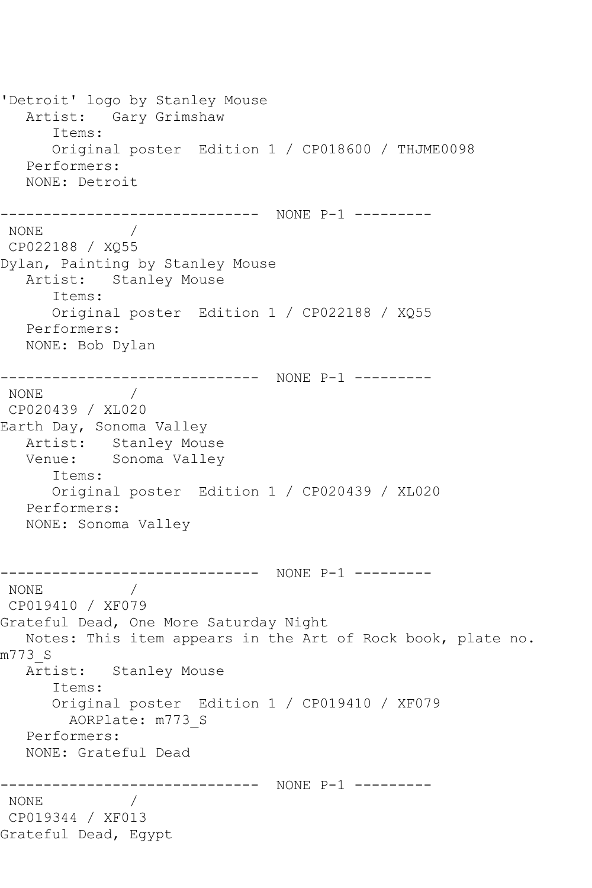'Detroit' logo by Stanley Mouse
   Artist:   Gary Grimshaw
      Items:
      Original poster  Edition 1 / CP018600 / THJME0098
   Performers:
   NONE: Detroit

------------------------------  NONE P-1 ---------
 NONE          /
 CP022188 / XQ55
Dylan, Painting by Stanley Mouse
   Artist:   Stanley Mouse
      Items:
      Original poster  Edition 1 / CP022188 / XQ55
   Performers:
   NONE: Bob Dylan

------------------------------  NONE P-1 ---------
 NONE          /
 CP020439 / XL020
Earth Day, Sonoma Valley
   Artist:   Stanley Mouse
   Venue:    Sonoma Valley
      Items:
      Original poster  Edition 1 / CP020439 / XL020
   Performers:
   NONE: Sonoma Valley

------------------------------  NONE P-1 ---------
 NONE          /
 CP019410 / XF079
Grateful Dead, One More Saturday Night
   Notes: This item appears in the Art of Rock book, plate no. m773_S
   Artist:   Stanley Mouse
      Items:
      Original poster  Edition 1 / CP019410 / XF079
        AORPlate: m773_S
   Performers:
   NONE: Grateful Dead

------------------------------  NONE P-1 ---------
 NONE          /
 CP019344 / XF013
Grateful Dead, Egypt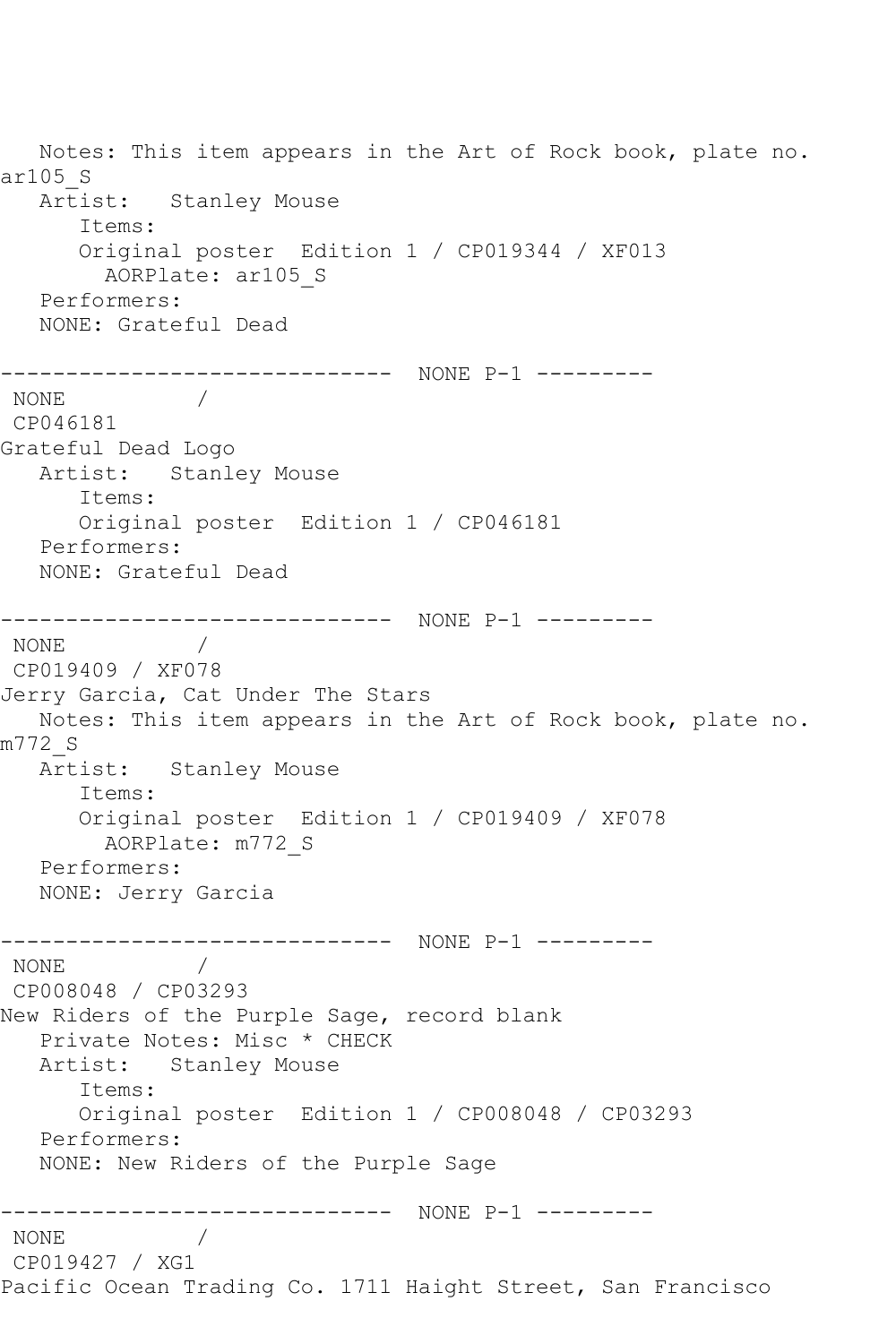```
   Notes: This item appears in the Art of Rock book, plate no. 
ar105_S
   Artist:   Stanley Mouse
      Items:
      Original poster  Edition 1 / CP019344 / XF013
        AORPlate: ar105_S 
   Performers:
   NONE: Grateful Dead

------------------------------  NONE P-1 ---------
 NONE          / 
 CP046181
Grateful Dead Logo
   Artist:   Stanley Mouse
      Items:
      Original poster  Edition 1 / CP046181
   Performers:
   NONE: Grateful Dead

------------------------------  NONE P-1 ---------
 NONE          / 
 CP019409 / XF078
Jerry Garcia, Cat Under The Stars
   Notes: This item appears in the Art of Rock book, plate no. 
m772_S
   Artist:   Stanley Mouse
      Items:
      Original poster  Edition 1 / CP019409 / XF078
        AORPlate: m772_S 
   Performers:
   NONE: Jerry Garcia

------------------------------  NONE P-1 ---------
 NONE          / 
 CP008048 / CP03293
New Riders of the Purple Sage, record blank
   Private Notes: Misc * CHECK
   Artist:   Stanley Mouse
      Items:
      Original poster  Edition 1 / CP008048 / CP03293
   Performers:
   NONE: New Riders of the Purple Sage

------------------------------  NONE P-1 ---------
 NONE          / 
 CP019427 / XG1
Pacific Ocean Trading Co. 1711 Haight Street, San Francisco
```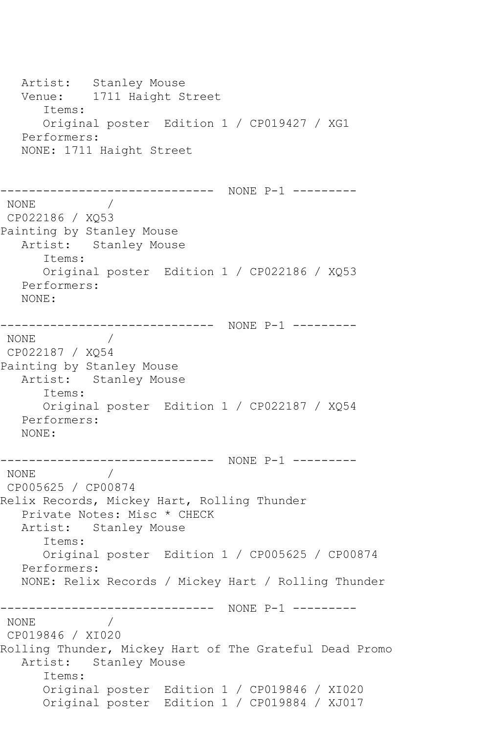```
   Artist:   Stanley Mouse
   Venue:    1711 Haight Street
      Items:
      Original poster  Edition 1 / CP019427 / XG1
   Performers:
   NONE: 1711 Haight Street


------------------------------  NONE P-1 ---------
 NONE          /
 CP022186 / XQ53
Painting by Stanley Mouse
   Artist:   Stanley Mouse
      Items:
      Original poster  Edition 1 / CP022186 / XQ53
   Performers:
   NONE:

------------------------------  NONE P-1 ---------
 NONE          /
 CP022187 / XQ54
Painting by Stanley Mouse
   Artist:   Stanley Mouse
      Items:
      Original poster  Edition 1 / CP022187 / XQ54
   Performers:
   NONE:

------------------------------  NONE P-1 ---------
 NONE          /
 CP005625 / CP00874
Relix Records, Mickey Hart, Rolling Thunder
   Private Notes: Misc * CHECK
   Artist:   Stanley Mouse
      Items:
      Original poster  Edition 1 / CP005625 / CP00874
   Performers:
   NONE: Relix Records / Mickey Hart / Rolling Thunder

------------------------------  NONE P-1 ---------
 NONE          /
 CP019846 / XI020
Rolling Thunder, Mickey Hart of The Grateful Dead Promo
   Artist:   Stanley Mouse
      Items:
      Original poster  Edition 1 / CP019846 / XI020
      Original poster  Edition 1 / CP019884 / XJ017
```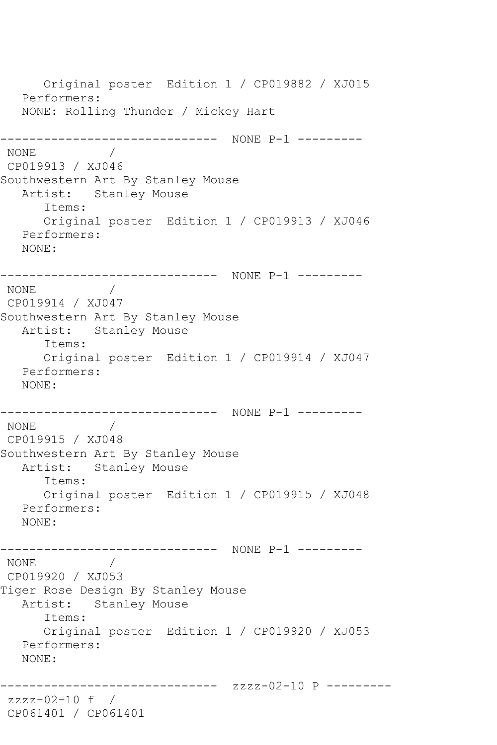```
      Original poster  Edition 1 / CP019882 / XJ015
   Performers:
   NONE: Rolling Thunder / Mickey Hart

------------------------------  NONE P-1 ---------
 NONE          /
 CP019913 / XJ046
Southwestern Art By Stanley Mouse
   Artist:   Stanley Mouse
      Items:
      Original poster  Edition 1 / CP019913 / XJ046
   Performers:
   NONE:

------------------------------  NONE P-1 ---------
 NONE          /
 CP019914 / XJ047
Southwestern Art By Stanley Mouse
   Artist:   Stanley Mouse
      Items:
      Original poster  Edition 1 / CP019914 / XJ047
   Performers:
   NONE:

------------------------------  NONE P-1 ---------
 NONE          /
 CP019915 / XJ048
Southwestern Art By Stanley Mouse
   Artist:   Stanley Mouse
      Items:
      Original poster  Edition 1 / CP019915 / XJ048
   Performers:
   NONE:

------------------------------  NONE P-1 ---------
 NONE          /
 CP019920 / XJ053
Tiger Rose Design By Stanley Mouse
   Artist:   Stanley Mouse
      Items:
      Original poster  Edition 1 / CP019920 / XJ053
   Performers:
   NONE:

------------------------------  zzzz-02-10 P ---------
 zzzz-02-10 f  /
 CP061401 / CP061401
```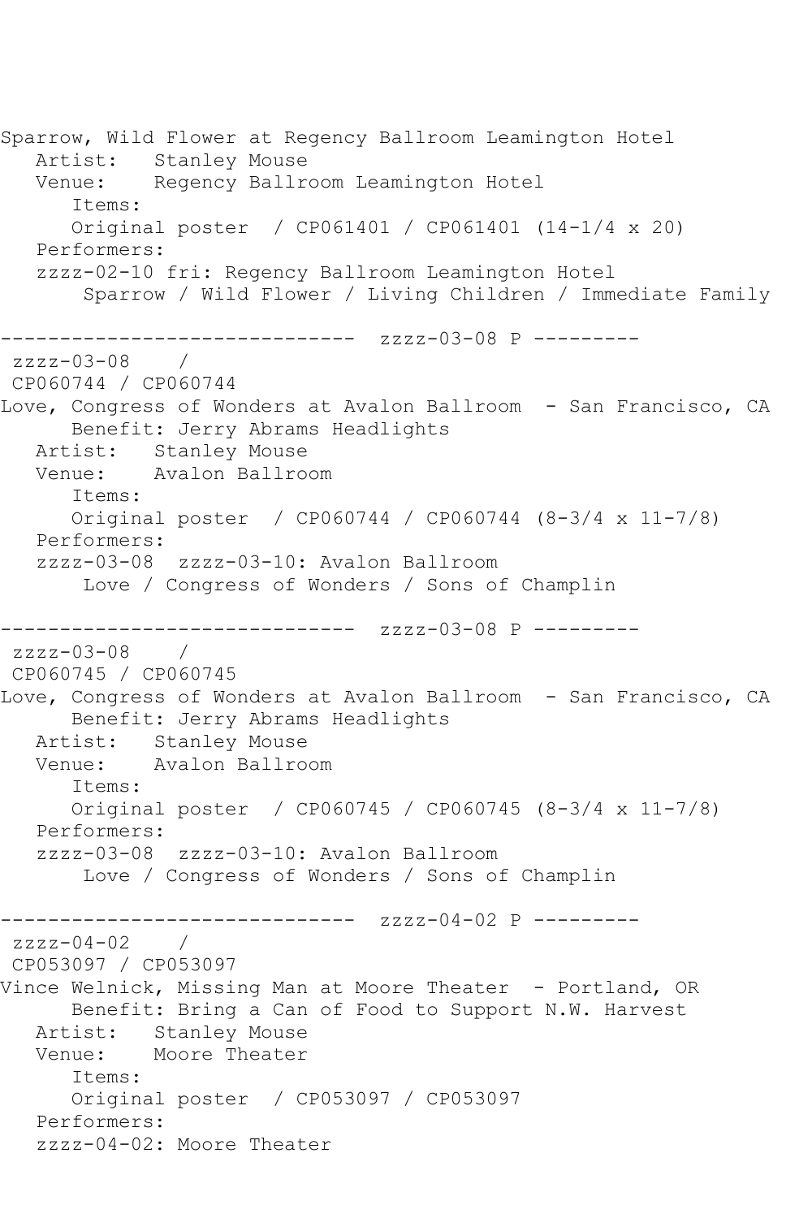```
Sparrow, Wild Flower at Regency Ballroom Leamington Hotel
   Artist:   Stanley Mouse
   Venue:    Regency Ballroom Leamington Hotel
      Items:
      Original poster  / CP061401 / CP061401 (14-1/4 x 20)
   Performers:
   zzzz-02-10 fri: Regency Ballroom Leamington Hotel
       Sparrow / Wild Flower / Living Children / Immediate Family

------------------------------  zzzz-03-08 P ---------
 zzzz-03-08    /
 CP060744 / CP060744
Love, Congress of Wonders at Avalon Ballroom  - San Francisco, CA
      Benefit: Jerry Abrams Headlights
   Artist:   Stanley Mouse
   Venue:    Avalon Ballroom
      Items:
      Original poster  / CP060744 / CP060744 (8-3/4 x 11-7/8)
   Performers:
   zzzz-03-08  zzzz-03-10: Avalon Ballroom
       Love / Congress of Wonders / Sons of Champlin

------------------------------  zzzz-03-08 P ---------
 zzzz-03-08    /
 CP060745 / CP060745
Love, Congress of Wonders at Avalon Ballroom  - San Francisco, CA
      Benefit: Jerry Abrams Headlights
   Artist:   Stanley Mouse
   Venue:    Avalon Ballroom
      Items:
      Original poster  / CP060745 / CP060745 (8-3/4 x 11-7/8)
   Performers:
   zzzz-03-08  zzzz-03-10: Avalon Ballroom
       Love / Congress of Wonders / Sons of Champlin

------------------------------  zzzz-04-02 P ---------
 zzzz-04-02    /
 CP053097 / CP053097
Vince Welnick, Missing Man at Moore Theater  - Portland, OR
      Benefit: Bring a Can of Food to Support N.W. Harvest
   Artist:   Stanley Mouse
   Venue:    Moore Theater
      Items:
      Original poster  / CP053097 / CP053097
   Performers:
   zzzz-04-02: Moore Theater
```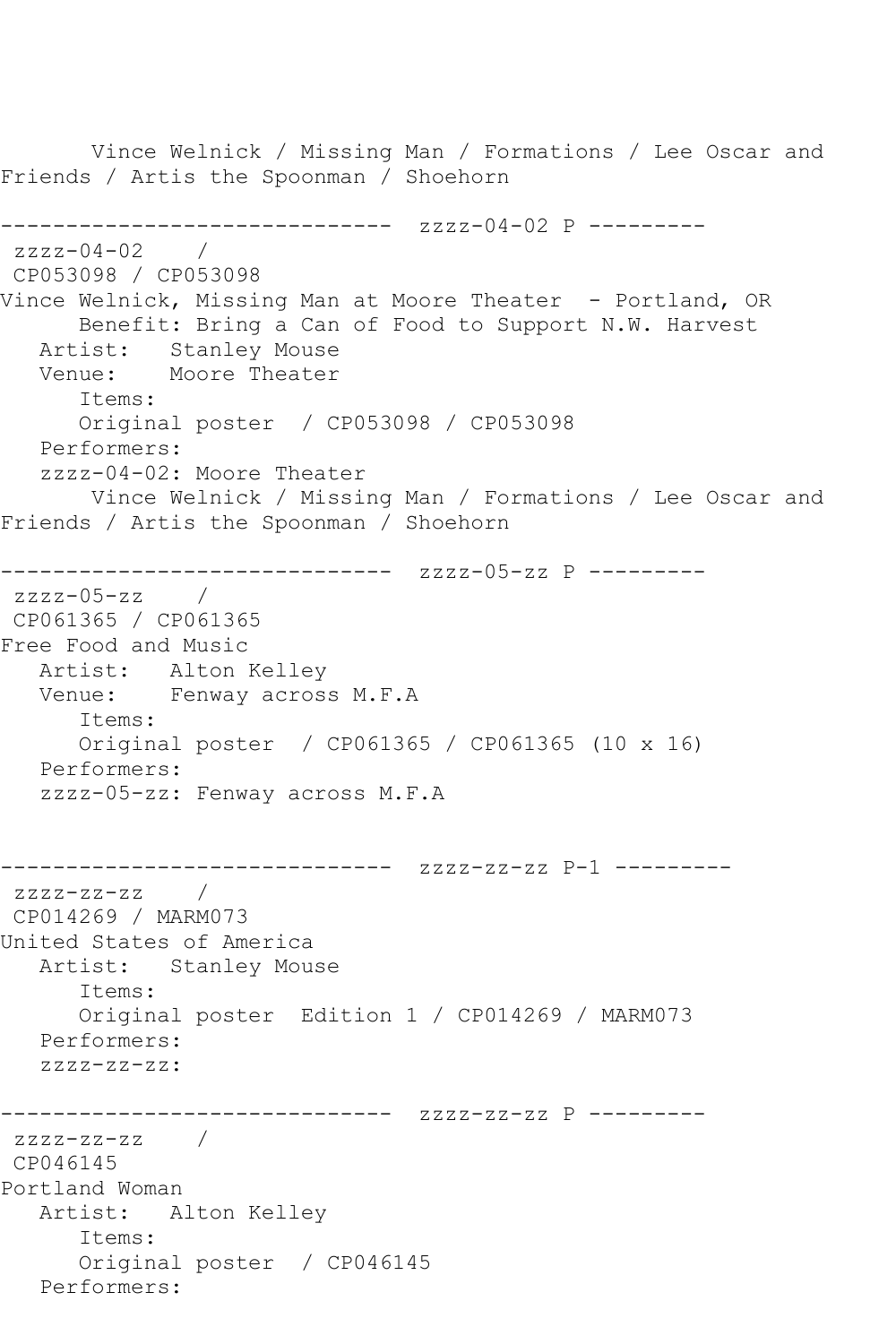Vince Welnick / Missing Man / Formations / Lee Oscar and Friends / Artis the Spoonman / Shoehorn

------------------------------ zzzz-04-02 P ---------

zzzz-04-02 /
CP053098 / CP053098

Vince Welnick, Missing Man at Moore Theater - Portland, OR
Benefit: Bring a Can of Food to Support N.W. Harvest
Artist: Stanley Mouse
Venue: Moore Theater
Items:
Original poster / CP053098 / CP053098
Performers:
zzzz-04-02: Moore Theater
Vince Welnick / Missing Man / Formations / Lee Oscar and Friends / Artis the Spoonman / Shoehorn

------------------------------ zzzz-05-zz P ---------

zzzz-05-zz /
CP061365 / CP061365

Free Food and Music
Artist: Alton Kelley
Venue: Fenway across M.F.A
Items:
Original poster / CP061365 / CP061365 (10 x 16)
Performers:
zzzz-05-zz: Fenway across M.F.A

------------------------------ zzzz-zz-zz P-1 ---------

zzzz-zz-zz /
CP014269 / MARM073

United States of America
Artist: Stanley Mouse
Items:
Original poster Edition 1 / CP014269 / MARM073
Performers:
zzzz-zz-zz:

------------------------------ zzzz-zz-zz P ---------

zzzz-zz-zz /
CP046145

Portland Woman
Artist: Alton Kelley
Items:
Original poster / CP046145
Performers: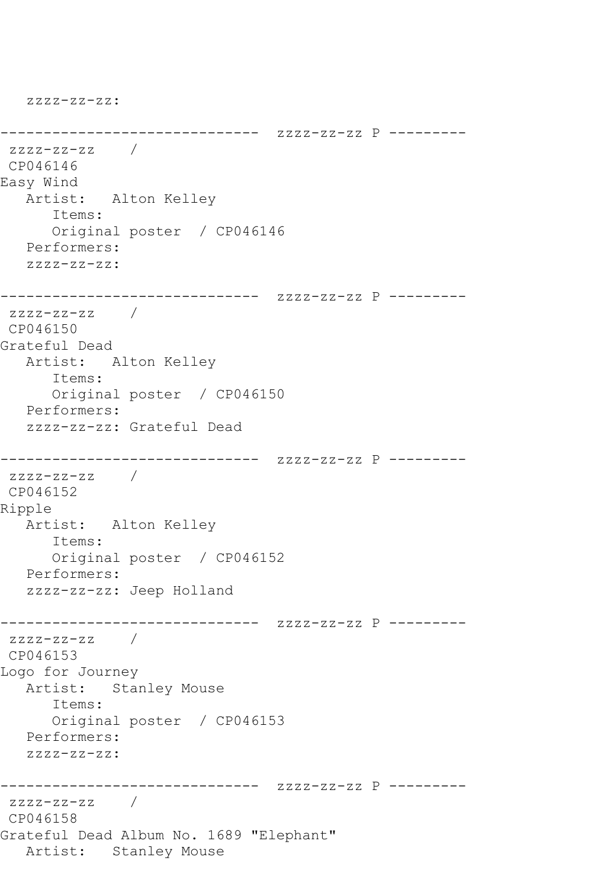```
   zzzz-zz-zz:

------------------------------  zzzz-zz-zz P ---------
 zzzz-zz-zz    /
 CP046146
Easy Wind
   Artist:   Alton Kelley
      Items:
      Original poster  / CP046146
   Performers:
   zzzz-zz-zz:

------------------------------  zzzz-zz-zz P ---------
 zzzz-zz-zz    /
 CP046150
Grateful Dead
   Artist:   Alton Kelley
      Items:
      Original poster  / CP046150
   Performers:
   zzzz-zz-zz: Grateful Dead

------------------------------  zzzz-zz-zz P ---------
 zzzz-zz-zz    /
 CP046152
Ripple
   Artist:   Alton Kelley
      Items:
      Original poster  / CP046152
   Performers:
   zzzz-zz-zz: Jeep Holland

------------------------------  zzzz-zz-zz P ---------
 zzzz-zz-zz    /
 CP046153
Logo for Journey
   Artist:   Stanley Mouse
      Items:
      Original poster  / CP046153
   Performers:
   zzzz-zz-zz:

------------------------------  zzzz-zz-zz P ---------
 zzzz-zz-zz    /
 CP046158
Grateful Dead Album No. 1689 "Elephant"
   Artist:   Stanley Mouse
```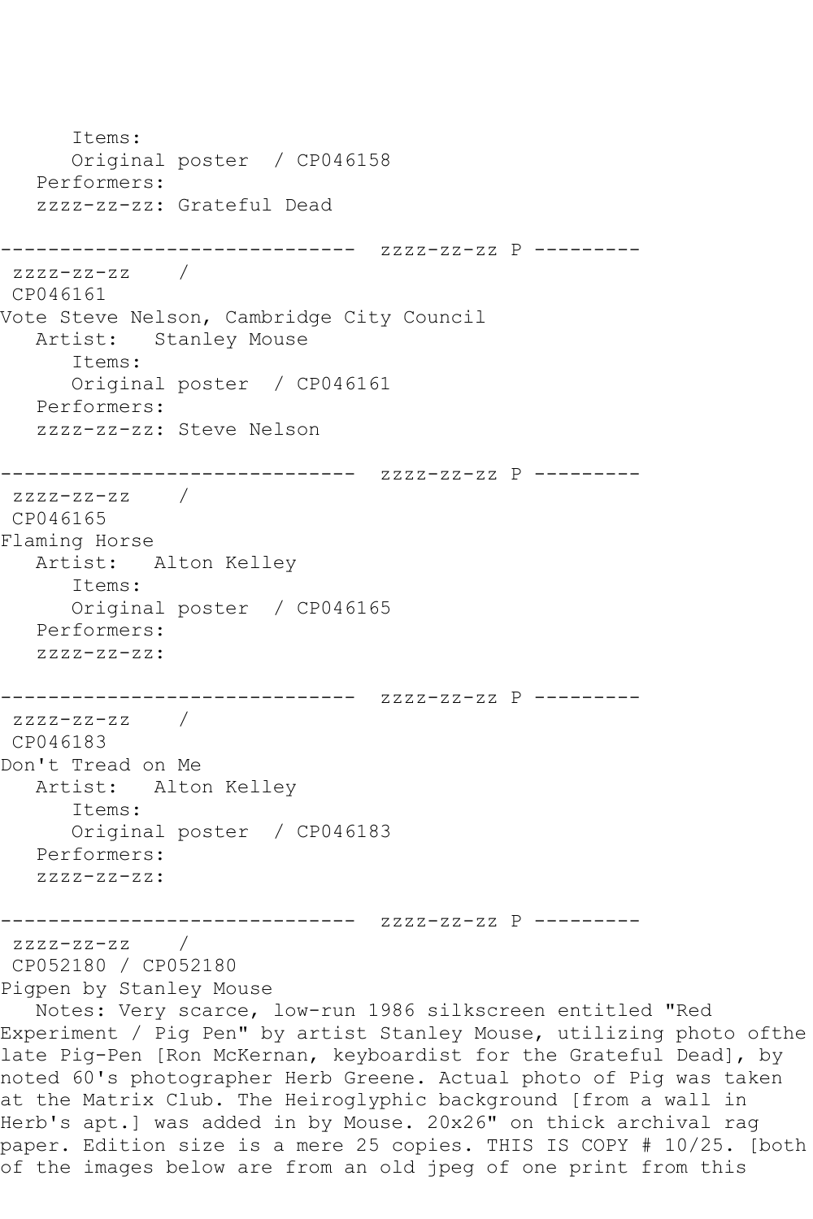Items:
      Original poster  / CP046158
   Performers:
   zzzz-zz-zz: Grateful Dead

------------------------------  zzzz-zz-zz P ---------
 zzzz-zz-zz    /
 CP046161
Vote Steve Nelson, Cambridge City Council
   Artist:   Stanley Mouse
      Items:
      Original poster  / CP046161
   Performers:
   zzzz-zz-zz: Steve Nelson

------------------------------  zzzz-zz-zz P ---------
 zzzz-zz-zz    /
 CP046165
Flaming Horse
   Artist:   Alton Kelley
      Items:
      Original poster  / CP046165
   Performers:
   zzzz-zz-zz:

------------------------------  zzzz-zz-zz P ---------
 zzzz-zz-zz    /
 CP046183
Don't Tread on Me
   Artist:   Alton Kelley
      Items:
      Original poster  / CP046183
   Performers:
   zzzz-zz-zz:

------------------------------  zzzz-zz-zz P ---------
 zzzz-zz-zz    /
 CP052180 / CP052180
Pigpen by Stanley Mouse
   Notes: Very scarce, low-run 1986 silkscreen entitled "Red Experiment / Pig Pen" by artist Stanley Mouse, utilizing photo ofthe late Pig-Pen [Ron McKernan, keyboardist for the Grateful Dead], by noted 60's photographer Herb Greene. Actual photo of Pig was taken at the Matrix Club. The Heiroglyphic background [from a wall in Herb's apt.] was added in by Mouse. 20x26" on thick archival rag paper. Edition size is a mere 25 copies. THIS IS COPY # 10/25. [both of the images below are from an old jpeg of one print from this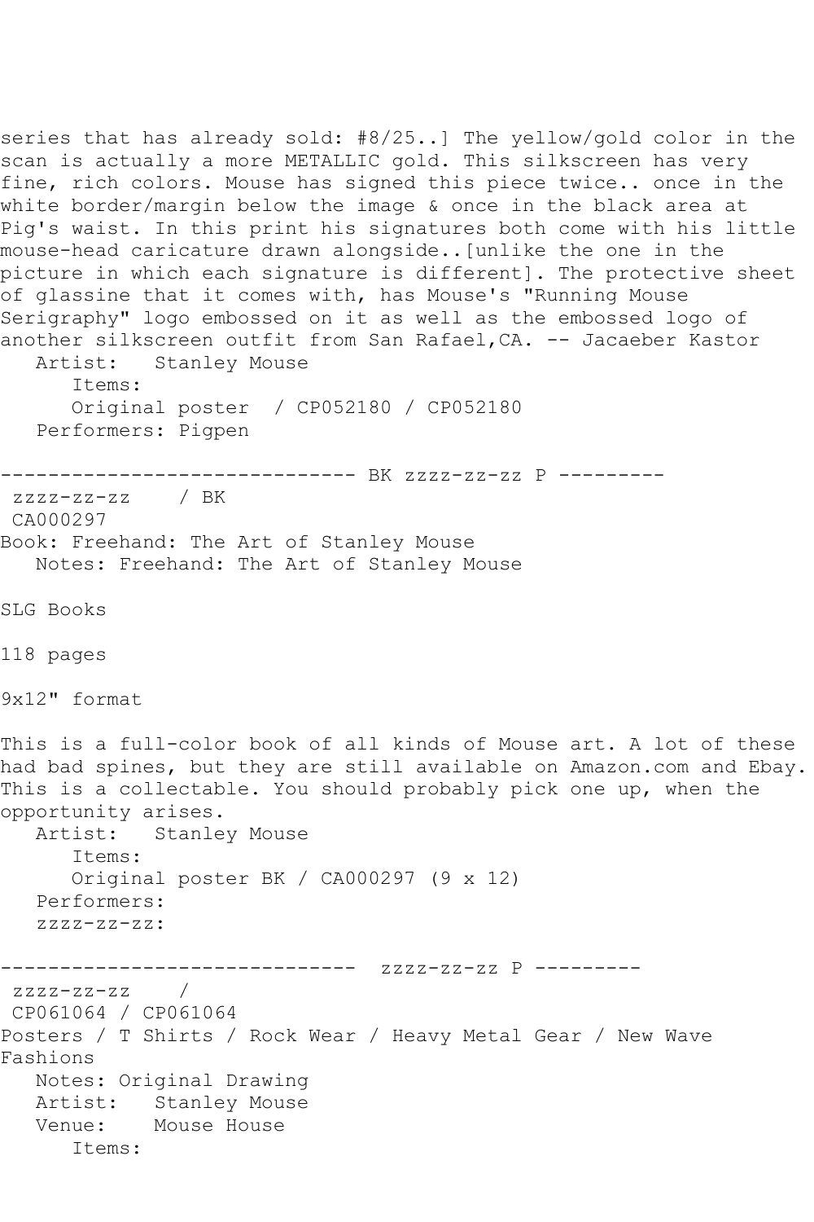series that has already sold: #8/25..] The yellow/gold color in the scan is actually a more METALLIC gold. This silkscreen has very fine, rich colors. Mouse has signed this piece twice.. once in the white border/margin below the image & once in the black area at Pig's waist. In this print his signatures both come with his little mouse-head caricature drawn alongside..[unlike the one in the picture in which each signature is different]. The protective sheet of glassine that it comes with, has Mouse's "Running Mouse Serigraphy" logo embossed on it as well as the embossed logo of another silkscreen outfit from San Rafael,CA. -- Jacaeber Kastor

```
   Artist:   Stanley Mouse
      Items:
      Original poster  / CP052180 / CP052180
   Performers: Pigpen
```

------------------------------ BK zzzz-zz-zz P ---------

```
 zzzz-zz-zz    / BK
 CA000297
Book: Freehand: The Art of Stanley Mouse
   Notes: Freehand: The Art of Stanley Mouse
```

SLG Books

118 pages

9x12" format

This is a full-color book of all kinds of Mouse art. A lot of these had bad spines, but they are still available on Amazon.com and Ebay. This is a collectable. You should probably pick one up, when the opportunity arises.

```
   Artist:   Stanley Mouse
      Items:
      Original poster BK / CA000297 (9 x 12)
   Performers:
   zzzz-zz-zz:
```

------------------------------  zzzz-zz-zz P ---------

```
 zzzz-zz-zz    /
 CP061064 / CP061064
Posters / T Shirts / Rock Wear / Heavy Metal Gear / New Wave
Fashions
   Notes: Original Drawing
   Artist:   Stanley Mouse
   Venue:    Mouse House
      Items:
```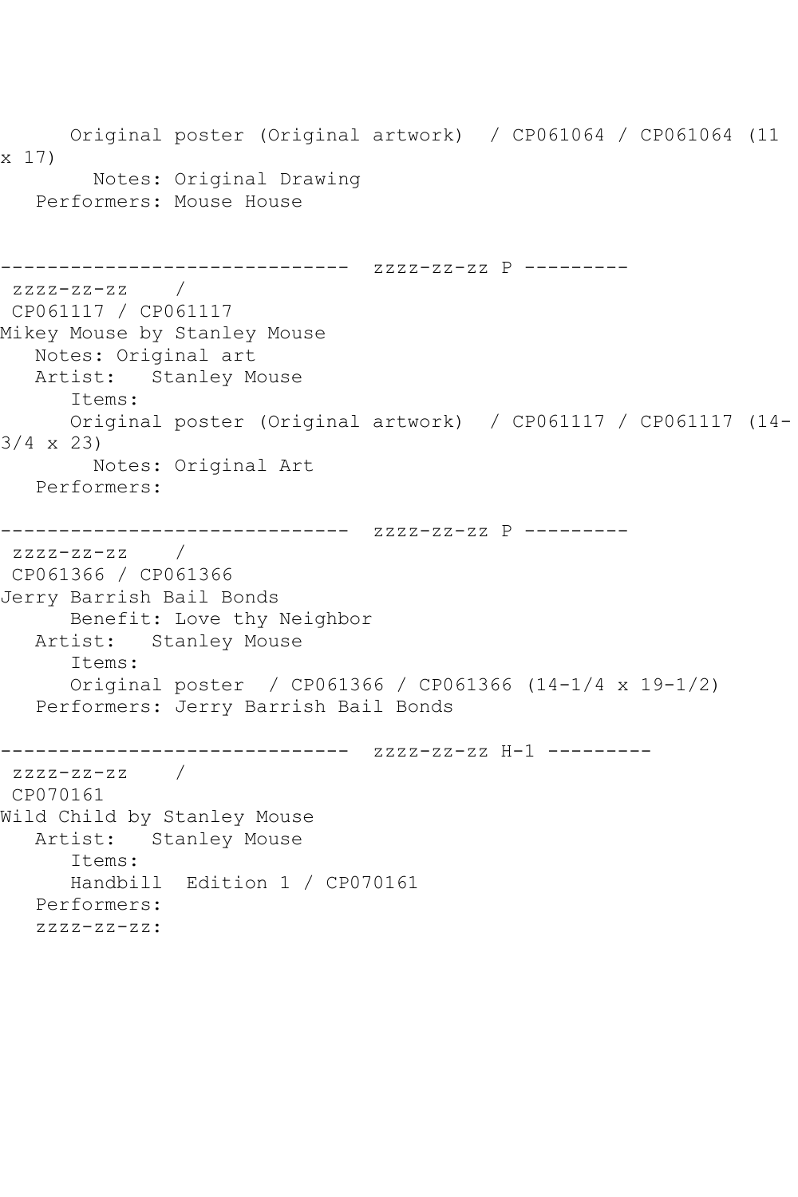Original poster (Original artwork) / CP061064 / CP061064 (11 x 17)
Notes: Original Drawing
Performers: Mouse House

------------------------------ zzzz-zz-zz P ---------
zzzz-zz-zz /
CP061117 / CP061117
Mikey Mouse by Stanley Mouse
Notes: Original art
Artist: Stanley Mouse
Items:
Original poster (Original artwork) / CP061117 / CP061117 (14-3/4 x 23)
Notes: Original Art
Performers:

------------------------------ zzzz-zz-zz P ---------
zzzz-zz-zz /
CP061366 / CP061366
Jerry Barrish Bail Bonds
Benefit: Love thy Neighbor
Artist: Stanley Mouse
Items:
Original poster / CP061366 / CP061366 (14-1/4 x 19-1/2)
Performers: Jerry Barrish Bail Bonds

------------------------------ zzzz-zz-zz H-1 ---------
zzzz-zz-zz /
CP070161
Wild Child by Stanley Mouse
Artist: Stanley Mouse
Items:
Handbill Edition 1 / CP070161
Performers:
zzzz-zz-zz: